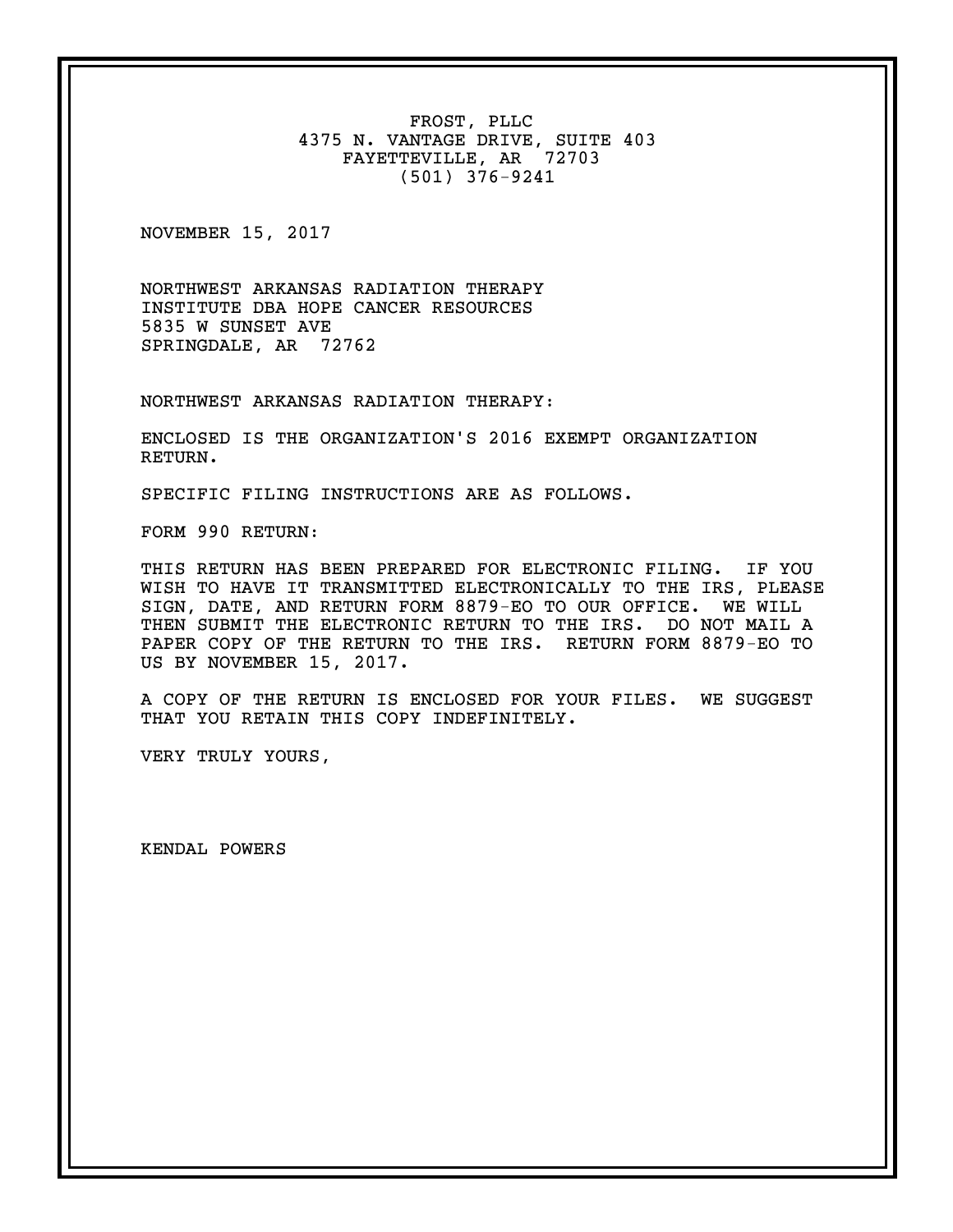FROST, PLLC
4375 N. VANTAGE DRIVE, SUITE 403
FAYETTEVILLE, AR 72703
(501) 376-9241

NOVEMBER 15, 2017

NORTHWEST ARKANSAS RADIATION THERAPY
INSTITUTE DBA HOPE CANCER RESOURCES
5835 W SUNSET AVE
SPRINGDALE, AR 72762

NORTHWEST ARKANSAS RADIATION THERAPY:

ENCLOSED IS THE ORGANIZATION'S 2016 EXEMPT ORGANIZATION RETURN.

SPECIFIC FILING INSTRUCTIONS ARE AS FOLLOWS.

FORM 990 RETURN:

THIS RETURN HAS BEEN PREPARED FOR ELECTRONIC FILING. IF YOU WISH TO HAVE IT TRANSMITTED ELECTRONICALLY TO THE IRS, PLEASE SIGN, DATE, AND RETURN FORM 8879-EO TO OUR OFFICE. WE WILL THEN SUBMIT THE ELECTRONIC RETURN TO THE IRS. DO NOT MAIL A PAPER COPY OF THE RETURN TO THE IRS. RETURN FORM 8879-EO TO US BY NOVEMBER 15, 2017.

A COPY OF THE RETURN IS ENCLOSED FOR YOUR FILES. WE SUGGEST THAT YOU RETAIN THIS COPY INDEFINITELY.

VERY TRULY YOURS,

KENDAL POWERS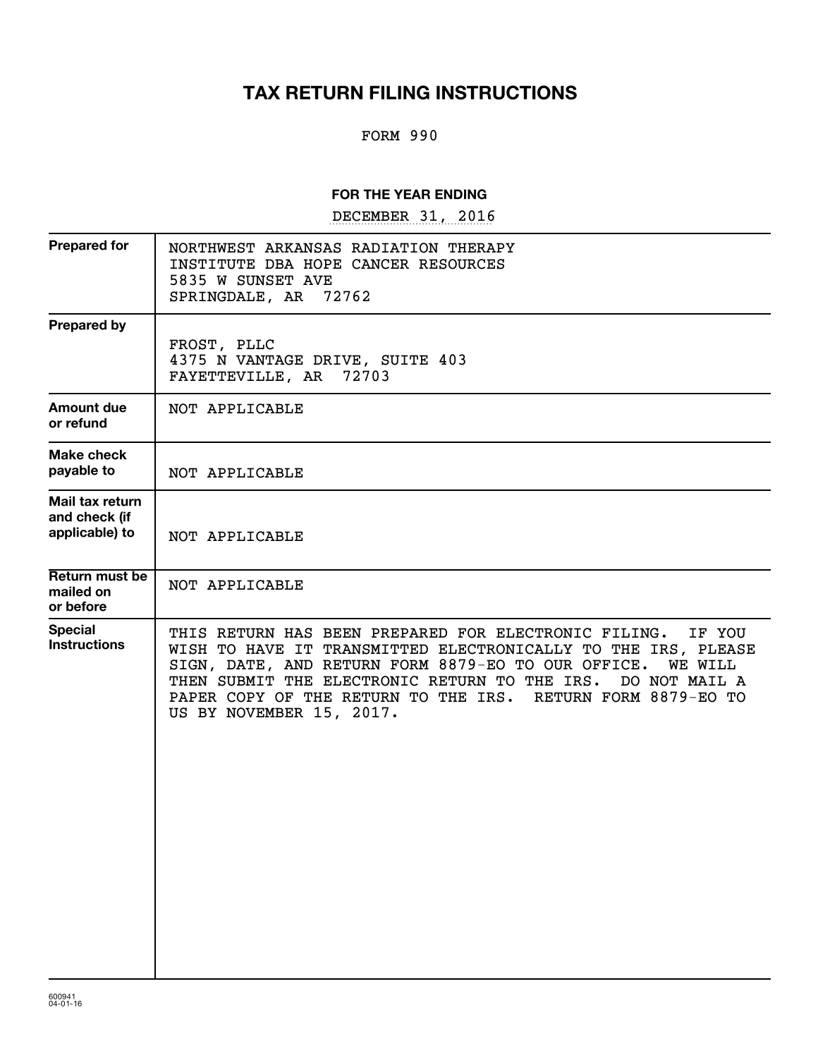# TAX RETURN FILING INSTRUCTIONS

FORM 990

**FOR THE YEAR ENDING**

DECEMBER 31, 2016

| | |
|---|---|
| **Prepared for** | NORTHWEST ARKANSAS RADIATION THERAPY INSTITUTE DBA HOPE CANCER RESOURCES<br>5835 W SUNSET AVE<br>SPRINGDALE, AR 72762 |
| **Prepared by** | FROST, PLLC<br>4375 N VANTAGE DRIVE, SUITE 403<br>FAYETTEVILLE, AR 72703 |
| **Amount due or refund** | NOT APPLICABLE |
| **Make check payable to** | NOT APPLICABLE |
| **Mail tax return and check (if applicable) to** | NOT APPLICABLE |
| **Return must be mailed on or before** | NOT APPLICABLE |
| **Special Instructions** | THIS RETURN HAS BEEN PREPARED FOR ELECTRONIC FILING. IF YOU WISH TO HAVE IT TRANSMITTED ELECTRONICALLY TO THE IRS, PLEASE SIGN, DATE, AND RETURN FORM 8879-EO TO OUR OFFICE. WE WILL THEN SUBMIT THE ELECTRONIC RETURN TO THE IRS. DO NOT MAIL A PAPER COPY OF THE RETURN TO THE IRS. RETURN FORM 8879-EO TO US BY NOVEMBER 15, 2017. |

600941
04-01-16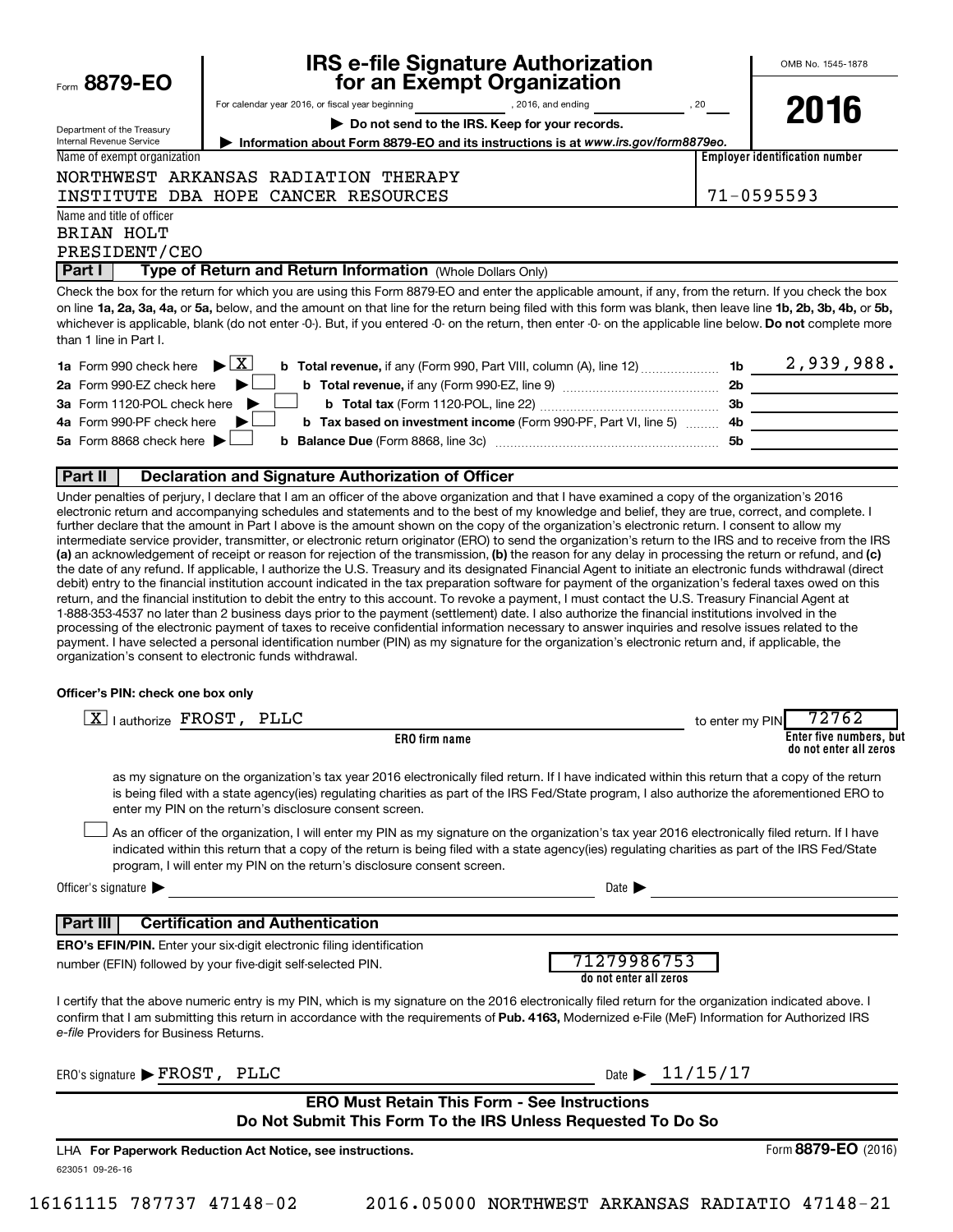Form **8879-EO**

Department of the Treasury
Internal Revenue Service

# IRS e-file Signature Authorization for an Exempt Organization

For calendar year 2016, or fiscal year beginning , 2016, and ending , 20

▶ **Do not send to the IRS. Keep for your records.**

▶ **Information about Form 8879-EO and its instructions is at *www.irs.gov/form8879eo.***

OMB No. 1545-1878

**2016**

Name of exempt organization: NORTHWEST ARKANSAS RADIATION THERAPY INSTITUTE DBA HOPE CANCER RESOURCES

**Employer identification number:** 71-0595593

Name and title of officer: BRIAN HOLT, PRESIDENT/CEO

## Part I — Type of Return and Return Information (Whole Dollars Only)

Check the box for the return for which you are using this Form 8879-EO and enter the applicable amount, if any, from the return. If you check the box on line **1a, 2a, 3a, 4a,** or **5a,** below, and the amount on that line for the return being filed with this form was blank, then leave line **1b, 2b, 3b, 4b,** or **5b,** whichever is applicable, blank (do not enter -0-). But, if you entered -0- on the return, then enter -0- on the applicable line below. **Do not** complete more than 1 line in Part I.

| | | | | |
|---|---|---|---|---|
| **1a** Form 990 check here ▶ [X] | **b Total revenue,** if any (Form 990, Part VIII, column (A), line 12) | **1b** | 2,939,988. |
| **2a** Form 990-EZ check here ▶ [ ] | **b Total revenue,** if any (Form 990-EZ, line 9) | **2b** | |
| **3a** Form 1120-POL check here ▶ [ ] | **b Total tax** (Form 1120-POL, line 22) | **3b** | |
| **4a** Form 990-PF check here ▶ [ ] | **b Tax based on investment income** (Form 990-PF, Part VI, line 5) | **4b** | |
| **5a** Form 8868 check here ▶ [ ] | **b Balance Due** (Form 8868, line 3c) | **5b** | |

## Part II — Declaration and Signature Authorization of Officer

Under penalties of perjury, I declare that I am an officer of the above organization and that I have examined a copy of the organization's 2016 electronic return and accompanying schedules and statements and to the best of my knowledge and belief, they are true, correct, and complete. I further declare that the amount in Part I above is the amount shown on the copy of the organization's electronic return. I consent to allow my intermediate service provider, transmitter, or electronic return originator (ERO) to send the organization's return to the IRS and to receive from the IRS **(a)** an acknowledgement of receipt or reason for rejection of the transmission, **(b)** the reason for any delay in processing the return or refund, and **(c)** the date of any refund. If applicable, I authorize the U.S. Treasury and its designated Financial Agent to initiate an electronic funds withdrawal (direct debit) entry to the financial institution account indicated in the tax preparation software for payment of the organization's federal taxes owed on this return, and the financial institution to debit the entry to this account. To revoke a payment, I must contact the U.S. Treasury Financial Agent at 1-888-353-4537 no later than 2 business days prior to the payment (settlement) date. I also authorize the financial institutions involved in the processing of the electronic payment of taxes to receive confidential information necessary to answer inquiries and resolve issues related to the payment. I have selected a personal identification number (PIN) as my signature for the organization's electronic return and, if applicable, the organization's consent to electronic funds withdrawal.

**Officer's PIN: check one box only**

[X] I authorize FROST, PLLC (**ERO firm name**) to enter my PIN 72762 (**Enter five numbers, but do not enter all zeros**)

as my signature on the organization's tax year 2016 electronically filed return. If I have indicated within this return that a copy of the return is being filed with a state agency(ies) regulating charities as part of the IRS Fed/State program, I also authorize the aforementioned ERO to enter my PIN on the return's disclosure consent screen.

[ ] As an officer of the organization, I will enter my PIN as my signature on the organization's tax year 2016 electronically filed return. If I have indicated within this return that a copy of the return is being filed with a state agency(ies) regulating charities as part of the IRS Fed/State program, I will enter my PIN on the return's disclosure consent screen.

Officer's signature ▶ Date ▶

## Part III — Certification and Authentication

**ERO's EFIN/PIN.** Enter your six-digit electronic filing identification number (EFIN) followed by your five-digit self-selected PIN. 71279986753 (**do not enter all zeros**)

I certify that the above numeric entry is my PIN, which is my signature on the 2016 electronically filed return for the organization indicated above. I confirm that I am submitting this return in accordance with the requirements of **Pub. 4163,** Modernized e-File (MeF) Information for Authorized IRS *e-file* Providers for Business Returns.

ERO's signature ▶ FROST, PLLC Date ▶ 11/15/17

**ERO Must Retain This Form - See Instructions**
**Do Not Submit This Form To the IRS Unless Requested To Do So**

LHA **For Paperwork Reduction Act Notice, see instructions.** Form **8879-EO** (2016)

623051 09-26-16

16161115 787737 47148-02 2016.05000 NORTHWEST ARKANSAS RADIATIO 47148-21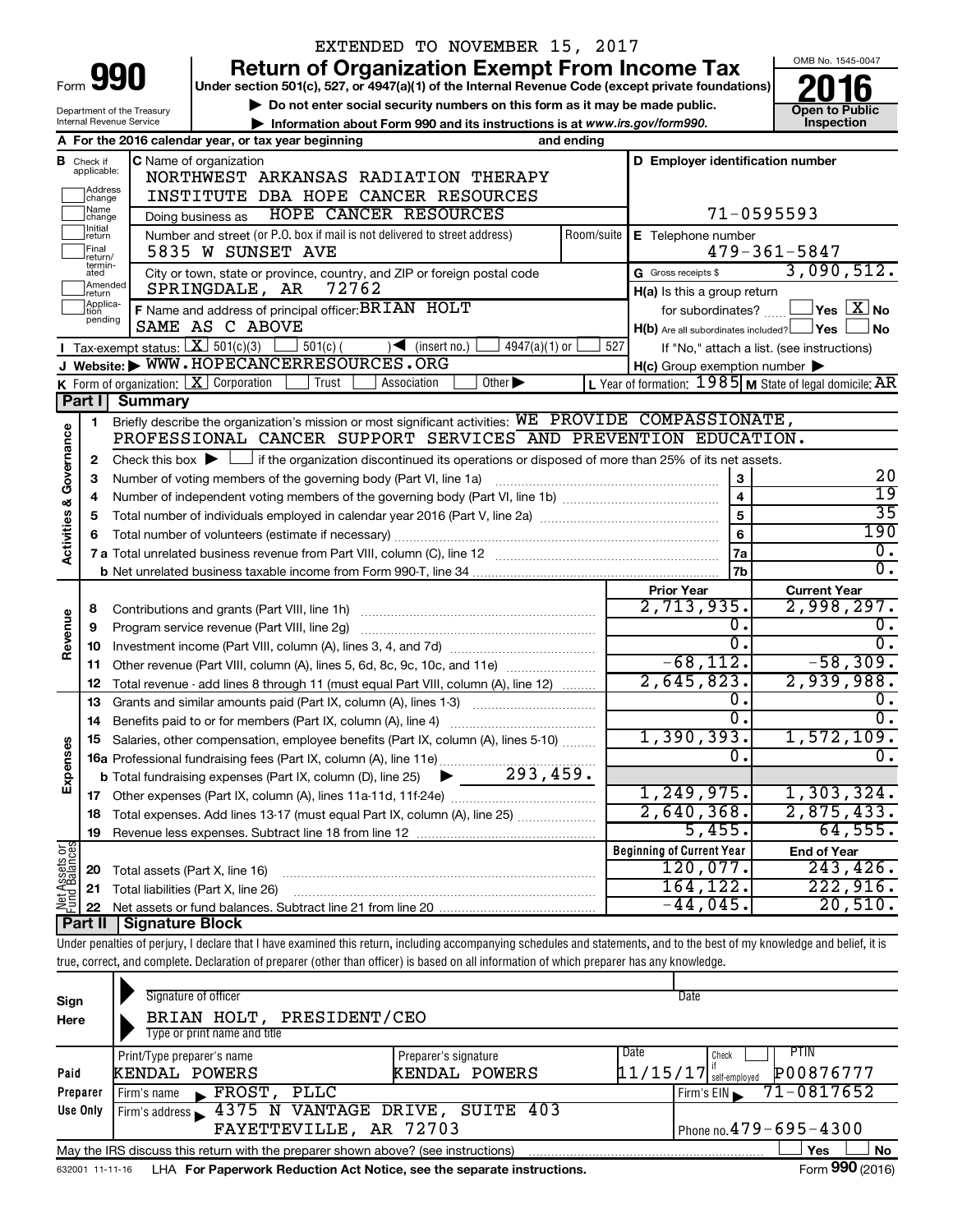EXTENDED TO NOVEMBER 15, 2017

# Form 990 — Return of Organization Exempt From Income Tax — 2016

Under section 501(c), 527, or 4947(a)(1) of the Internal Revenue Code (except private foundations)

▶ Do not enter social security numbers on this form as it may be made public.

▶ Information about Form 990 and its instructions is at www.irs.gov/form990.

Department of the Treasury
Internal Revenue Service

OMB No. 1545-0047

Open to Public Inspection

**A** For the 2016 calendar year, or tax year beginning and ending

**B** Check if applicable: Address change, Name change, Initial return, Final return/terminated, Amended return, Application pending

**C** Name of organization: NORTHWEST ARKANSAS RADIATION THERAPY INSTITUTE DBA HOPE CANCER RESOURCES

Doing business as: HOPE CANCER RESOURCES

Number and street (or P.O. box if mail is not delivered to street address): 5835 W SUNSET AVE — Room/suite

City or town, state or province, country, and ZIP or foreign postal code: SPRINGDALE, AR 72762

**D** Employer identification number: 71-0595593

**E** Telephone number: 479-361-5847

**G** Gross receipts $ 3,090,512.

**F** Name and address of principal officer: BRIAN HOLT, SAME AS C ABOVE

**H(a)** Is this a group return for subordinates? Yes [ ] No [X]

**H(b)** Are all subordinates included? Yes [ ] No [ ] If "No," attach a list. (see instructions)

**H(c)** Group exemption number ▶

**I** Tax-exempt status: [X] 501(c)(3) [ ] 501(c) ( ) ◀ (insert no.) [ ] 4947(a)(1) or [ ] 527

**J** Website: ▶ WWW.HOPECANCERRESOURCES.ORG

**K** Form of organization: [X] Corporation [ ] Trust [ ] Association [ ] Other ▶

**L** Year of formation: 1985 **M** State of legal domicile: AR

## Part I Summary

**Activities & Governance**

1 Briefly describe the organization's mission or most significant activities: WE PROVIDE COMPASSIONATE, PROFESSIONAL CANCER SUPPORT SERVICES AND PREVENTION EDUCATION.

2 Check this box ▶ [ ] if the organization discontinued its operations or disposed of more than 25% of its net assets.

| | | | |
|---|---|---|---|
| 3 | Number of voting members of the governing body (Part VI, line 1a) | 3 | 20 |
| 4 | Number of independent voting members of the governing body (Part VI, line 1b) | 4 | 19 |
| 5 | Total number of individuals employed in calendar year 2016 (Part V, line 2a) | 5 | 35 |
| 6 | Total number of volunteers (estimate if necessary) | 6 | 190 |
| 7a | Total unrelated business revenue from Part VIII, column (C), line 12 | 7a | 0. |
| b | Net unrelated business taxable income from Form 990-T, line 34 | 7b | 0. |

| | | Prior Year | Current Year |
|---|---|---|---|
| **Revenue** | | | |
| 8 | Contributions and grants (Part VIII, line 1h) | 2,713,935. | 2,998,297. |
| 9 | Program service revenue (Part VIII, line 2g) | 0. | 0. |
| 10 | Investment income (Part VIII, column (A), lines 3, 4, and 7d) | 0. | 0. |
| 11 | Other revenue (Part VIII, column (A), lines 5, 6d, 8c, 9c, 10c, and 11e) | -68,112. | -58,309. |
| 12 | Total revenue - add lines 8 through 11 (must equal Part VIII, column (A), line 12) | 2,645,823. | 2,939,988. |
| **Expenses** | | | |
| 13 | Grants and similar amounts paid (Part IX, column (A), lines 1-3) | 0. | 0. |
| 14 | Benefits paid to or for members (Part IX, column (A), line 4) | 0. | 0. |
| 15 | Salaries, other compensation, employee benefits (Part IX, column (A), lines 5-10) | 1,390,393. | 1,572,109. |
| 16a | Professional fundraising fees (Part IX, column (A), line 11e) | 0. | 0. |
| b | Total fundraising expenses (Part IX, column (D), line 25) ▶ 293,459. | | |
| 17 | Other expenses (Part IX, column (A), lines 11a-11d, 11f-24e) | 1,249,975. | 1,303,324. |
| 18 | Total expenses. Add lines 13-17 (must equal Part IX, column (A), line 25) | 2,640,368. | 2,875,433. |
| 19 | Revenue less expenses. Subtract line 18 from line 12 | 5,455. | 64,555. |

| | **Net Assets or Fund Balances** | Beginning of Current Year | End of Year |
|---|---|---|---|
| 20 | Total assets (Part X, line 16) | 120,077. | 243,426. |
| 21 | Total liabilities (Part X, line 26) | 164,122. | 222,916. |
| 22 | Net assets or fund balances. Subtract line 21 from line 20 | -44,045. | 20,510. |

## Part II Signature Block

Under penalties of perjury, I declare that I have examined this return, including accompanying schedules and statements, and to the best of my knowledge and belief, it is true, correct, and complete. Declaration of preparer (other than officer) is based on all information of which preparer has any knowledge.

**Sign Here**

Signature of officer — Date

BRIAN HOLT, PRESIDENT/CEO
Type or print name and title

| **Paid Preparer Use Only** | | | | |
|---|---|---|---|---|
| Print/Type preparer's name: KENDAL POWERS | Preparer's signature: KENDAL POWERS | Date: 11/15/17 | Check [ ] if self-employed | PTIN: P00876777 |
| Firm's name ▶ FROST, PLLC | | | Firm's EIN ▶ 71-0817652 | |
| Firm's address ▶ 4375 N VANTAGE DRIVE, SUITE 403, FAYETTEVILLE, AR 72703 | | | Phone no. 479-695-4300 | |

May the IRS discuss this return with the preparer shown above? (see instructions) [ ] Yes [ ] No

632001 11-11-16 LHA For Paperwork Reduction Act Notice, see the separate instructions. Form 990 (2016)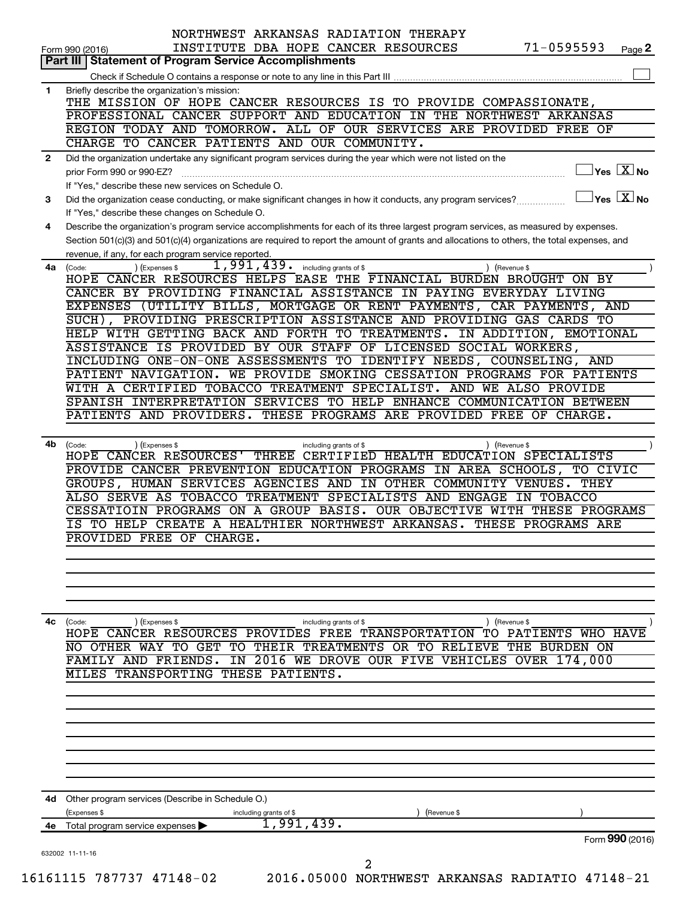NORTHWEST ARKANSAS RADIATION THERAPY INSTITUTE DBA HOPE CANCER RESOURCES 71-0595593

Form 990 (2016) Page 2

## Part III | Statement of Program Service Accomplishments

Check if Schedule O contains a response or note to any line in this Part III ☐

**1** Briefly describe the organization's mission:

THE MISSION OF HOPE CANCER RESOURCES IS TO PROVIDE COMPASSIONATE, PROFESSIONAL CANCER SUPPORT AND EDUCATION IN THE NORTHWEST ARKANSAS REGION TODAY AND TOMORROW. ALL OF OUR SERVICES ARE PROVIDED FREE OF CHARGE TO CANCER PATIENTS AND OUR COMMUNITY.

**2** Did the organization undertake any significant program services during the year which were not listed on the prior Form 990 or 990-EZ? ☐ Yes ☒ No

If "Yes," describe these new services on Schedule O.

**3** Did the organization cease conducting, or make significant changes in how it conducts, any program services? ☐ Yes ☒ No

If "Yes," describe these changes on Schedule O.

**4** Describe the organization's program service accomplishments for each of its three largest program services, as measured by expenses. Section 501(c)(3) and 501(c)(4) organizations are required to report the amount of grants and allocations to others, the total expenses, and revenue, if any, for each program service reported.

**4a** (Code: ) (Expenses $ 1,991,439. including grants of $ ) (Revenue $ )

HOPE CANCER RESOURCES HELPS EASE THE FINANCIAL BURDEN BROUGHT ON BY CANCER BY PROVIDING FINANCIAL ASSISTANCE IN PAYING EVERYDAY LIVING EXPENSES (UTILITY BILLS, MORTGAGE OR RENT PAYMENTS, CAR PAYMENTS, AND SUCH), PROVIDING PRESCRIPTION ASSISTANCE AND PROVIDING GAS CARDS TO HELP WITH GETTING BACK AND FORTH TO TREATMENTS. IN ADDITION, EMOTIONAL ASSISTANCE IS PROVIDED BY OUR STAFF OF LICENSED SOCIAL WORKERS, INCLUDING ONE-ON-ONE ASSESSMENTS TO IDENTIFY NEEDS, COUNSELING, AND PATIENT NAVIGATION. WE PROVIDE SMOKING CESSATION PROGRAMS FOR PATIENTS WITH A CERTIFIED TOBACCO TREATMENT SPECIALIST. AND WE ALSO PROVIDE SPANISH INTERPRETATION SERVICES TO HELP ENHANCE COMMUNICATION BETWEEN PATIENTS AND PROVIDERS. THESE PROGRAMS ARE PROVIDED FREE OF CHARGE.

**4b** (Code: ) (Expenses $ including grants of $ ) (Revenue $ )

HOPE CANCER RESOURCES' THREE CERTIFIED HEALTH EDUCATION SPECIALISTS PROVIDE CANCER PREVENTION EDUCATION PROGRAMS IN AREA SCHOOLS, TO CIVIC GROUPS, HUMAN SERVICES AGENCIES AND IN OTHER COMMUNITY VENUES. THEY ALSO SERVE AS TOBACCO TREATMENT SPECIALISTS AND ENGAGE IN TOBACCO CESSATIOIN PROGRAMS ON A GROUP BASIS. OUR OBJECTIVE WITH THESE PROGRAMS IS TO HELP CREATE A HEALTHIER NORTHWEST ARKANSAS. THESE PROGRAMS ARE PROVIDED FREE OF CHARGE.

**4c** (Code: ) (Expenses $ including grants of $ ) (Revenue $ )

HOPE CANCER RESOURCES PROVIDES FREE TRANSPORTATION TO PATIENTS WHO HAVE NO OTHER WAY TO GET TO THEIR TREATMENTS OR TO RELIEVE THE BURDEN ON FAMILY AND FRIENDS. IN 2016 WE DROVE OUR FIVE VEHICLES OVER 174,000 MILES TRANSPORTING THESE PATIENTS.

**4d** Other program services (Describe in Schedule O.)

(Expenses $ including grants of $ ) (Revenue $ )

**4e** Total program service expenses ▶ 1,991,439.

Form 990 (2016)

632002 11-11-16

16161115 787737 47148-02 2016.05000 NORTHWEST ARKANSAS RADIATIO 47148-21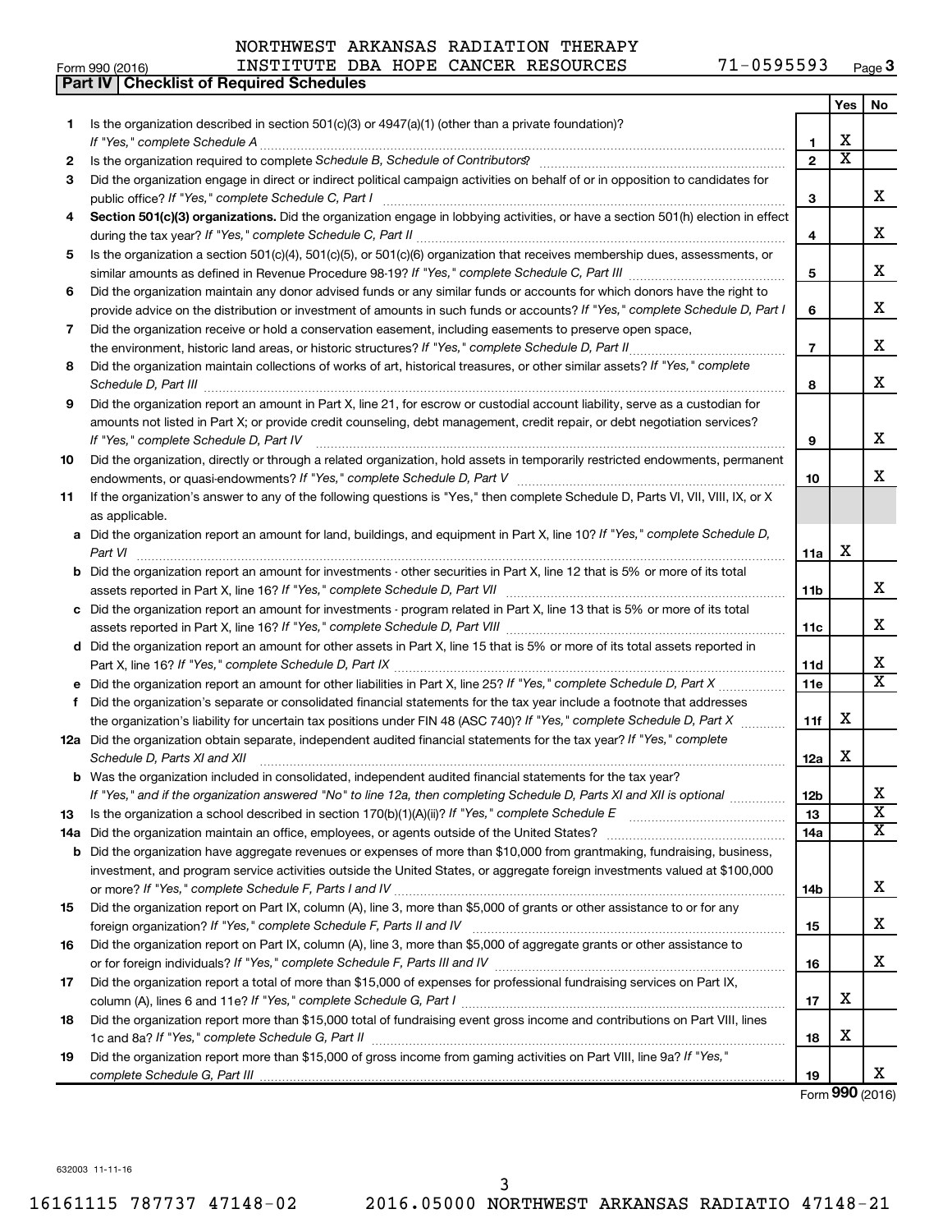NORTHWEST ARKANSAS RADIATION THERAPY
INSTITUTE DBA HOPE CANCER RESOURCES 71-0595593

Form 990 (2016)

## Part IV | Checklist of Required Schedules

| | | | Yes | No |
|---|---|---|---|---|
| 1 | Is the organization described in section 501(c)(3) or 4947(a)(1) (other than a private foundation)? *If "Yes," complete Schedule A* | 1 | X | |
| 2 | Is the organization required to complete *Schedule B, Schedule of Contributors*? | 2 | X | |
| 3 | Did the organization engage in direct or indirect political campaign activities on behalf of or in opposition to candidates for public office? *If "Yes," complete Schedule C, Part I* | 3 | | X |
| 4 | **Section 501(c)(3) organizations.** Did the organization engage in lobbying activities, or have a section 501(h) election in effect during the tax year? *If "Yes," complete Schedule C, Part II* | 4 | | X |
| 5 | Is the organization a section 501(c)(4), 501(c)(5), or 501(c)(6) organization that receives membership dues, assessments, or similar amounts as defined in Revenue Procedure 98-19? *If "Yes," complete Schedule C, Part III* | 5 | | X |
| 6 | Did the organization maintain any donor advised funds or any similar funds or accounts for which donors have the right to provide advice on the distribution or investment of amounts in such funds or accounts? *If "Yes," complete Schedule D, Part I* | 6 | | X |
| 7 | Did the organization receive or hold a conservation easement, including easements to preserve open space, the environment, historic land areas, or historic structures? *If "Yes," complete Schedule D, Part II* | 7 | | X |
| 8 | Did the organization maintain collections of works of art, historical treasures, or other similar assets? *If "Yes," complete Schedule D, Part III* | 8 | | X |
| 9 | Did the organization report an amount in Part X, line 21, for escrow or custodial account liability, serve as a custodian for amounts not listed in Part X; or provide credit counseling, debt management, credit repair, or debt negotiation services? *If "Yes," complete Schedule D, Part IV* | 9 | | X |
| 10 | Did the organization, directly or through a related organization, hold assets in temporarily restricted endowments, permanent endowments, or quasi-endowments? *If "Yes," complete Schedule D, Part V* | 10 | | X |
| 11 | If the organization's answer to any of the following questions is "Yes," then complete Schedule D, Parts VI, VII, VIII, IX, or X as applicable. | | | |
| a | Did the organization report an amount for land, buildings, and equipment in Part X, line 10? *If "Yes," complete Schedule D, Part VI* | 11a | X | |
| b | Did the organization report an amount for investments - other securities in Part X, line 12 that is 5% or more of its total assets reported in Part X, line 16? *If "Yes," complete Schedule D, Part VII* | 11b | | X |
| c | Did the organization report an amount for investments - program related in Part X, line 13 that is 5% or more of its total assets reported in Part X, line 16? *If "Yes," complete Schedule D, Part VIII* | 11c | | X |
| d | Did the organization report an amount for other assets in Part X, line 15 that is 5% or more of its total assets reported in Part X, line 16? *If "Yes," complete Schedule D, Part IX* | 11d | | X |
| e | Did the organization report an amount for other liabilities in Part X, line 25? *If "Yes," complete Schedule D, Part X* | 11e | | X |
| f | Did the organization's separate or consolidated financial statements for the tax year include a footnote that addresses the organization's liability for uncertain tax positions under FIN 48 (ASC 740)? *If "Yes," complete Schedule D, Part X* | 11f | X | |
| 12a | Did the organization obtain separate, independent audited financial statements for the tax year? *If "Yes," complete Schedule D, Parts XI and XII* | 12a | X | |
| b | Was the organization included in consolidated, independent audited financial statements for the tax year? *If "Yes," and if the organization answered "No" to line 12a, then completing Schedule D, Parts XI and XII is optional* | 12b | | X |
| 13 | Is the organization a school described in section 170(b)(1)(A)(ii)? *If "Yes," complete Schedule E* | 13 | | X |
| 14a | Did the organization maintain an office, employees, or agents outside of the United States? | 14a | | X |
| b | Did the organization have aggregate revenues or expenses of more than $10,000 from grantmaking, fundraising, business, investment, and program service activities outside the United States, or aggregate foreign investments valued at $100,000 or more? *If "Yes," complete Schedule F, Parts I and IV* | 14b | | X |
| 15 | Did the organization report on Part IX, column (A), line 3, more than $5,000 of grants or other assistance to or for any foreign organization? *If "Yes," complete Schedule F, Parts II and IV* | 15 | | X |
| 16 | Did the organization report on Part IX, column (A), line 3, more than $5,000 of aggregate grants or other assistance to or for foreign individuals? *If "Yes," complete Schedule F, Parts III and IV* | 16 | | X |
| 17 | Did the organization report a total of more than $15,000 of expenses for professional fundraising services on Part IX, column (A), lines 6 and 11e? *If "Yes," complete Schedule G, Part I* | 17 | X | |
| 18 | Did the organization report more than $15,000 total of fundraising event gross income and contributions on Part VIII, lines 1c and 8a? *If "Yes," complete Schedule G, Part II* | 18 | X | |
| 19 | Did the organization report more than $15,000 of gross income from gaming activities on Part VIII, line 9a? *If "Yes," complete Schedule G, Part III* | 19 | | X |

Form **990** (2016)

632003 11-11-16

16161115 787737 47148-02 2016.05000 NORTHWEST ARKANSAS RADIATIO 47148-21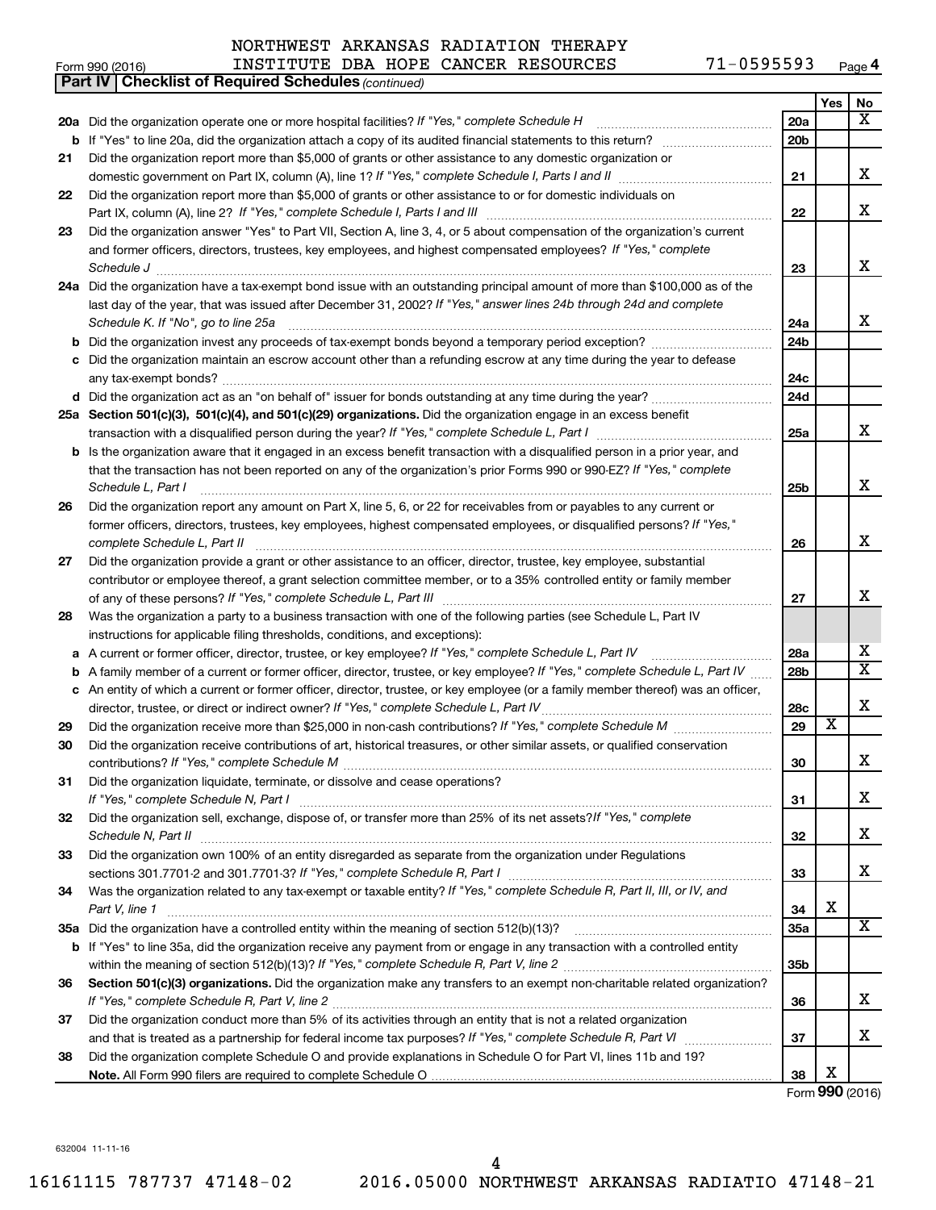NORTHWEST ARKANSAS RADIATION THERAPY
INSTITUTE DBA HOPE CANCER RESOURCES 71-0595593

Form 990 (2016)

**Part IV | Checklist of Required Schedules** *(continued)*

| | | | Yes | No |
|---|---|---|---|---|
| **20a** | Did the organization operate one or more hospital facilities? *If "Yes," complete Schedule H* | 20a | | X |
| **b** | If "Yes" to line 20a, did the organization attach a copy of its audited financial statements to this return? | 20b | | |
| **21** | Did the organization report more than $5,000 of grants or other assistance to any domestic organization or domestic government on Part IX, column (A), line 1? *If "Yes," complete Schedule I, Parts I and II* | 21 | | X |
| **22** | Did the organization report more than $5,000 of grants or other assistance to or for domestic individuals on Part IX, column (A), line 2? *If "Yes," complete Schedule I, Parts I and III* | 22 | | X |
| **23** | Did the organization answer "Yes" to Part VII, Section A, line 3, 4, or 5 about compensation of the organization's current and former officers, directors, trustees, key employees, and highest compensated employees? *If "Yes," complete Schedule J* | 23 | | X |
| **24a** | Did the organization have a tax-exempt bond issue with an outstanding principal amount of more than $100,000 as of the last day of the year, that was issued after December 31, 2002? *If "Yes," answer lines 24b through 24d and complete Schedule K. If "No", go to line 25a* | 24a | | X |
| **b** | Did the organization invest any proceeds of tax-exempt bonds beyond a temporary period exception? | 24b | | |
| **c** | Did the organization maintain an escrow account other than a refunding escrow at any time during the year to defease any tax-exempt bonds? | 24c | | |
| **d** | Did the organization act as an "on behalf of" issuer for bonds outstanding at any time during the year? | 24d | | |
| **25a** | **Section 501(c)(3), 501(c)(4), and 501(c)(29) organizations.** Did the organization engage in an excess benefit transaction with a disqualified person during the year? *If "Yes," complete Schedule L, Part I* | 25a | | X |
| **b** | Is the organization aware that it engaged in an excess benefit transaction with a disqualified person in a prior year, and that the transaction has not been reported on any of the organization's prior Forms 990 or 990-EZ? *If "Yes," complete Schedule L, Part I* | 25b | | X |
| **26** | Did the organization report any amount on Part X, line 5, 6, or 22 for receivables from or payables to any current or former officers, directors, trustees, key employees, highest compensated employees, or disqualified persons? *If "Yes," complete Schedule L, Part II* | 26 | | X |
| **27** | Did the organization provide a grant or other assistance to an officer, director, trustee, key employee, substantial contributor or employee thereof, a grant selection committee member, or to a 35% controlled entity or family member of any of these persons? *If "Yes," complete Schedule L, Part III* | 27 | | X |
| **28** | Was the organization a party to a business transaction with one of the following parties (see Schedule L, Part IV instructions for applicable filing thresholds, conditions, and exceptions): | | | |
| **a** | A current or former officer, director, trustee, or key employee? *If "Yes," complete Schedule L, Part IV* | 28a | | X |
| **b** | A family member of a current or former officer, director, trustee, or key employee? *If "Yes," complete Schedule L, Part IV* | 28b | | X |
| **c** | An entity of which a current or former officer, director, trustee, or key employee (or a family member thereof) was an officer, director, trustee, or direct or indirect owner? *If "Yes," complete Schedule L, Part IV* | 28c | | X |
| **29** | Did the organization receive more than $25,000 in non-cash contributions? *If "Yes," complete Schedule M* | 29 | X | |
| **30** | Did the organization receive contributions of art, historical treasures, or other similar assets, or qualified conservation contributions? *If "Yes," complete Schedule M* | 30 | | X |
| **31** | Did the organization liquidate, terminate, or dissolve and cease operations? *If "Yes," complete Schedule N, Part I* | 31 | | X |
| **32** | Did the organization sell, exchange, dispose of, or transfer more than 25% of its net assets? *If "Yes," complete Schedule N, Part II* | 32 | | X |
| **33** | Did the organization own 100% of an entity disregarded as separate from the organization under Regulations sections 301.7701-2 and 301.7701-3? *If "Yes," complete Schedule R, Part I* | 33 | | X |
| **34** | Was the organization related to any tax-exempt or taxable entity? *If "Yes," complete Schedule R, Part II, III, or IV, and Part V, line 1* | 34 | X | |
| **35a** | Did the organization have a controlled entity within the meaning of section 512(b)(13)? | 35a | | X |
| **b** | If "Yes" to line 35a, did the organization receive any payment from or engage in any transaction with a controlled entity within the meaning of section 512(b)(13)? *If "Yes," complete Schedule R, Part V, line 2* | 35b | | |
| **36** | **Section 501(c)(3) organizations.** Did the organization make any transfers to an exempt non-charitable related organization? *If "Yes," complete Schedule R, Part V, line 2* | 36 | | X |
| **37** | Did the organization conduct more than 5% of its activities through an entity that is not a related organization and that is treated as a partnership for federal income tax purposes? *If "Yes," complete Schedule R, Part VI* | 37 | | X |
| **38** | Did the organization complete Schedule O and provide explanations in Schedule O for Part VI, lines 11b and 19? **Note.** All Form 990 filers are required to complete Schedule O | 38 | X | |

Form **990** (2016)

632004 11-11-16

16161115 787737 47148-02 2016.05000 NORTHWEST ARKANSAS RADIATIO 47148-21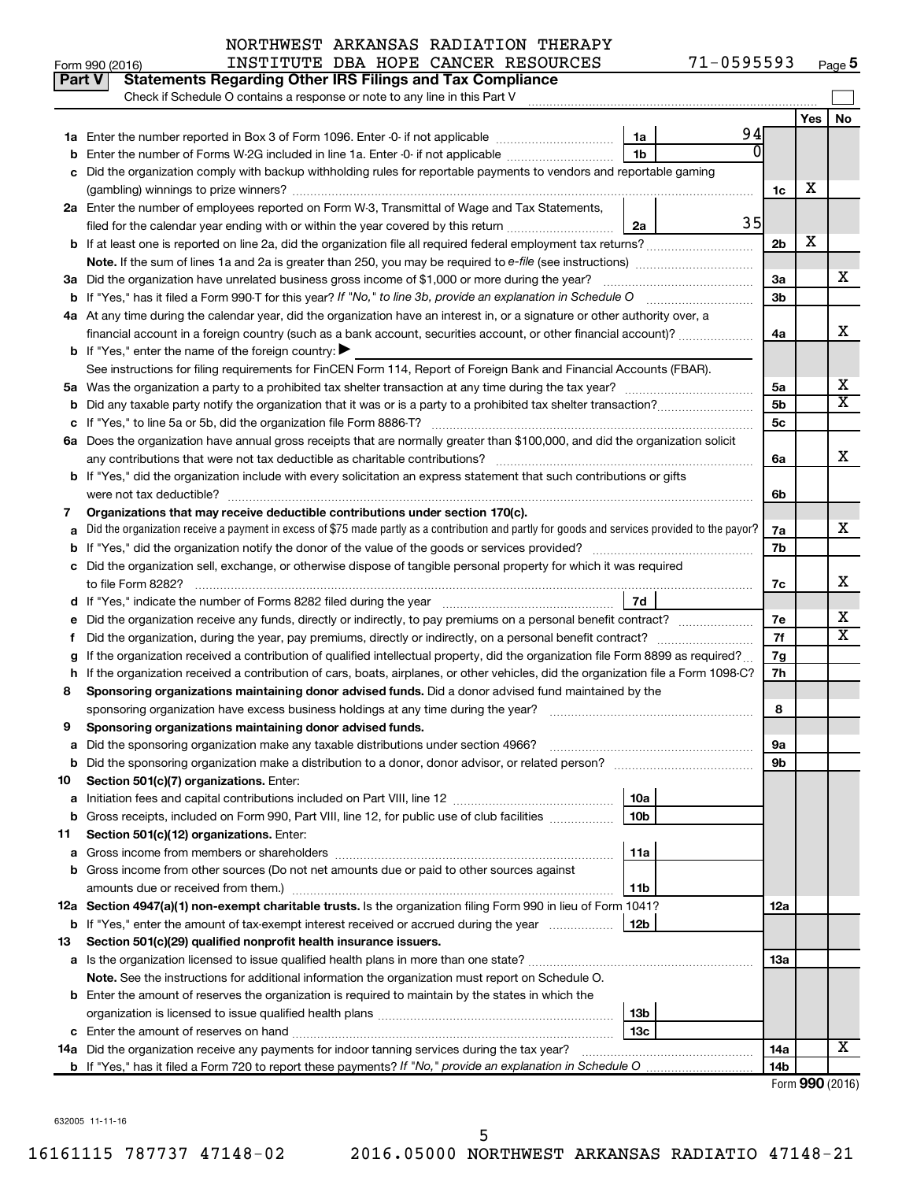NORTHWEST ARKANSAS RADIATION THERAPY
INSTITUTE DBA HOPE CANCER RESOURCES 71-0595593

Form 990 (2016) Page 5

**Part V Statements Regarding Other IRS Filings and Tax Compliance**

Check if Schedule O contains a response or note to any line in this Part V

| | | | | | Yes | No |
|---|---|---|---|---|---|---|
| **1a** | Enter the number reported in Box 3 of Form 1096. Enter -0- if not applicable | 1a | 94 | | | |
| **b** | Enter the number of Forms W-2G included in line 1a. Enter -0- if not applicable | 1b | 0 | | | |
| **c** | Did the organization comply with backup withholding rules for reportable payments to vendors and reportable gaming (gambling) winnings to prize winners? | | | 1c | X | |
| **2a** | Enter the number of employees reported on Form W-3, Transmittal of Wage and Tax Statements, filed for the calendar year ending with or within the year covered by this return | 2a | 35 | | | |
| **b** | If at least one is reported on line 2a, did the organization file all required federal employment tax returns? | | | 2b | X | |
| | **Note.** If the sum of lines 1a and 2a is greater than 250, you may be required to *e-file* (see instructions) | | | | | |
| **3a** | Did the organization have unrelated business gross income of $1,000 or more during the year? | | | 3a | | X |
| **b** | If "Yes," has it filed a Form 990-T for this year? *If "No," to line 3b, provide an explanation in Schedule O* | | | 3b | | |
| **4a** | At any time during the calendar year, did the organization have an interest in, or a signature or other authority over, a financial account in a foreign country (such as a bank account, securities account, or other financial account)? | | | 4a | | X |
| **b** | If "Yes," enter the name of the foreign country: ▶ | | | | | |
| | See instructions for filing requirements for FinCEN Form 114, Report of Foreign Bank and Financial Accounts (FBAR). | | | | | |
| **5a** | Was the organization a party to a prohibited tax shelter transaction at any time during the tax year? | | | 5a | | X |
| **b** | Did any taxable party notify the organization that it was or is a party to a prohibited tax shelter transaction? | | | 5b | | X |
| **c** | If "Yes," to line 5a or 5b, did the organization file Form 8886-T? | | | 5c | | |
| **6a** | Does the organization have annual gross receipts that are normally greater than $100,000, and did the organization solicit any contributions that were not tax deductible as charitable contributions? | | | 6a | | X |
| **b** | If "Yes," did the organization include with every solicitation an express statement that such contributions or gifts were not tax deductible? | | | 6b | | |
| **7** | **Organizations that may receive deductible contributions under section 170(c).** | | | | | |
| **a** | Did the organization receive a payment in excess of $75 made partly as a contribution and partly for goods and services provided to the payor? | | | 7a | | X |
| **b** | If "Yes," did the organization notify the donor of the value of the goods or services provided? | | | 7b | | |
| **c** | Did the organization sell, exchange, or otherwise dispose of tangible personal property for which it was required to file Form 8282? | | | 7c | | X |
| **d** | If "Yes," indicate the number of Forms 8282 filed during the year | 7d | | | | |
| **e** | Did the organization receive any funds, directly or indirectly, to pay premiums on a personal benefit contract? | | | 7e | | X |
| **f** | Did the organization, during the year, pay premiums, directly or indirectly, on a personal benefit contract? | | | 7f | | X |
| **g** | If the organization received a contribution of qualified intellectual property, did the organization file Form 8899 as required? | | | 7g | | |
| **h** | If the organization received a contribution of cars, boats, airplanes, or other vehicles, did the organization file a Form 1098-C? | | | 7h | | |
| **8** | **Sponsoring organizations maintaining donor advised funds.** Did a donor advised fund maintained by the sponsoring organization have excess business holdings at any time during the year? | | | 8 | | |
| **9** | **Sponsoring organizations maintaining donor advised funds.** | | | | | |
| **a** | Did the sponsoring organization make any taxable distributions under section 4966? | | | 9a | | |
| **b** | Did the sponsoring organization make a distribution to a donor, donor advisor, or related person? | | | 9b | | |
| **10** | **Section 501(c)(7) organizations.** Enter: | | | | | |
| **a** | Initiation fees and capital contributions included on Part VIII, line 12 | 10a | | | | |
| **b** | Gross receipts, included on Form 990, Part VIII, line 12, for public use of club facilities | 10b | | | | |
| **11** | **Section 501(c)(12) organizations.** Enter: | | | | | |
| **a** | Gross income from members or shareholders | 11a | | | | |
| **b** | Gross income from other sources (Do not net amounts due or paid to other sources against amounts due or received from them.) | 11b | | | | |
| **12a** | **Section 4947(a)(1) non-exempt charitable trusts.** Is the organization filing Form 990 in lieu of Form 1041? | | | 12a | | |
| **b** | If "Yes," enter the amount of tax-exempt interest received or accrued during the year | 12b | | | | |
| **13** | **Section 501(c)(29) qualified nonprofit health insurance issuers.** | | | | | |
| **a** | Is the organization licensed to issue qualified health plans in more than one state? | | | 13a | | |
| | **Note.** See the instructions for additional information the organization must report on Schedule O. | | | | | |
| **b** | Enter the amount of reserves the organization is required to maintain by the states in which the organization is licensed to issue qualified health plans | 13b | | | | |
| **c** | Enter the amount of reserves on hand | 13c | | | | |
| **14a** | Did the organization receive any payments for indoor tanning services during the tax year? | | | 14a | | X |
| **b** | If "Yes," has it filed a Form 720 to report these payments? *If "No," provide an explanation in Schedule O* | | | 14b | | |

Form **990** (2016)

632005 11-11-16

16161115 787737 47148-02 2016.05000 NORTHWEST ARKANSAS RADIATIO 47148-21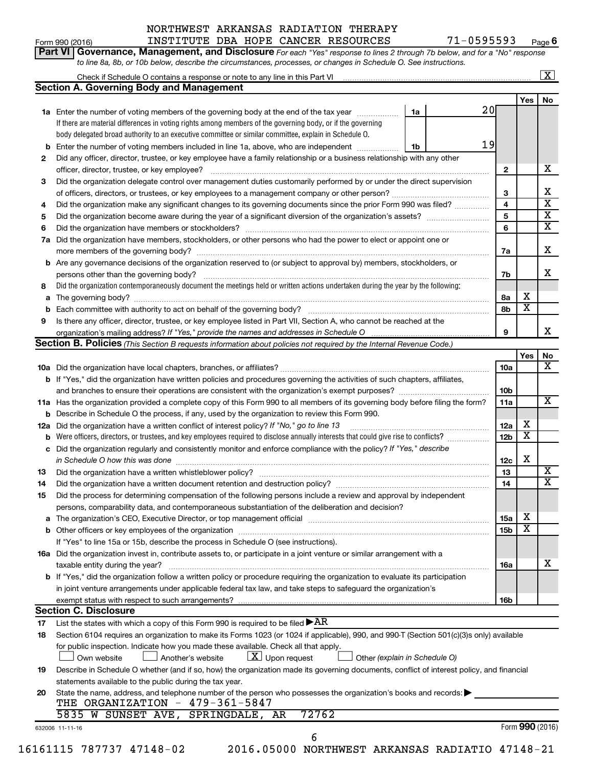NORTHWEST ARKANSAS RADIATION THERAPY
INSTITUTE DBA HOPE CANCER RESOURCES 71-0595593

**Part VI Governance, Management, and Disclosure** *For each "Yes" response to lines 2 through 7b below, and for a "No" response to line 8a, 8b, or 10b below, describe the circumstances, processes, or changes in Schedule O. See instructions.*

Check if Schedule O contains a response or note to any line in this Part VI ..... [X]

## Section A. Governing Body and Management

| | | | | Yes | No |
|---|---|---|---|---|---|
| **1a** | Enter the number of voting members of the governing body at the end of the tax year ..... **1a** 20 | | | | |
| | If there are material differences in voting rights among members of the governing body, or if the governing body delegated broad authority to an executive committee or similar committee, explain in Schedule O. | | | | |
| **b** | Enter the number of voting members included in line 1a, above, who are independent ..... **1b** 19 | | | | |
| **2** | Did any officer, director, trustee, or key employee have a family relationship or a business relationship with any other officer, director, trustee, or key employee? | | **2** | | X |
| **3** | Did the organization delegate control over management duties customarily performed by or under the direct supervision of officers, directors, or trustees, or key employees to a management company or other person? | | **3** | | X |
| **4** | Did the organization make any significant changes to its governing documents since the prior Form 990 was filed? | | **4** | | X |
| **5** | Did the organization become aware during the year of a significant diversion of the organization's assets? | | **5** | | X |
| **6** | Did the organization have members or stockholders? | | **6** | | X |
| **7a** | Did the organization have members, stockholders, or other persons who had the power to elect or appoint one or more members of the governing body? | | **7a** | | X |
| **b** | Are any governance decisions of the organization reserved to (or subject to approval by) members, stockholders, or persons other than the governing body? | | **7b** | | X |
| **8** | Did the organization contemporaneously document the meetings held or written actions undertaken during the year by the following: | | | | |
| **a** | The governing body? | | **8a** | X | |
| **b** | Each committee with authority to act on behalf of the governing body? | | **8b** | X | |
| **9** | Is there any officer, director, trustee, or key employee listed in Part VII, Section A, who cannot be reached at the organization's mailing address? *If "Yes," provide the names and addresses in Schedule O* | | **9** | | X |

## Section B. Policies *(This Section B requests information about policies not required by the Internal Revenue Code.)*

| | | | Yes | No |
|---|---|---|---|---|
| **10a** | Did the organization have local chapters, branches, or affiliates? | **10a** | | X |
| **b** | If "Yes," did the organization have written policies and procedures governing the activities of such chapters, affiliates, and branches to ensure their operations are consistent with the organization's exempt purposes? | **10b** | | |
| **11a** | Has the organization provided a complete copy of this Form 990 to all members of its governing body before filing the form? | **11a** | | X |
| **b** | Describe in Schedule O the process, if any, used by the organization to review this Form 990. | | | |
| **12a** | Did the organization have a written conflict of interest policy? *If "No," go to line 13* | **12a** | X | |
| **b** | Were officers, directors, or trustees, and key employees required to disclose annually interests that could give rise to conflicts? | **12b** | X | |
| **c** | Did the organization regularly and consistently monitor and enforce compliance with the policy? *If "Yes," describe in Schedule O how this was done* | **12c** | X | |
| **13** | Did the organization have a written whistleblower policy? | **13** | | X |
| **14** | Did the organization have a written document retention and destruction policy? | **14** | | X |
| **15** | Did the process for determining compensation of the following persons include a review and approval by independent persons, comparability data, and contemporaneous substantiation of the deliberation and decision? | | | |
| **a** | The organization's CEO, Executive Director, or top management official | **15a** | X | |
| **b** | Other officers or key employees of the organization | **15b** | X | |
| | If "Yes" to line 15a or 15b, describe the process in Schedule O (see instructions). | | | |
| **16a** | Did the organization invest in, contribute assets to, or participate in a joint venture or similar arrangement with a taxable entity during the year? | **16a** | | X |
| **b** | If "Yes," did the organization follow a written policy or procedure requiring the organization to evaluate its participation in joint venture arrangements under applicable federal tax law, and take steps to safeguard the organization's exempt status with respect to such arrangements? | **16b** | | |

## Section C. Disclosure

**17** List the states with which a copy of this Form 990 is required to be filed ▶AR

**18** Section 6104 requires an organization to make its Forms 1023 (or 1024 if applicable), 990, and 990-T (Section 501(c)(3)s only) available for public inspection. Indicate how you made these available. Check all that apply.

[ ] Own website [ ] Another's website [X] Upon request [ ] Other *(explain in Schedule O)*

**19** Describe in Schedule O whether (and if so, how) the organization made its governing documents, conflict of interest policy, and financial statements available to the public during the tax year.

**20** State the name, address, and telephone number of the person who possesses the organization's books and records: ▶
THE ORGANIZATION - 479-361-5847
5835 W SUNSET AVE, SPRINGDALE, AR 72762

632006 11-11-16 Form **990** (2016)

16161115 787737 47148-02 2016.05000 NORTHWEST ARKANSAS RADIATIO 47148-21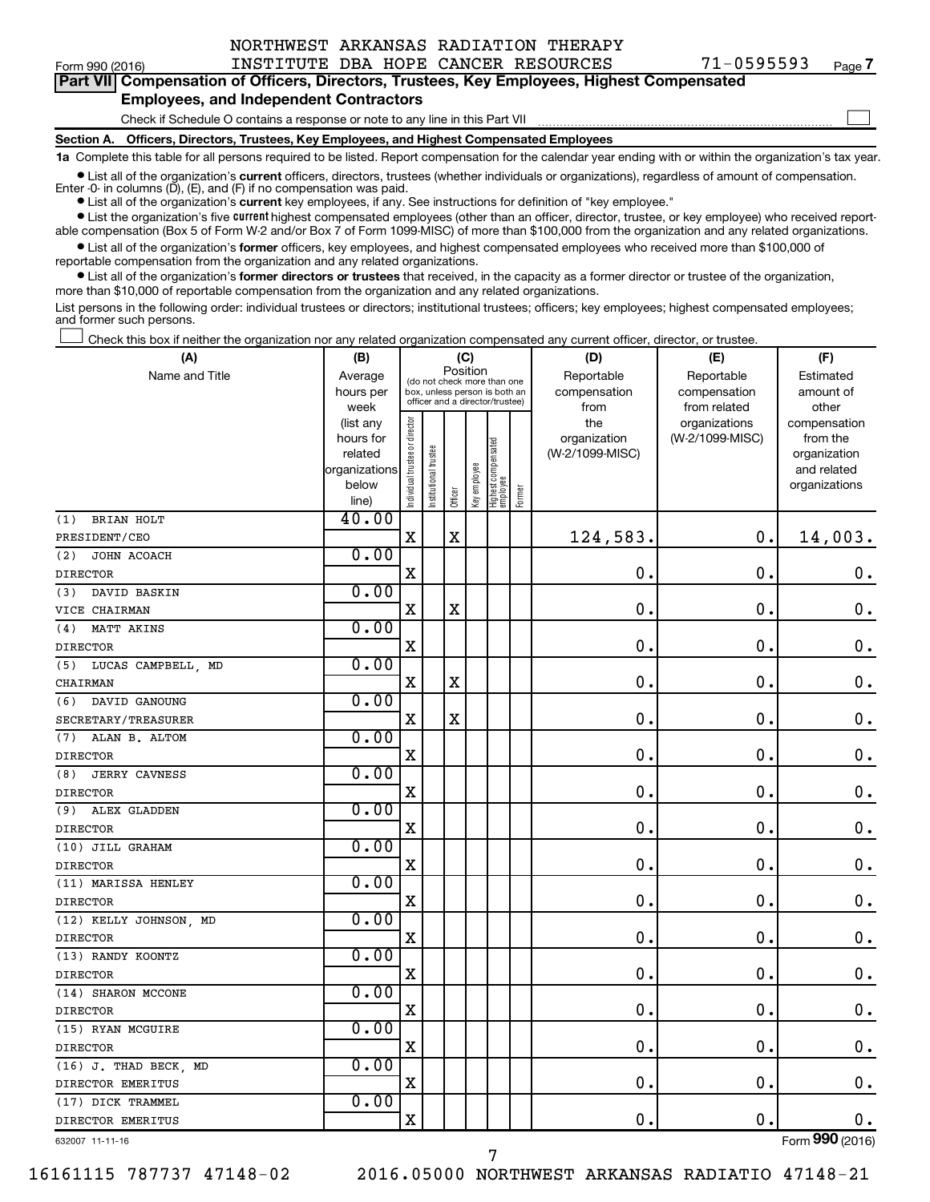NORTHWEST ARKANSAS RADIATION THERAPY INSTITUTE DBA HOPE CANCER RESOURCES 71-0595593

Form 990 (2016) Page 7

## Part VII Compensation of Officers, Directors, Trustees, Key Employees, Highest Compensated Employees, and Independent Contractors

Check if Schedule O contains a response or note to any line in this Part VII

### Section A. Officers, Directors, Trustees, Key Employees, and Highest Compensated Employees

**1a** Complete this table for all persons required to be listed. Report compensation for the calendar year ending with or within the organization's tax year.

- List all of the organization's **current** officers, directors, trustees (whether individuals or organizations), regardless of amount of compensation. Enter -0- in columns (D), (E), and (F) if no compensation was paid.
- List all of the organization's **current** key employees, if any. See instructions for definition of "key employee."
- List the organization's five **current** highest compensated employees (other than an officer, director, trustee, or key employee) who received reportable compensation (Box 5 of Form W-2 and/or Box 7 of Form 1099-MISC) of more than $100,000 from the organization and any related organizations.
- List all of the organization's **former** officers, key employees, and highest compensated employees who received more than $100,000 of reportable compensation from the organization and any related organizations.
- List all of the organization's **former directors or trustees** that received, in the capacity as a former director or trustee of the organization, more than $10,000 of reportable compensation from the organization and any related organizations.

List persons in the following order: individual trustees or directors; institutional trustees; officers; key employees; highest compensated employees; and former such persons.

Check this box if neither the organization nor any related organization compensated any current officer, director, or trustee.

| (A) Name and Title | (B) Average hours per week (list any hours for related organizations below line) | (C) Position: Individual trustee or director | Institutional trustee | Officer | Key employee | Highest compensated employee | Former | (D) Reportable compensation from the organization (W-2/1099-MISC) | (E) Reportable compensation from related organizations (W-2/1099-MISC) | (F) Estimated amount of other compensation from the organization and related organizations |
|---|---|---|---|---|---|---|---|---|---|---|
| (1) BRIAN HOLT<br>PRESIDENT/CEO | 40.00 | X | | X | | | | 124,583. | 0. | 14,003. |
| (2) JOHN ACOACH<br>DIRECTOR | 0.00 | X | | | | | | 0. | 0. | 0. |
| (3) DAVID BASKIN<br>VICE CHAIRMAN | 0.00 | X | | X | | | | 0. | 0. | 0. |
| (4) MATT AKINS<br>DIRECTOR | 0.00 | X | | | | | | 0. | 0. | 0. |
| (5) LUCAS CAMPBELL, MD<br>CHAIRMAN | 0.00 | X | | X | | | | 0. | 0. | 0. |
| (6) DAVID GANOUNG<br>SECRETARY/TREASURER | 0.00 | X | | X | | | | 0. | 0. | 0. |
| (7) ALAN B. ALTOM<br>DIRECTOR | 0.00 | X | | | | | | 0. | 0. | 0. |
| (8) JERRY CAVNESS<br>DIRECTOR | 0.00 | X | | | | | | 0. | 0. | 0. |
| (9) ALEX GLADDEN<br>DIRECTOR | 0.00 | X | | | | | | 0. | 0. | 0. |
| (10) JILL GRAHAM<br>DIRECTOR | 0.00 | X | | | | | | 0. | 0. | 0. |
| (11) MARISSA HENLEY<br>DIRECTOR | 0.00 | X | | | | | | 0. | 0. | 0. |
| (12) KELLY JOHNSON, MD<br>DIRECTOR | 0.00 | X | | | | | | 0. | 0. | 0. |
| (13) RANDY KOONTZ<br>DIRECTOR | 0.00 | X | | | | | | 0. | 0. | 0. |
| (14) SHARON MCCONE<br>DIRECTOR | 0.00 | X | | | | | | 0. | 0. | 0. |
| (15) RYAN MCGUIRE<br>DIRECTOR | 0.00 | X | | | | | | 0. | 0. | 0. |
| (16) J. THAD BECK, MD<br>DIRECTOR EMERITUS | 0.00 | X | | | | | | 0. | 0. | 0. |
| (17) DICK TRAMMEL<br>DIRECTOR EMERITUS | 0.00 | X | | | | | | 0. | 0. | 0. |

632007 11-11-16

Form **990** (2016)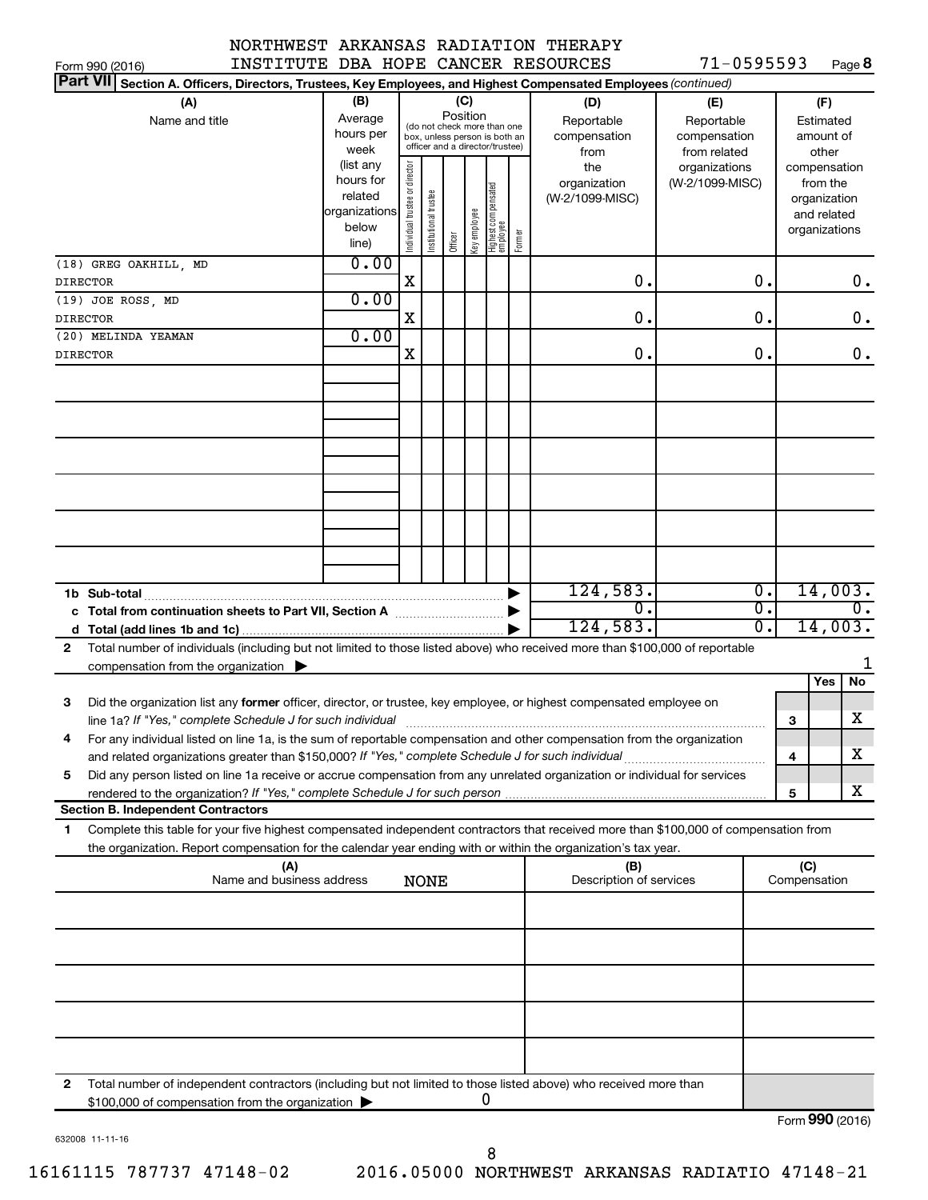NORTHWEST ARKANSAS RADIATION THERAPY
INSTITUTE DBA HOPE CANCER RESOURCES 71-0595593

Form 990 (2016) Page 8

**Part VII Section A. Officers, Directors, Trustees, Key Employees, and Highest Compensated Employees** *(continued)*

| (A) Name and title | (B) Average hours per week (list any hours for related organizations below line) | (C) Position: Individual trustee or director | Institutional trustee | Officer | Key employee | Highest compensated employee | Former | (D) Reportable compensation from the organization (W-2/1099-MISC) | (E) Reportable compensation from related organizations (W-2/1099-MISC) | (F) Estimated amount of other compensation from the organization and related organizations |
|---|---|---|---|---|---|---|---|---|---|---|
| (18) GREG OAKHILL, MD<br>DIRECTOR | 0.00 | X | | | | | | 0. | 0. | 0. |
| (19) JOE ROSS, MD<br>DIRECTOR | 0.00 | X | | | | | | 0. | 0. | 0. |
| (20) MELINDA YEAMAN<br>DIRECTOR | 0.00 | X | | | | | | 0. | 0. | 0. |
| 1b Sub-total | | | | | | | | 124,583. | 0. | 14,003. |
| c Total from continuation sheets to Part VII, Section A | | | | | | | | 0. | 0. | 0. |
| d Total (add lines 1b and 1c) | | | | | | | | 124,583. | 0. | 14,003. |

2 Total number of individuals (including but not limited to those listed above) who received more than $100,000 of reportable compensation from the organization ▶ 1

| | | Yes | No |
|---|---|---|---|
| 3 Did the organization list any **former** officer, director, or trustee, key employee, or highest compensated employee on line 1a? *If "Yes," complete Schedule J for such individual* | 3 | | X |
| 4 For any individual listed on line 1a, is the sum of reportable compensation and other compensation from the organization and related organizations greater than $150,000? *If "Yes," complete Schedule J for such individual* | 4 | | X |
| 5 Did any person listed on line 1a receive or accrue compensation from any unrelated organization or individual for services rendered to the organization? *If "Yes," complete Schedule J for such person* | 5 | | X |

**Section B. Independent Contractors**

1 Complete this table for your five highest compensated independent contractors that received more than $100,000 of compensation from the organization. Report compensation for the calendar year ending with or within the organization's tax year.

| (A) Name and business address | (B) Description of services | (C) Compensation |
|---|---|---|
| NONE | | |
| | | |
| | | |
| | | |
| | | |

2 Total number of independent contractors (including but not limited to those listed above) who received more than $100,000 of compensation from the organization ▶ 0

Form **990** (2016)

632008 11-11-16

16161115 787737 47148-02 2016.05000 NORTHWEST ARKANSAS RADIATIO 47148-21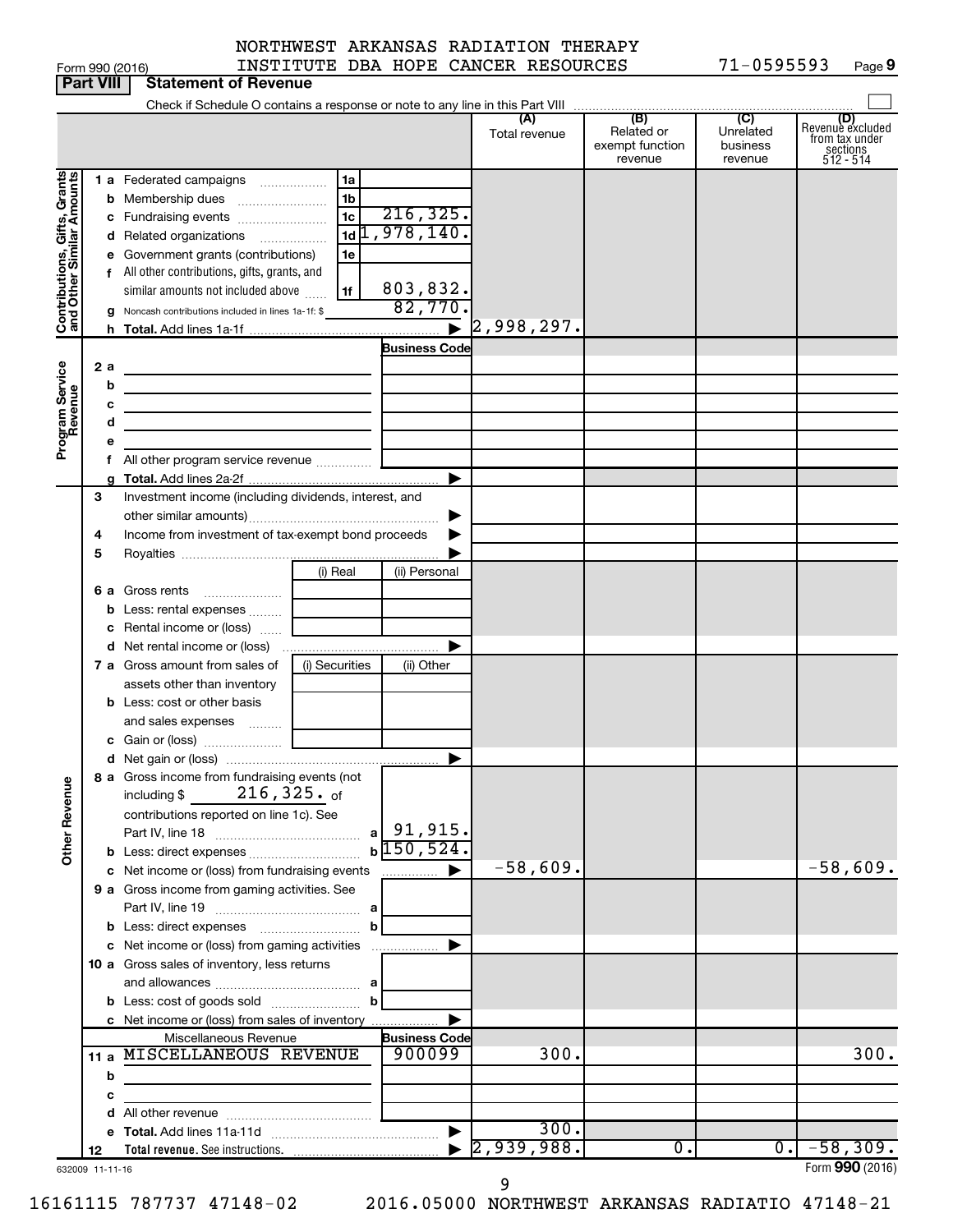NORTHWEST ARKANSAS RADIATION THERAPY INSTITUTE DBA HOPE CANCER RESOURCES 71-0595593

Form 990 (2016)

**Part VIII Statement of Revenue**

Check if Schedule O contains a response or note to any line in this Part VIII

| | | | (A) Total revenue | (B) Related or exempt function revenue | (C) Unrelated business revenue | (D) Revenue excluded from tax under sections 512 - 514 |
|---|---|---|---|---|---|---|
| **Contributions, Gifts, Grants and Other Similar Amounts** | 1a Federated campaigns | 1a | | | | |
| | b Membership dues | 1b | | | | |
| | c Fundraising events | 1c 216,325. | | | | |
| | d Related organizations | 1d 1,978,140. | | | | |
| | e Government grants (contributions) | 1e | | | | |
| | f All other contributions, gifts, grants, and similar amounts not included above | 1f 803,832. | | | | |
| | g Noncash contributions included in lines 1a-1f: $ | 82,770. | | | | |
| | h Total. Add lines 1a-1f | | 2,998,297. | | | |
| **Program Service Revenue** | | Business Code | | | | |
| | 2a | | | | | |
| | b | | | | | |
| | c | | | | | |
| | d | | | | | |
| | e | | | | | |
| | f All other program service revenue | | | | | |
| | g Total. Add lines 2a-2f | | | | | |
| **Other Revenue** | 3 Investment income (including dividends, interest, and other similar amounts) | | | | | |
| | 4 Income from investment of tax-exempt bond proceeds | | | | | |
| | 5 Royalties | | | | | |
| | | (i) Real / (ii) Personal | | | | |
| | 6a Gross rents | | | | | |
| | b Less: rental expenses | | | | | |
| | c Rental income or (loss) | | | | | |
| | d Net rental income or (loss) | | | | | |
| | | (i) Securities / (ii) Other | | | | |
| | 7a Gross amount from sales of assets other than inventory | | | | | |
| | b Less: cost or other basis and sales expenses | | | | | |
| | c Gain or (loss) | | | | | |
| | d Net gain or (loss) | | | | | |
| | 8a Gross income from fundraising events (not including $ 216,325. of contributions reported on line 1c). See Part IV, line 18 | a 91,915. | | | | |
| | b Less: direct expenses | b 150,524. | | | | |
| | c Net income or (loss) from fundraising events | | -58,609. | | | -58,609. |
| | 9a Gross income from gaming activities. See Part IV, line 19 | a | | | | |
| | b Less: direct expenses | b | | | | |
| | c Net income or (loss) from gaming activities | | | | | |
| | 10a Gross sales of inventory, less returns and allowances | a | | | | |
| | b Less: cost of goods sold | b | | | | |
| | c Net income or (loss) from sales of inventory | | | | | |
| | Miscellaneous Revenue | Business Code | | | | |
| | 11a MISCELLANEOUS REVENUE | 900099 | 300. | | | 300. |
| | b | | | | | |
| | c | | | | | |
| | d All other revenue | | | | | |
| | e Total. Add lines 11a-11d | | 300. | | | |
| | 12 Total revenue. See instructions. | | 2,939,988. | 0. | 0. | -58,309. |

632009 11-11-16

Form **990** (2016)

16161115 787737 47148-02 2016.05000 NORTHWEST ARKANSAS RADIATIO 47148-21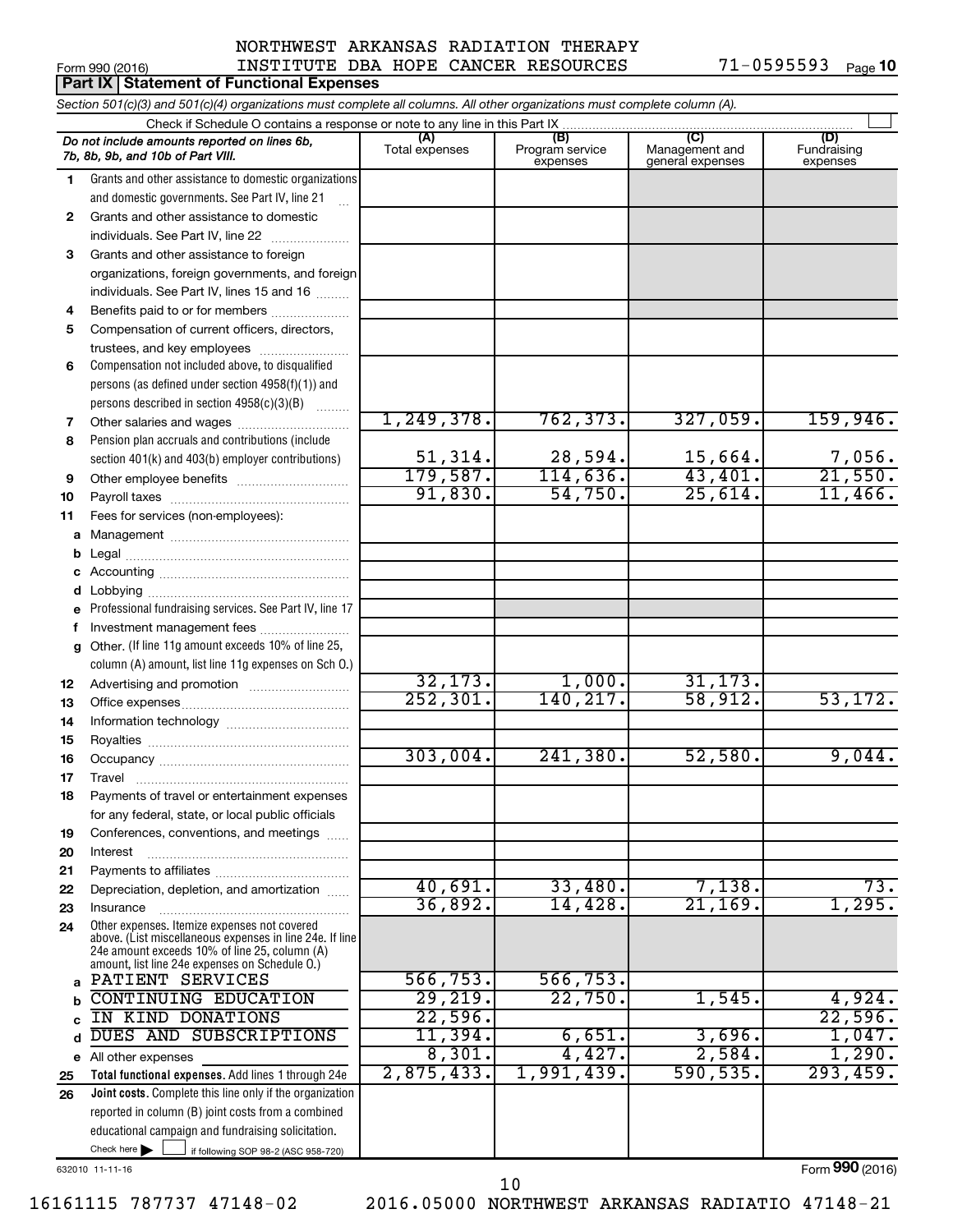NORTHWEST ARKANSAS RADIATION THERAPY
Form 990 (2016) INSTITUTE DBA HOPE CANCER RESOURCES 71-0595593 Page **10**

**Part IX | Statement of Functional Expenses**

*Section 501(c)(3) and 501(c)(4) organizations must complete all columns. All other organizations must complete column (A).*

Check if Schedule O contains a response or note to any line in this Part IX

| | *Do not include amounts reported on lines 6b, 7b, 8b, 9b, and 10b of Part VIII.* | (A) Total expenses | (B) Program service expenses | (C) Management and general expenses | (D) Fundraising expenses |
|---|---|---|---|---|---|
| 1 | Grants and other assistance to domestic organizations and domestic governments. See Part IV, line 21 | | | | |
| 2 | Grants and other assistance to domestic individuals. See Part IV, line 22 | | | | |
| 3 | Grants and other assistance to foreign organizations, foreign governments, and foreign individuals. See Part IV, lines 15 and 16 | | | | |
| 4 | Benefits paid to or for members | | | | |
| 5 | Compensation of current officers, directors, trustees, and key employees | | | | |
| 6 | Compensation not included above, to disqualified persons (as defined under section 4958(f)(1)) and persons described in section 4958(c)(3)(B) | | | | |
| 7 | Other salaries and wages | 1,249,378. | 762,373. | 327,059. | 159,946. |
| 8 | Pension plan accruals and contributions (include section 401(k) and 403(b) employer contributions) | 51,314. | 28,594. | 15,664. | 7,056. |
| 9 | Other employee benefits | 179,587. | 114,636. | 43,401. | 21,550. |
| 10 | Payroll taxes | 91,830. | 54,750. | 25,614. | 11,466. |
| 11 | Fees for services (non-employees): | | | | |
| a | Management | | | | |
| b | Legal | | | | |
| c | Accounting | | | | |
| d | Lobbying | | | | |
| e | Professional fundraising services. See Part IV, line 17 | | | | |
| f | Investment management fees | | | | |
| g | Other. (If line 11g amount exceeds 10% of line 25, column (A) amount, list line 11g expenses on Sch O.) | | | | |
| 12 | Advertising and promotion | 32,173. | 1,000. | 31,173. | |
| 13 | Office expenses | 252,301. | 140,217. | 58,912. | 53,172. |
| 14 | Information technology | | | | |
| 15 | Royalties | | | | |
| 16 | Occupancy | 303,004. | 241,380. | 52,580. | 9,044. |
| 17 | Travel | | | | |
| 18 | Payments of travel or entertainment expenses for any federal, state, or local public officials | | | | |
| 19 | Conferences, conventions, and meetings | | | | |
| 20 | Interest | | | | |
| 21 | Payments to affiliates | | | | |
| 22 | Depreciation, depletion, and amortization | 40,691. | 33,480. | 7,138. | 73. |
| 23 | Insurance | 36,892. | 14,428. | 21,169. | 1,295. |
| 24 | Other expenses. Itemize expenses not covered above. (List miscellaneous expenses in line 24e. If line 24e amount exceeds 10% of line 25, column (A) amount, list line 24e expenses on Schedule O.) | | | | |
| a | PATIENT SERVICES | 566,753. | 566,753. | | |
| b | CONTINUING EDUCATION | 29,219. | 22,750. | 1,545. | 4,924. |
| c | IN KIND DONATIONS | 22,596. | | | 22,596. |
| d | DUES AND SUBSCRIPTIONS | 11,394. | 6,651. | 3,696. | 1,047. |
| e | All other expenses | 8,301. | 4,427. | 2,584. | 1,290. |
| 25 | **Total functional expenses.** Add lines 1 through 24e | 2,875,433. | 1,991,439. | 590,535. | 293,459. |
| 26 | **Joint costs.** Complete this line only if the organization reported in column (B) joint costs from a combined educational campaign and fundraising solicitation. Check here ☐ if following SOP 98-2 (ASC 958-720) | | | | |

632010 11-11-16

Form **990** (2016)

16161115 787737 47148-02 2016.05000 NORTHWEST ARKANSAS RADIATIO 47148-21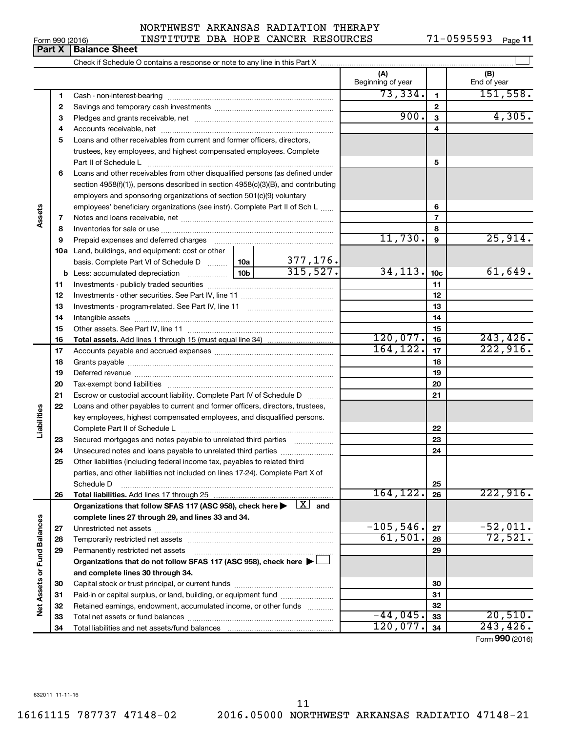NORTHWEST ARKANSAS RADIATION THERAPY INSTITUTE DBA HOPE CANCER RESOURCES 71-0595593

Form 990 (2016)

## Part X | Balance Sheet

Check if Schedule O contains a response or note to any line in this Part X

| | | | | (A) Beginning of year | | (B) End of year |
|---|---|---|---|---|---|---|
| **Assets** | 1 | Cash - non-interest-bearing | | 73,334. | 1 | 151,558. |
| | 2 | Savings and temporary cash investments | | | 2 | |
| | 3 | Pledges and grants receivable, net | | 900. | 3 | 4,305. |
| | 4 | Accounts receivable, net | | | 4 | |
| | 5 | Loans and other receivables from current and former officers, directors, trustees, key employees, and highest compensated employees. Complete Part II of Schedule L | | | 5 | |
| | 6 | Loans and other receivables from other disqualified persons (as defined under section 4958(f)(1)), persons described in section 4958(c)(3)(B), and contributing employers and sponsoring organizations of section 501(c)(9) voluntary employees' beneficiary organizations (see instr). Complete Part II of Sch L | | | 6 | |
| | 7 | Notes and loans receivable, net | | | 7 | |
| | 8 | Inventories for sale or use | | | 8 | |
| | 9 | Prepaid expenses and deferred charges | | 11,730. | 9 | 25,914. |
| | 10a | Land, buildings, and equipment: cost or other basis. Complete Part VI of Schedule D | 10a 377,176. | | | |
| | b | Less: accumulated depreciation | 10b 315,527. | 34,113. | 10c | 61,649. |
| | 11 | Investments - publicly traded securities | | | 11 | |
| | 12 | Investments - other securities. See Part IV, line 11 | | | 12 | |
| | 13 | Investments - program-related. See Part IV, line 11 | | | 13 | |
| | 14 | Intangible assets | | | 14 | |
| | 15 | Other assets. See Part IV, line 11 | | | 15 | |
| | 16 | **Total assets.** Add lines 1 through 15 (must equal line 34) | | 120,077. | 16 | 243,426. |
| **Liabilities** | 17 | Accounts payable and accrued expenses | | 164,122. | 17 | 222,916. |
| | 18 | Grants payable | | | 18 | |
| | 19 | Deferred revenue | | | 19 | |
| | 20 | Tax-exempt bond liabilities | | | 20 | |
| | 21 | Escrow or custodial account liability. Complete Part IV of Schedule D | | | 21 | |
| | 22 | Loans and other payables to current and former officers, directors, trustees, key employees, highest compensated employees, and disqualified persons. Complete Part II of Schedule L | | | 22 | |
| | 23 | Secured mortgages and notes payable to unrelated third parties | | | 23 | |
| | 24 | Unsecured notes and loans payable to unrelated third parties | | | 24 | |
| | 25 | Other liabilities (including federal income tax, payables to related third parties, and other liabilities not included on lines 17-24). Complete Part X of Schedule D | | | 25 | |
| | 26 | **Total liabilities.** Add lines 17 through 25 | | 164,122. | 26 | 222,916. |
| **Net Assets or Fund Balances** | | **Organizations that follow SFAS 117 (ASC 958), check here ▶ [X] and complete lines 27 through 29, and lines 33 and 34.** | | | | |
| | 27 | Unrestricted net assets | | -105,546. | 27 | -52,011. |
| | 28 | Temporarily restricted net assets | | 61,501. | 28 | 72,521. |
| | 29 | Permanently restricted net assets | | | 29 | |
| | | **Organizations that do not follow SFAS 117 (ASC 958), check here ▶ [ ] and complete lines 30 through 34.** | | | | |
| | 30 | Capital stock or trust principal, or current funds | | | 30 | |
| | 31 | Paid-in or capital surplus, or land, building, or equipment fund | | | 31 | |
| | 32 | Retained earnings, endowment, accumulated income, or other funds | | | 32 | |
| | 33 | Total net assets or fund balances | | -44,045. | 33 | 20,510. |
| | 34 | Total liabilities and net assets/fund balances | | 120,077. | 34 | 243,426. |

Form **990** (2016)

632011 11-11-16

16161115 787737 47148-02 2016.05000 NORTHWEST ARKANSAS RADIATIO 47148-21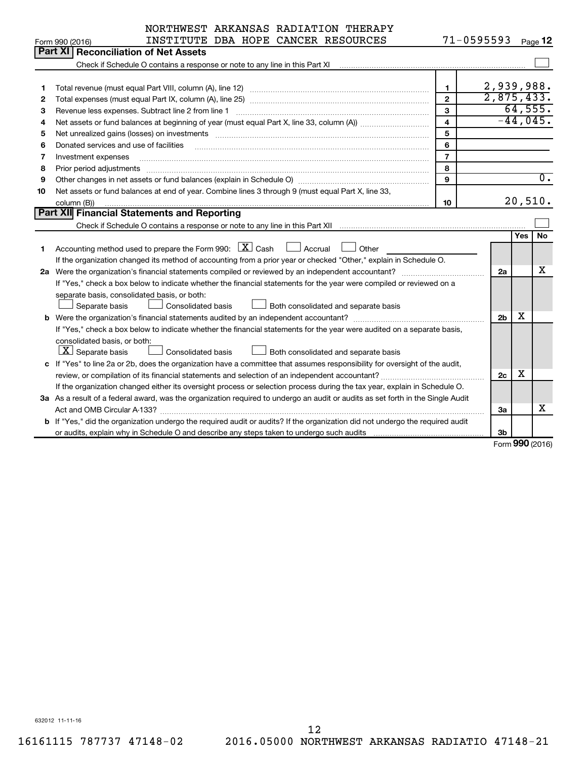NORTHWEST ARKANSAS RADIATION THERAPY INSTITUTE DBA HOPE CANCER RESOURCES 71-0595593

Form 990 (2016)

## Part XI Reconciliation of Net Assets

Check if Schedule O contains a response or note to any line in this Part XI ☐

| | | | |
|---|---|---|---|
| 1 | Total revenue (must equal Part VIII, column (A), line 12) | 1 | 2,939,988. |
| 2 | Total expenses (must equal Part IX, column (A), line 25) | 2 | 2,875,433. |
| 3 | Revenue less expenses. Subtract line 2 from line 1 | 3 | 64,555. |
| 4 | Net assets or fund balances at beginning of year (must equal Part X, line 33, column (A)) | 4 | -44,045. |
| 5 | Net unrealized gains (losses) on investments | 5 | |
| 6 | Donated services and use of facilities | 6 | |
| 7 | Investment expenses | 7 | |
| 8 | Prior period adjustments | 8 | |
| 9 | Other changes in net assets or fund balances (explain in Schedule O) | 9 | 0. |
| 10 | Net assets or fund balances at end of year. Combine lines 3 through 9 (must equal Part X, line 33, column (B)) | 10 | 20,510. |

## Part XII Financial Statements and Reporting

Check if Schedule O contains a response or note to any line in this Part XII ☐

| | | | Yes | No |
|---|---|---|---|---|
| 1 | Accounting method used to prepare the Form 990: ☒ Cash ☐ Accrual ☐ Other<br>If the organization changed its method of accounting from a prior year or checked "Other," explain in Schedule O. | | | |
| 2a | Were the organization's financial statements compiled or reviewed by an independent accountant?<br>If "Yes," check a box below to indicate whether the financial statements for the year were compiled or reviewed on a separate basis, consolidated basis, or both:<br>☐ Separate basis ☐ Consolidated basis ☐ Both consolidated and separate basis | 2a | | X |
| b | Were the organization's financial statements audited by an independent accountant?<br>If "Yes," check a box below to indicate whether the financial statements for the year were audited on a separate basis, consolidated basis, or both:<br>☒ Separate basis ☐ Consolidated basis ☐ Both consolidated and separate basis | 2b | X | |
| c | If "Yes" to line 2a or 2b, does the organization have a committee that assumes responsibility for oversight of the audit, review, or compilation of its financial statements and selection of an independent accountant?<br>If the organization changed either its oversight process or selection process during the tax year, explain in Schedule O. | 2c | X | |
| 3a | As a result of a federal award, was the organization required to undergo an audit or audits as set forth in the Single Audit Act and OMB Circular A-133? | 3a | | X |
| b | If "Yes," did the organization undergo the required audit or audits? If the organization did not undergo the required audit or audits, explain why in Schedule O and describe any steps taken to undergo such audits | 3b | | |

Form **990** (2016)

632012 11-11-16

16161115 787737 47148-02 2016.05000 NORTHWEST ARKANSAS RADIATIO 47148-21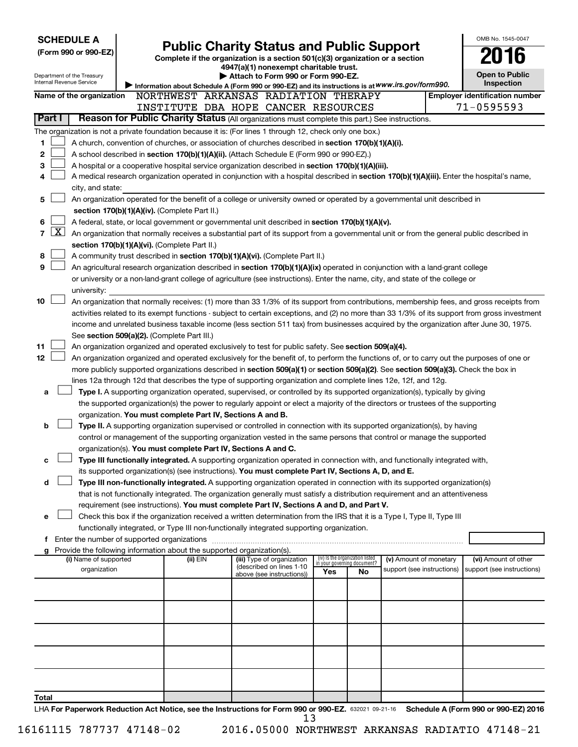**SCHEDULE A**
**(Form 990 or 990-EZ)**

Department of the Treasury
Internal Revenue Service

# Public Charity Status and Public Support

**Complete if the organization is a section 501(c)(3) organization or a section 4947(a)(1) nonexempt charitable trust.**
**▶ Attach to Form 990 or Form 990-EZ.**
▶ Information about Schedule A (Form 990 or 990-EZ) and its instructions is at *www.irs.gov/form990.*

OMB No. 1545-0047
**2016**
**Open to Public Inspection**

**Name of the organization** NORTHWEST ARKANSAS RADIATION THERAPY INSTITUTE DBA HOPE CANCER RESOURCES

**Employer identification number** 71-0595593

## Part I Reason for Public Charity Status (All organizations must complete this part.) See instructions.

The organization is not a private foundation because it is: (For lines 1 through 12, check only one box.)

1 ☐ A church, convention of churches, or association of churches described in **section 170(b)(1)(A)(i).**
2 ☐ A school described in **section 170(b)(1)(A)(ii).** (Attach Schedule E (Form 990 or 990-EZ).)
3 ☐ A hospital or a cooperative hospital service organization described in **section 170(b)(1)(A)(iii).**
4 ☐ A medical research organization operated in conjunction with a hospital described in **section 170(b)(1)(A)(iii).** Enter the hospital's name, city, and state:
5 ☐ An organization operated for the benefit of a college or university owned or operated by a governmental unit described in **section 170(b)(1)(A)(iv).** (Complete Part II.)
6 ☐ A federal, state, or local government or governmental unit described in **section 170(b)(1)(A)(v).**
7 ☒ An organization that normally receives a substantial part of its support from a governmental unit or from the general public described in **section 170(b)(1)(A)(vi).** (Complete Part II.)
8 ☐ A community trust described in **section 170(b)(1)(A)(vi).** (Complete Part II.)
9 ☐ An agricultural research organization described in **section 170(b)(1)(A)(ix)** operated in conjunction with a land-grant college or university or a non-land-grant college of agriculture (see instructions). Enter the name, city, and state of the college or university:
10 ☐ An organization that normally receives: (1) more than 33 1/3% of its support from contributions, membership fees, and gross receipts from activities related to its exempt functions - subject to certain exceptions, and (2) no more than 33 1/3% of its support from gross investment income and unrelated business taxable income (less section 511 tax) from businesses acquired by the organization after June 30, 1975. See **section 509(a)(2).** (Complete Part III.)
11 ☐ An organization organized and operated exclusively to test for public safety. See **section 509(a)(4).**
12 ☐ An organization organized and operated exclusively for the benefit of, to perform the functions of, or to carry out the purposes of one or more publicly supported organizations described in **section 509(a)(1)** or **section 509(a)(2).** See **section 509(a)(3).** Check the box in lines 12a through 12d that describes the type of supporting organization and complete lines 12e, 12f, and 12g.

a ☐ **Type I.** A supporting organization operated, supervised, or controlled by its supported organization(s), typically by giving the supported organization(s) the power to regularly appoint or elect a majority of the directors or trustees of the supporting organization. **You must complete Part IV, Sections A and B.**
b ☐ **Type II.** A supporting organization supervised or controlled in connection with its supported organization(s), by having control or management of the supporting organization vested in the same persons that control or manage the supported organization(s). **You must complete Part IV, Sections A and C.**
c ☐ **Type III functionally integrated.** A supporting organization operated in connection with, and functionally integrated with, its supported organization(s) (see instructions). **You must complete Part IV, Sections A, D, and E.**
d ☐ **Type III non-functionally integrated.** A supporting organization operated in connection with its supported organization(s) that is not functionally integrated. The organization generally must satisfy a distribution requirement and an attentiveness requirement (see instructions). **You must complete Part IV, Sections A and D, and Part V.**
e ☐ Check this box if the organization received a written determination from the IRS that it is a Type I, Type II, Type III functionally integrated, or Type III non-functionally integrated supporting organization.

f Enter the number of supported organizations

g Provide the following information about the supported organization(s).

| (i) Name of supported organization | (ii) EIN | (iii) Type of organization (described on lines 1-10 above (see instructions)) | (iv) Is the organization listed in your governing document? Yes | No | (v) Amount of monetary support (see instructions) | (vi) Amount of other support (see instructions) |
|---|---|---|---|---|---|---|
| | | | | | | |
| | | | | | | |
| | | | | | | |
| | | | | | | |
| | | | | | | |
| **Total** | | | | | | |

LHA **For Paperwork Reduction Act Notice, see the Instructions for Form 990 or 990-EZ.** 632021 09-21-16 **Schedule A (Form 990 or 990-EZ) 2016**

16161115 787737 47148-02 2016.05000 NORTHWEST ARKANSAS RADIATIO 47148-21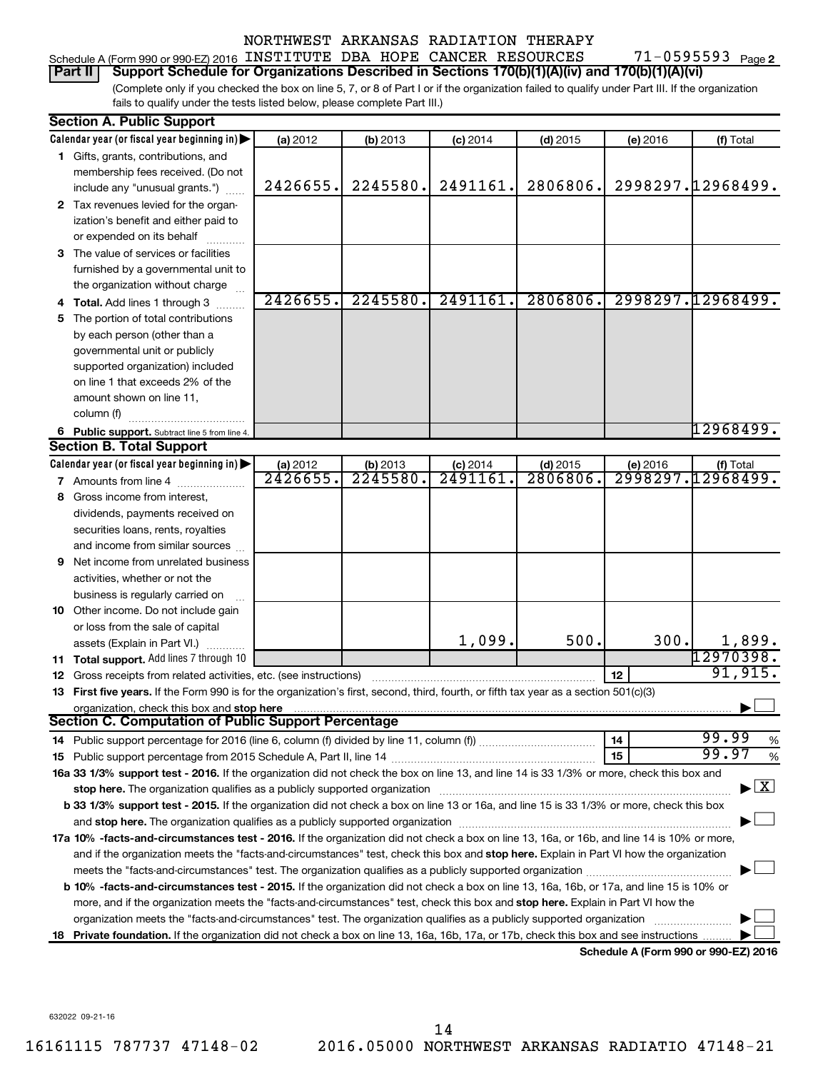NORTHWEST ARKANSAS RADIATION THERAPY

Schedule A (Form 990 or 990-EZ) 2016 INSTITUTE DBA HOPE CANCER RESOURCES 71-0595593 Page 2

**Part II Support Schedule for Organizations Described in Sections 170(b)(1)(A)(iv) and 170(b)(1)(A)(vi)**

(Complete only if you checked the box on line 5, 7, or 8 of Part I or if the organization failed to qualify under Part III. If the organization fails to qualify under the tests listed below, please complete Part III.)

## Section A. Public Support

| Calendar year (or fiscal year beginning in) ▶ | (a) 2012 | (b) 2013 | (c) 2014 | (d) 2015 | (e) 2016 | (f) Total |
|---|---|---|---|---|---|---|
| **1** Gifts, grants, contributions, and membership fees received. (Do not include any "unusual grants.") | 2426655. | 2245580. | 2491161. | 2806806. | 2998297. | 12968499. |
| **2** Tax revenues levied for the organization's benefit and either paid to or expended on its behalf | | | | | | |
| **3** The value of services or facilities furnished by a governmental unit to the organization without charge | | | | | | |
| **4 Total.** Add lines 1 through 3 | 2426655. | 2245580. | 2491161. | 2806806. | 2998297. | 12968499. |
| **5** The portion of total contributions by each person (other than a governmental unit or publicly supported organization) included on line 1 that exceeds 2% of the amount shown on line 11, column (f) | | | | | | |
| **6 Public support.** Subtract line 5 from line 4. | | | | | | 12968499. |

## Section B. Total Support

| Calendar year (or fiscal year beginning in) ▶ | (a) 2012 | (b) 2013 | (c) 2014 | (d) 2015 | (e) 2016 | (f) Total |
|---|---|---|---|---|---|---|
| **7** Amounts from line 4 | 2426655. | 2245580. | 2491161. | 2806806. | 2998297. | 12968499. |
| **8** Gross income from interest, dividends, payments received on securities loans, rents, royalties and income from similar sources | | | | | | |
| **9** Net income from unrelated business activities, whether or not the business is regularly carried on | | | | | | |
| **10** Other income. Do not include gain or loss from the sale of capital assets (Explain in Part VI.) | | | 1,099. | 500. | 300. | 1,899. |
| **11 Total support.** Add lines 7 through 10 | | | | | | 12970398. |
| **12** Gross receipts from related activities, etc. (see instructions) | | | | | **12** | 91,915. |

**13 First five years.** If the Form 990 is for the organization's first, second, third, fourth, or fifth tax year as a section 501(c)(3) organization, check this box and **stop here** ▶ ☐

## Section C. Computation of Public Support Percentage

**14** Public support percentage for 2016 (line 6, column (f) divided by line 11, column (f)) ... **14** 99.99 %

**15** Public support percentage from 2015 Schedule A, Part II, line 14 ... **15** 99.97 %

**16a 33 1/3% support test - 2016.** If the organization did not check the box on line 13, and line 14 is 33 1/3% or more, check this box and **stop here.** The organization qualifies as a publicly supported organization ▶ ☒

**b 33 1/3% support test - 2015.** If the organization did not check a box on line 13 or 16a, and line 15 is 33 1/3% or more, check this box and **stop here.** The organization qualifies as a publicly supported organization ▶ ☐

**17a 10% -facts-and-circumstances test - 2016.** If the organization did not check a box on line 13, 16a, or 16b, and line 14 is 10% or more, and if the organization meets the "facts-and-circumstances" test, check this box and **stop here.** Explain in Part VI how the organization meets the "facts-and-circumstances" test. The organization qualifies as a publicly supported organization ▶ ☐

**b 10% -facts-and-circumstances test - 2015.** If the organization did not check a box on line 13, 16a, 16b, or 17a, and line 15 is 10% or more, and if the organization meets the "facts-and-circumstances" test, check this box and **stop here.** Explain in Part VI how the organization meets the "facts-and-circumstances" test. The organization qualifies as a publicly supported organization ▶ ☐

**18 Private foundation.** If the organization did not check a box on line 13, 16a, 16b, 17a, or 17b, check this box and see instructions ▶ ☐

**Schedule A (Form 990 or 990-EZ) 2016**

632022 09-21-16

16161115 787737 47148-02 2016.05000 NORTHWEST ARKANSAS RADIATIO 47148-21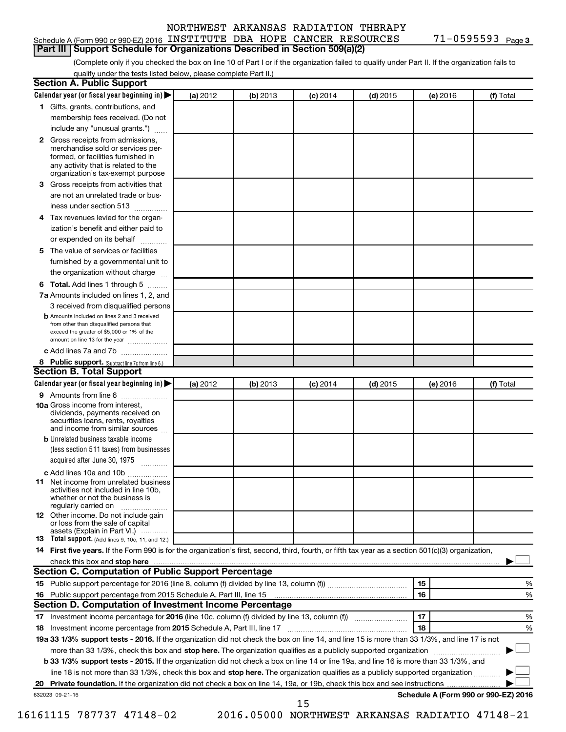Schedule A (Form 990 or 990-EZ) 2016 NORTHWEST ARKANSAS RADIATION THERAPY INSTITUTE DBA HOPE CANCER RESOURCES 71-0595593 Page 3

## Part III | Support Schedule for Organizations Described in Section 509(a)(2)

(Complete only if you checked the box on line 10 of Part I or if the organization failed to qualify under Part II. If the organization fails to qualify under the tests listed below, please complete Part II.)

### Section A. Public Support

| Calendar year (or fiscal year beginning in) ▶ | (a) 2012 | (b) 2013 | (c) 2014 | (d) 2015 | (e) 2016 | (f) Total |
|---|---|---|---|---|---|---|
| **1** Gifts, grants, contributions, and membership fees received. (Do not include any "unusual grants.") | | | | | | |
| **2** Gross receipts from admissions, merchandise sold or services performed, or facilities furnished in any activity that is related to the organization's tax-exempt purpose | | | | | | |
| **3** Gross receipts from activities that are not an unrelated trade or business under section 513 | | | | | | |
| **4** Tax revenues levied for the organization's benefit and either paid to or expended on its behalf | | | | | | |
| **5** The value of services or facilities furnished by a governmental unit to the organization without charge | | | | | | |
| **6 Total.** Add lines 1 through 5 | | | | | | |
| **7a** Amounts included on lines 1, 2, and 3 received from disqualified persons | | | | | | |
| **b** Amounts included on lines 2 and 3 received from other than disqualified persons that exceed the greater of $5,000 or 1% of the amount on line 13 for the year | | | | | | |
| **c** Add lines 7a and 7b | | | | | | |
| **8 Public support.** (Subtract line 7c from line 6.) | | | | | | |

### Section B. Total Support

| Calendar year (or fiscal year beginning in) ▶ | (a) 2012 | (b) 2013 | (c) 2014 | (d) 2015 | (e) 2016 | (f) Total |
|---|---|---|---|---|---|---|
| **9** Amounts from line 6 | | | | | | |
| **10a** Gross income from interest, dividends, payments received on securities loans, rents, royalties and income from similar sources | | | | | | |
| **b** Unrelated business taxable income (less section 511 taxes) from businesses acquired after June 30, 1975 | | | | | | |
| **c** Add lines 10a and 10b | | | | | | |
| **11** Net income from unrelated business activities not included in line 10b, whether or not the business is regularly carried on | | | | | | |
| **12** Other income. Do not include gain or loss from the sale of capital assets (Explain in Part VI.) | | | | | | |
| **13 Total support.** (Add lines 9, 10c, 11, and 12.) | | | | | | |

**14 First five years.** If the Form 990 is for the organization's first, second, third, fourth, or fifth tax year as a section 501(c)(3) organization, check this box and **stop here** ▶ ☐

### Section C. Computation of Public Support Percentage

| | | | |
|---|---|---|---|
| **15** Public support percentage for 2016 (line 8, column (f) divided by line 13, column (f)) | 15 | | % |
| **16** Public support percentage from 2015 Schedule A, Part III, line 15 | 16 | | % |

### Section D. Computation of Investment Income Percentage

| | | | |
|---|---|---|---|
| **17** Investment income percentage for **2016** (line 10c, column (f) divided by line 13, column (f)) | 17 | | % |
| **18** Investment income percentage from **2015** Schedule A, Part III, line 17 | 18 | | % |

**19a 33 1/3% support tests - 2016.** If the organization did not check the box on line 14, and line 15 is more than 33 1/3%, and line 17 is not more than 33 1/3%, check this box and **stop here.** The organization qualifies as a publicly supported organization ▶ ☐

**b 33 1/3% support tests - 2015.** If the organization did not check a box on line 14 or line 19a, and line 16 is more than 33 1/3%, and line 18 is not more than 33 1/3%, check this box and **stop here.** The organization qualifies as a publicly supported organization ▶ ☐

**20 Private foundation.** If the organization did not check a box on line 14, 19a, or 19b, check this box and see instructions ▶ ☐

632023 09-21-16 **Schedule A (Form 990 or 990-EZ) 2016**

16161115 787737 47148-02 2016.05000 NORTHWEST ARKANSAS RADIATIO 47148-21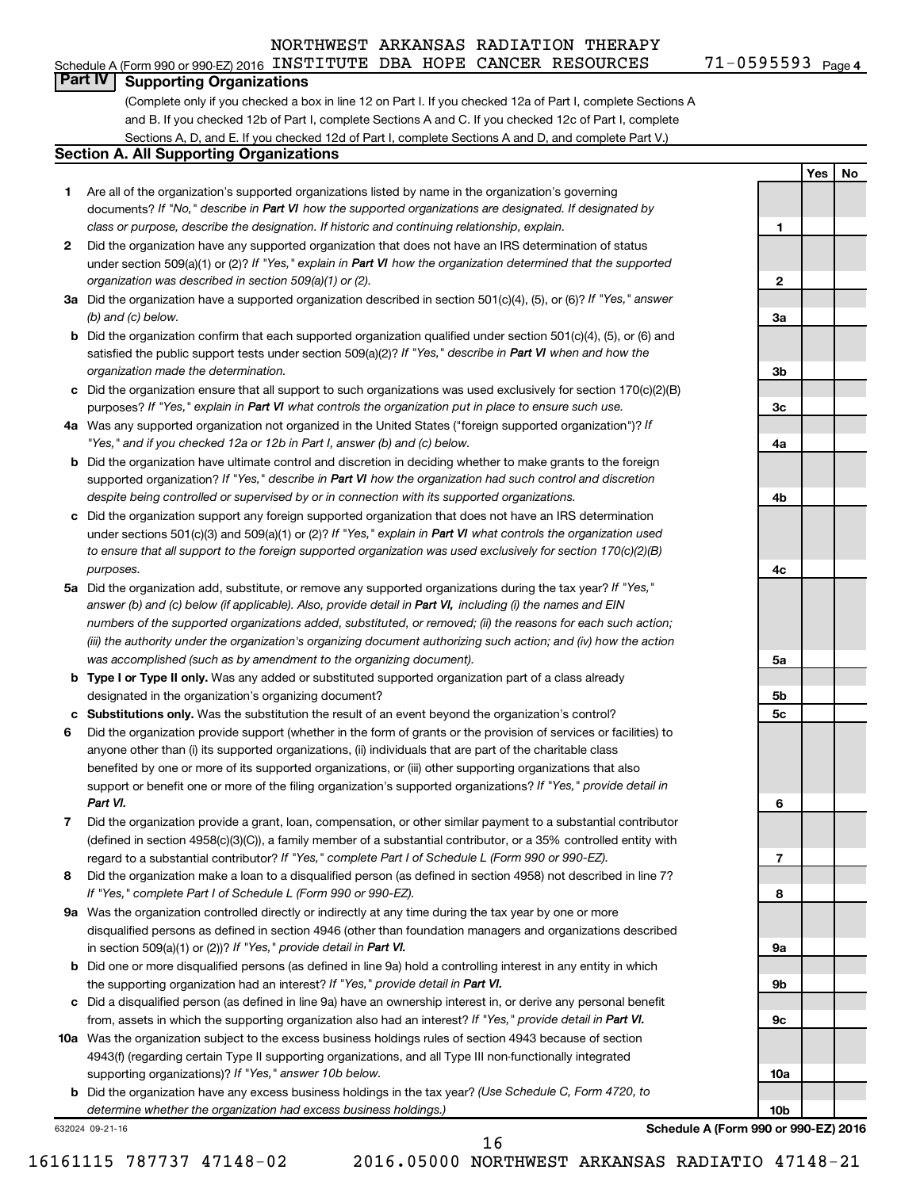Schedule A (Form 990 or 990-EZ) 2016 NORTHWEST ARKANSAS RADIATION THERAPY INSTITUTE DBA HOPE CANCER RESOURCES 71-0595593 Page 4

## Part IV Supporting Organizations

(Complete only if you checked a box in line 12 on Part I. If you checked 12a of Part I, complete Sections A and B. If you checked 12b of Part I, complete Sections A and C. If you checked 12c of Part I, complete Sections A, D, and E. If you checked 12d of Part I, complete Sections A and D, and complete Part V.)

### Section A. All Supporting Organizations

| | | | Yes | No |
|---|---|---|---|---|
| **1** | Are all of the organization's supported organizations listed by name in the organization's governing documents? *If "No," describe in **Part VI** how the supported organizations are designated. If designated by class or purpose, describe the designation. If historic and continuing relationship, explain.* | 1 | | |
| **2** | Did the organization have any supported organization that does not have an IRS determination of status under section 509(a)(1) or (2)? *If "Yes," explain in **Part VI** how the organization determined that the supported organization was described in section 509(a)(1) or (2).* | 2 | | |
| **3a** | Did the organization have a supported organization described in section 501(c)(4), (5), or (6)? *If "Yes," answer (b) and (c) below.* | 3a | | |
| **b** | Did the organization confirm that each supported organization qualified under section 501(c)(4), (5), or (6) and satisfied the public support tests under section 509(a)(2)? *If "Yes," describe in **Part VI** when and how the organization made the determination.* | 3b | | |
| **c** | Did the organization ensure that all support to such organizations was used exclusively for section 170(c)(2)(B) purposes? *If "Yes," explain in **Part VI** what controls the organization put in place to ensure such use.* | 3c | | |
| **4a** | Was any supported organization not organized in the United States ("foreign supported organization")? *If "Yes," and if you checked 12a or 12b in Part I, answer (b) and (c) below.* | 4a | | |
| **b** | Did the organization have ultimate control and discretion in deciding whether to make grants to the foreign supported organization? *If "Yes," describe in **Part VI** how the organization had such control and discretion despite being controlled or supervised by or in connection with its supported organizations.* | 4b | | |
| **c** | Did the organization support any foreign supported organization that does not have an IRS determination under sections 501(c)(3) and 509(a)(1) or (2)? *If "Yes," explain in **Part VI** what controls the organization used to ensure that all support to the foreign supported organization was used exclusively for section 170(c)(2)(B) purposes.* | 4c | | |
| **5a** | Did the organization add, substitute, or remove any supported organizations during the tax year? *If "Yes," answer (b) and (c) below (if applicable). Also, provide detail in **Part VI,** including (i) the names and EIN numbers of the supported organizations added, substituted, or removed; (ii) the reasons for each such action; (iii) the authority under the organization's organizing document authorizing such action; and (iv) how the action was accomplished (such as by amendment to the organizing document).* | 5a | | |
| **b** | **Type I or Type II only.** Was any added or substituted supported organization part of a class already designated in the organization's organizing document? | 5b | | |
| **c** | **Substitutions only.** Was the substitution the result of an event beyond the organization's control? | 5c | | |
| **6** | Did the organization provide support (whether in the form of grants or the provision of services or facilities) to anyone other than (i) its supported organizations, (ii) individuals that are part of the charitable class benefited by one or more of its supported organizations, or (iii) other supporting organizations that also support or benefit one or more of the filing organization's supported organizations? *If "Yes," provide detail in **Part VI.*** | 6 | | |
| **7** | Did the organization provide a grant, loan, compensation, or other similar payment to a substantial contributor (defined in section 4958(c)(3)(C)), a family member of a substantial contributor, or a 35% controlled entity with regard to a substantial contributor? *If "Yes," complete Part I of Schedule L (Form 990 or 990-EZ).* | 7 | | |
| **8** | Did the organization make a loan to a disqualified person (as defined in section 4958) not described in line 7? *If "Yes," complete Part I of Schedule L (Form 990 or 990-EZ).* | 8 | | |
| **9a** | Was the organization controlled directly or indirectly at any time during the tax year by one or more disqualified persons as defined in section 4946 (other than foundation managers and organizations described in section 509(a)(1) or (2))? *If "Yes," provide detail in **Part VI.*** | 9a | | |
| **b** | Did one or more disqualified persons (as defined in line 9a) hold a controlling interest in any entity in which the supporting organization had an interest? *If "Yes," provide detail in **Part VI.*** | 9b | | |
| **c** | Did a disqualified person (as defined in line 9a) have an ownership interest in, or derive any personal benefit from, assets in which the supporting organization also had an interest? *If "Yes," provide detail in **Part VI.*** | 9c | | |
| **10a** | Was the organization subject to the excess business holdings rules of section 4943 because of section 4943(f) (regarding certain Type II supporting organizations, and all Type III non-functionally integrated supporting organizations)? *If "Yes," answer 10b below.* | 10a | | |
| **b** | Did the organization have any excess business holdings in the tax year? *(Use Schedule C, Form 4720, to determine whether the organization had excess business holdings.)* | 10b | | |

632024 09-21-16

**Schedule A (Form 990 or 990-EZ) 2016**

16161115 787737 47148-02 2016.05000 NORTHWEST ARKANSAS RADIATIO 47148-21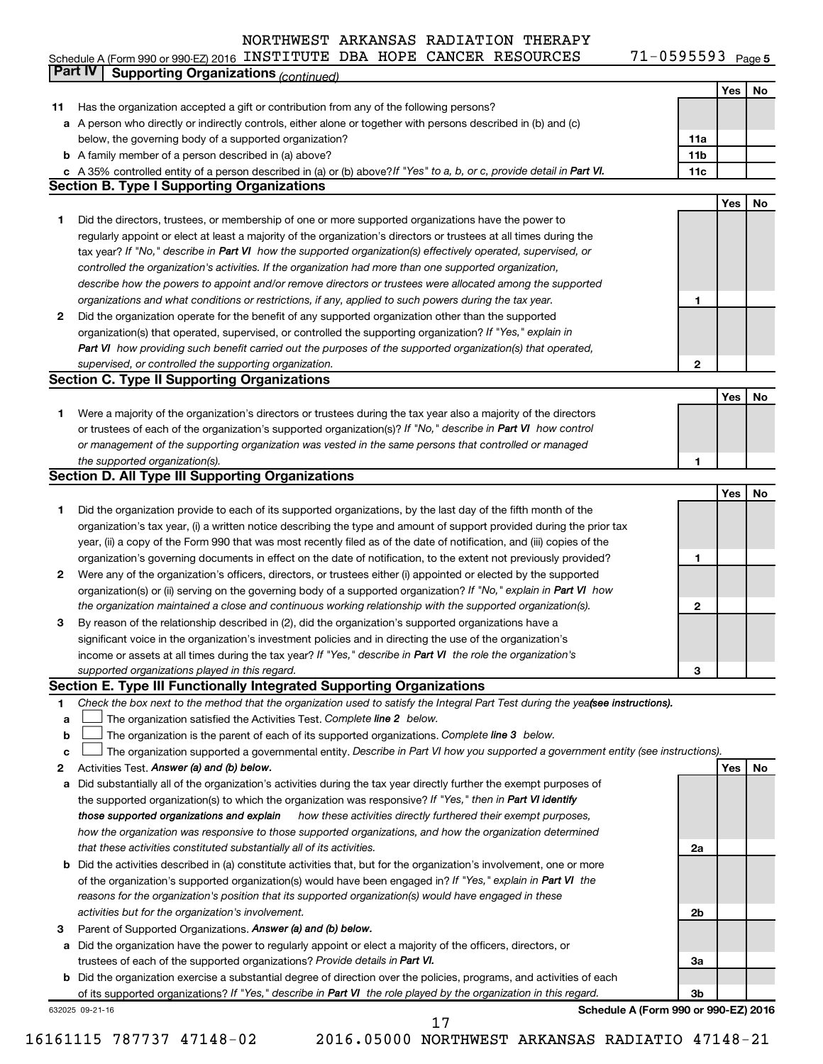NORTHWEST ARKANSAS RADIATION THERAPY

Schedule A (Form 990 or 990-EZ) 2016 INSTITUTE DBA HOPE CANCER RESOURCES 71-0595593 Page 5

## Part IV Supporting Organizations *(continued)*

| | | | Yes | No |
|---|---|---|---|---|
| **11** | Has the organization accepted a gift or contribution from any of the following persons? | | | |
| **a** | A person who directly or indirectly controls, either alone or together with persons described in (b) and (c) below, the governing body of a supported organization? | 11a | | |
| **b** | A family member of a person described in (a) above? | 11b | | |
| **c** | A 35% controlled entity of a person described in (a) or (b) above? *If "Yes" to a, b, or c, provide detail in **Part VI.*** | 11c | | |

### Section B. Type I Supporting Organizations

| | | | Yes | No |
|---|---|---|---|---|
| **1** | Did the directors, trustees, or membership of one or more supported organizations have the power to regularly appoint or elect at least a majority of the organization's directors or trustees at all times during the tax year? *If "No," describe in **Part VI** how the supported organization(s) effectively operated, supervised, or controlled the organization's activities. If the organization had more than one supported organization, describe how the powers to appoint and/or remove directors or trustees were allocated among the supported organizations and what conditions or restrictions, if any, applied to such powers during the tax year.* | 1 | | |
| **2** | Did the organization operate for the benefit of any supported organization other than the supported organization(s) that operated, supervised, or controlled the supporting organization? *If "Yes," explain in **Part VI** how providing such benefit carried out the purposes of the supported organization(s) that operated, supervised, or controlled the supporting organization.* | 2 | | |

### Section C. Type II Supporting Organizations

| | | | Yes | No |
|---|---|---|---|---|
| **1** | Were a majority of the organization's directors or trustees during the tax year also a majority of the directors or trustees of each of the organization's supported organization(s)? *If "No," describe in **Part VI** how control or management of the supporting organization was vested in the same persons that controlled or managed the supported organization(s).* | 1 | | |

### Section D. All Type III Supporting Organizations

| | | | Yes | No |
|---|---|---|---|---|
| **1** | Did the organization provide to each of its supported organizations, by the last day of the fifth month of the organization's tax year, (i) a written notice describing the type and amount of support provided during the prior tax year, (ii) a copy of the Form 990 that was most recently filed as of the date of notification, and (iii) copies of the organization's governing documents in effect on the date of notification, to the extent not previously provided? | 1 | | |
| **2** | Were any of the organization's officers, directors, or trustees either (i) appointed or elected by the supported organization(s) or (ii) serving on the governing body of a supported organization? *If "No," explain in **Part VI** how the organization maintained a close and continuous working relationship with the supported organization(s).* | 2 | | |
| **3** | By reason of the relationship described in (2), did the organization's supported organizations have a significant voice in the organization's investment policies and in directing the use of the organization's income or assets at all times during the tax year? *If "Yes," describe in **Part VI** the role the organization's supported organizations played in this regard.* | 3 | | |

### Section E. Type III Functionally Integrated Supporting Organizations

**1** *Check the box next to the method that the organization used to satisfy the Integral Part Test during the year (see instructions).*

- **a** ☐ The organization satisfied the Activities Test. *Complete **line 2** below.*
- **b** ☐ The organization is the parent of each of its supported organizations. *Complete **line 3** below.*
- **c** ☐ The organization supported a governmental entity. *Describe in Part VI how you supported a government entity (see instructions).*

| | | | Yes | No |
|---|---|---|---|---|
| **2** | Activities Test. ***Answer (a) and (b) below.*** | | | |
| **a** | Did substantially all of the organization's activities during the tax year directly further the exempt purposes of the supported organization(s) to which the organization was responsive? *If "Yes," then in **Part VI identify those supported organizations and explain** how these activities directly furthered their exempt purposes, how the organization was responsive to those supported organizations, and how the organization determined that these activities constituted substantially all of its activities.* | 2a | | |
| **b** | Did the activities described in (a) constitute activities that, but for the organization's involvement, one or more of the organization's supported organization(s) would have been engaged in? *If "Yes," explain in **Part VI** the reasons for the organization's position that its supported organization(s) would have engaged in these activities but for the organization's involvement.* | 2b | | |
| **3** | Parent of Supported Organizations. ***Answer (a) and (b) below.*** | | | |
| **a** | Did the organization have the power to regularly appoint or elect a majority of the officers, directors, or trustees of each of the supported organizations? *Provide details in **Part VI.*** | 3a | | |
| **b** | Did the organization exercise a substantial degree of direction over the policies, programs, and activities of each of its supported organizations? *If "Yes," describe in **Part VI** the role played by the organization in this regard.* | 3b | | |

632025 09-21-16 **Schedule A (Form 990 or 990-EZ) 2016**

16161115 787737 47148-02 2016.05000 NORTHWEST ARKANSAS RADIATIO 47148-21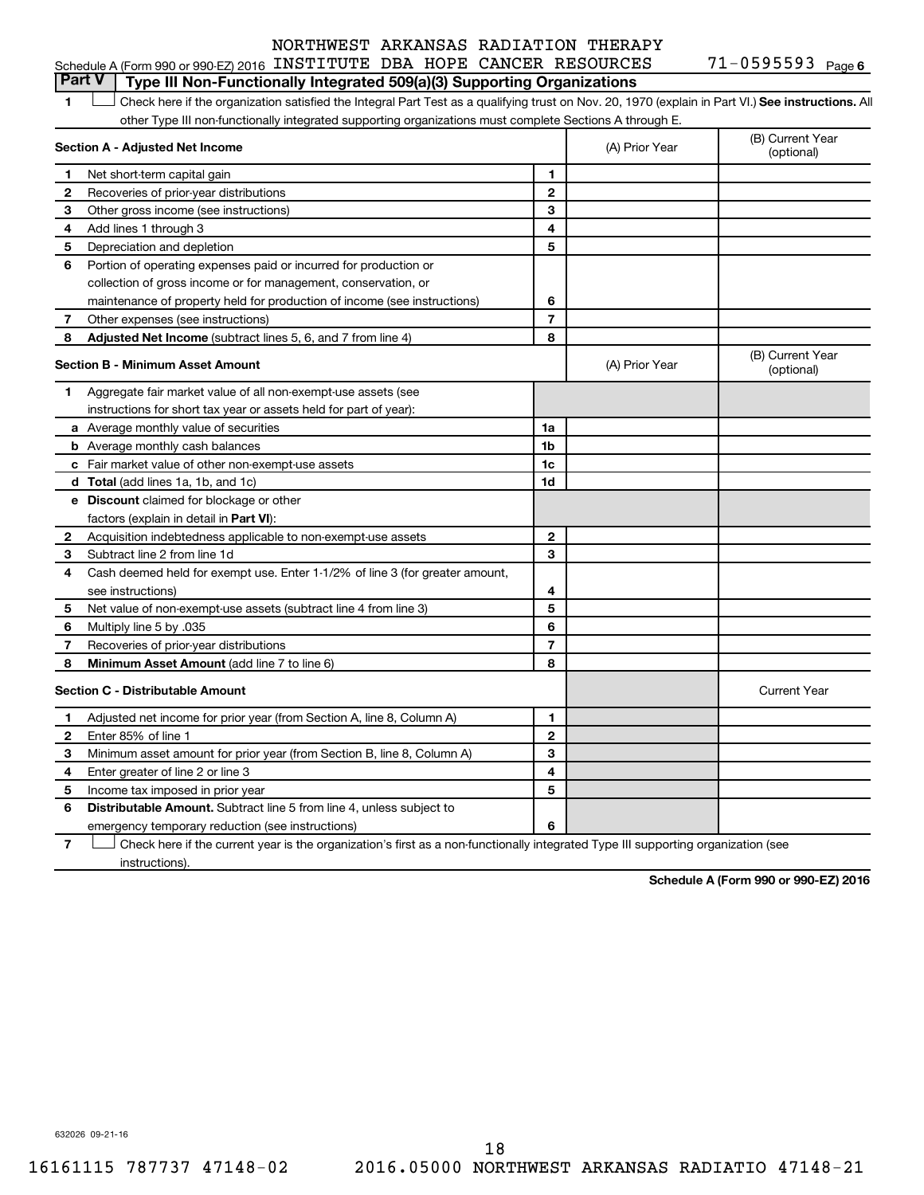NORTHWEST ARKANSAS RADIATION THERAPY

Schedule A (Form 990 or 990-EZ) 2016 INSTITUTE DBA HOPE CANCER RESOURCES 71-0595593 Page 6

## Part V | Type III Non-Functionally Integrated 509(a)(3) Supporting Organizations

1 ☐ Check here if the organization satisfied the Integral Part Test as a qualifying trust on Nov. 20, 1970 (explain in Part VI.) **See instructions.** All other Type III non-functionally integrated supporting organizations must complete Sections A through E.

| **Section A - Adjusted Net Income** | | | (A) Prior Year | (B) Current Year (optional) |
|---|---|---|---|---|
| 1 | Net short-term capital gain | 1 | | |
| 2 | Recoveries of prior-year distributions | 2 | | |
| 3 | Other gross income (see instructions) | 3 | | |
| 4 | Add lines 1 through 3 | 4 | | |
| 5 | Depreciation and depletion | 5 | | |
| 6 | Portion of operating expenses paid or incurred for production or collection of gross income or for management, conservation, or maintenance of property held for production of income (see instructions) | 6 | | |
| 7 | Other expenses (see instructions) | 7 | | |
| 8 | **Adjusted Net Income** (subtract lines 5, 6, and 7 from line 4) | 8 | | |

| **Section B - Minimum Asset Amount** | | | (A) Prior Year | (B) Current Year (optional) |
|---|---|---|---|---|
| 1 | Aggregate fair market value of all non-exempt-use assets (see instructions for short tax year or assets held for part of year): | | | |
| a | Average monthly value of securities | 1a | | |
| b | Average monthly cash balances | 1b | | |
| c | Fair market value of other non-exempt-use assets | 1c | | |
| d | **Total** (add lines 1a, 1b, and 1c) | 1d | | |
| e | **Discount** claimed for blockage or other factors (explain in detail in **Part VI**): | | | |
| 2 | Acquisition indebtedness applicable to non-exempt-use assets | 2 | | |
| 3 | Subtract line 2 from line 1d | 3 | | |
| 4 | Cash deemed held for exempt use. Enter 1-1/2% of line 3 (for greater amount, see instructions) | 4 | | |
| 5 | Net value of non-exempt-use assets (subtract line 4 from line 3) | 5 | | |
| 6 | Multiply line 5 by .035 | 6 | | |
| 7 | Recoveries of prior-year distributions | 7 | | |
| 8 | **Minimum Asset Amount** (add line 7 to line 6) | 8 | | |

| **Section C - Distributable Amount** | | | | Current Year |
|---|---|---|---|---|
| 1 | Adjusted net income for prior year (from Section A, line 8, Column A) | 1 | | |
| 2 | Enter 85% of line 1 | 2 | | |
| 3 | Minimum asset amount for prior year (from Section B, line 8, Column A) | 3 | | |
| 4 | Enter greater of line 2 or line 3 | 4 | | |
| 5 | Income tax imposed in prior year | 5 | | |
| 6 | **Distributable Amount.** Subtract line 5 from line 4, unless subject to emergency temporary reduction (see instructions) | 6 | | |

7 ☐ Check here if the current year is the organization's first as a non-functionally integrated Type III supporting organization (see instructions).

**Schedule A (Form 990 or 990-EZ) 2016**

632026 09-21-16

16161115 787737 47148-02 2016.05000 NORTHWEST ARKANSAS RADIATIO 47148-21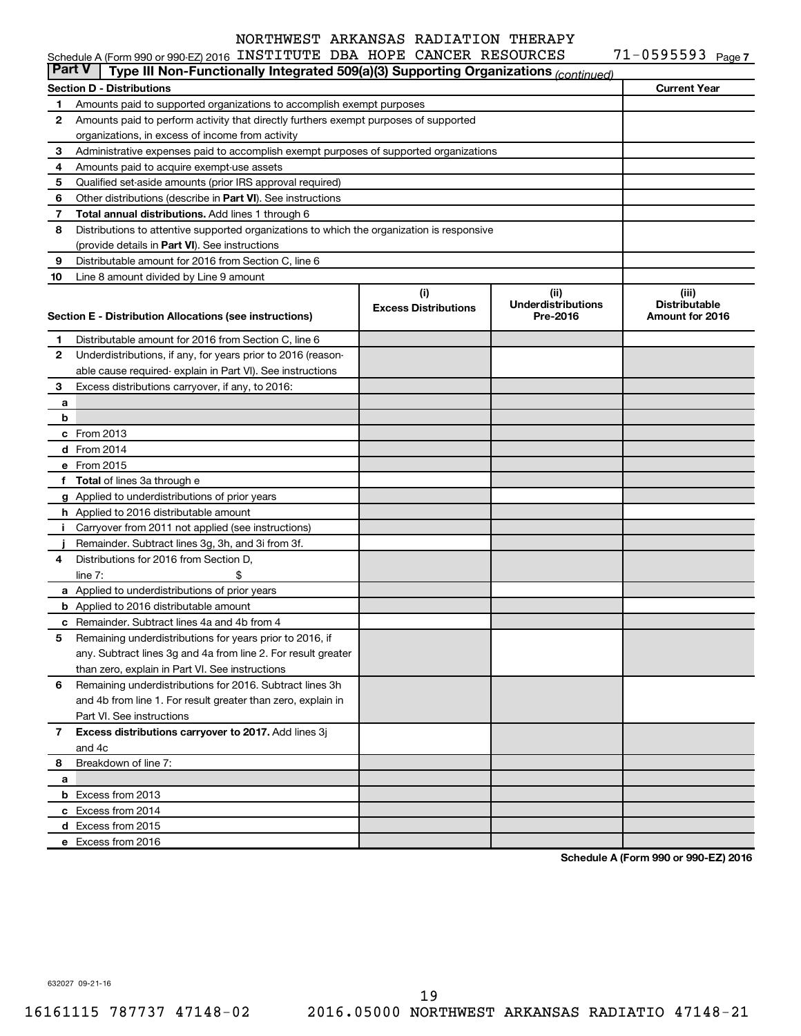NORTHWEST ARKANSAS RADIATION THERAPY

Schedule A (Form 990 or 990-EZ) 2016 INSTITUTE DBA HOPE CANCER RESOURCES 71-0595593 Page 7

**Part V | Type III Non-Functionally Integrated 509(a)(3) Supporting Organizations** *(continued)*

| Section D - Distributions | | Current Year |
|---|---|---|
| 1 | Amounts paid to supported organizations to accomplish exempt purposes | |
| 2 | Amounts paid to perform activity that directly furthers exempt purposes of supported organizations, in excess of income from activity | |
| 3 | Administrative expenses paid to accomplish exempt purposes of supported organizations | |
| 4 | Amounts paid to acquire exempt-use assets | |
| 5 | Qualified set-aside amounts (prior IRS approval required) | |
| 6 | Other distributions (describe in **Part VI**). See instructions | |
| 7 | **Total annual distributions.** Add lines 1 through 6 | |
| 8 | Distributions to attentive supported organizations to which the organization is responsive (provide details in **Part VI**). See instructions | |
| 9 | Distributable amount for 2016 from Section C, line 6 | |
| 10 | Line 8 amount divided by Line 9 amount | |

| | Section E - Distribution Allocations (see instructions) | (i) Excess Distributions | (ii) Underdistributions Pre-2016 | (iii) Distributable Amount for 2016 |
|---|---|---|---|---|
| 1 | Distributable amount for 2016 from Section C, line 6 | | | |
| 2 | Underdistributions, if any, for years prior to 2016 (reasonable cause required- explain in Part VI). See instructions | | | |
| 3 | Excess distributions carryover, if any, to 2016: | | | |
| a | | | | |
| b | | | | |
| c | From 2013 | | | |
| d | From 2014 | | | |
| e | From 2015 | | | |
| f | **Total** of lines 3a through e | | | |
| g | Applied to underdistributions of prior years | | | |
| h | Applied to 2016 distributable amount | | | |
| i | Carryover from 2011 not applied (see instructions) | | | |
| j | Remainder. Subtract lines 3g, 3h, and 3i from 3f. | | | |
| 4 | Distributions for 2016 from Section D, line 7: $ | | | |
| a | Applied to underdistributions of prior years | | | |
| b | Applied to 2016 distributable amount | | | |
| c | Remainder. Subtract lines 4a and 4b from 4 | | | |
| 5 | Remaining underdistributions for years prior to 2016, if any. Subtract lines 3g and 4a from line 2. For result greater than zero, explain in Part VI. See instructions | | | |
| 6 | Remaining underdistributions for 2016. Subtract lines 3h and 4b from line 1. For result greater than zero, explain in Part VI. See instructions | | | |
| 7 | **Excess distributions carryover to 2017.** Add lines 3j and 4c | | | |
| 8 | Breakdown of line 7: | | | |
| a | | | | |
| b | Excess from 2013 | | | |
| c | Excess from 2014 | | | |
| d | Excess from 2015 | | | |
| e | Excess from 2016 | | | |

**Schedule A (Form 990 or 990-EZ) 2016**

632027 09-21-16

16161115 787737 47148-02 2016.05000 NORTHWEST ARKANSAS RADIATIO 47148-21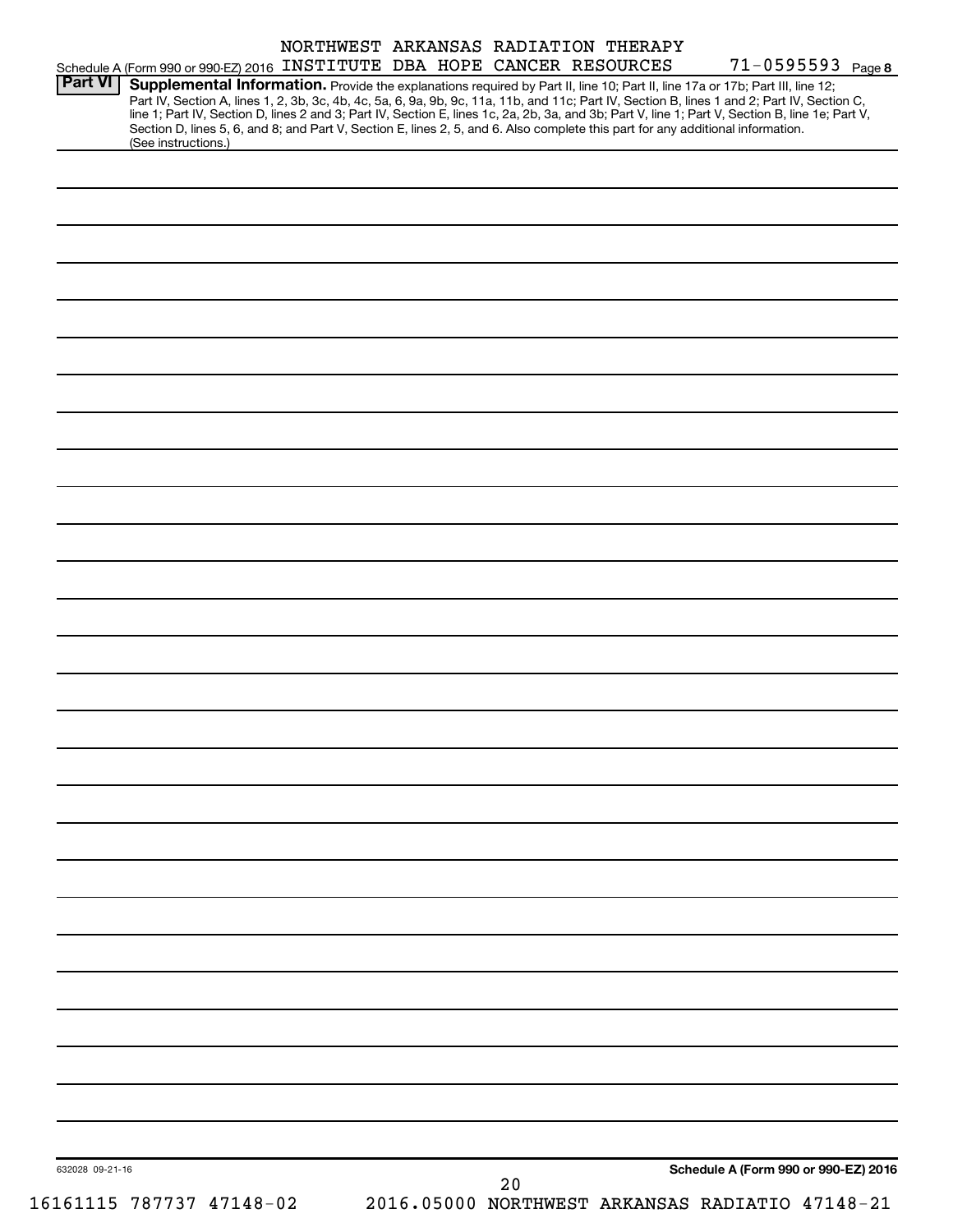NORTHWEST ARKANSAS RADIATION THERAPY

Schedule A (Form 990 or 990-EZ) 2016 INSTITUTE DBA HOPE CANCER RESOURCES 71-0595593 Page 8

**Part VI** **Supplemental Information.** Provide the explanations required by Part II, line 10; Part II, line 17a or 17b; Part III, line 12; Part IV, Section A, lines 1, 2, 3b, 3c, 4b, 4c, 5a, 6, 9a, 9b, 9c, 11a, 11b, and 11c; Part IV, Section B, lines 1 and 2; Part IV, Section C, line 1; Part IV, Section D, lines 2 and 3; Part IV, Section E, lines 1c, 2a, 2b, 3a, and 3b; Part V, line 1; Part V, Section B, line 1e; Part V, Section D, lines 5, 6, and 8; and Part V, Section E, lines 2, 5, and 6. Also complete this part for any additional information. (See instructions.)

632028 09-21-16 **Schedule A (Form 990 or 990-EZ) 2016**

20

16161115 787737 47148-02 2016.05000 NORTHWEST ARKANSAS RADIATIO 47148-21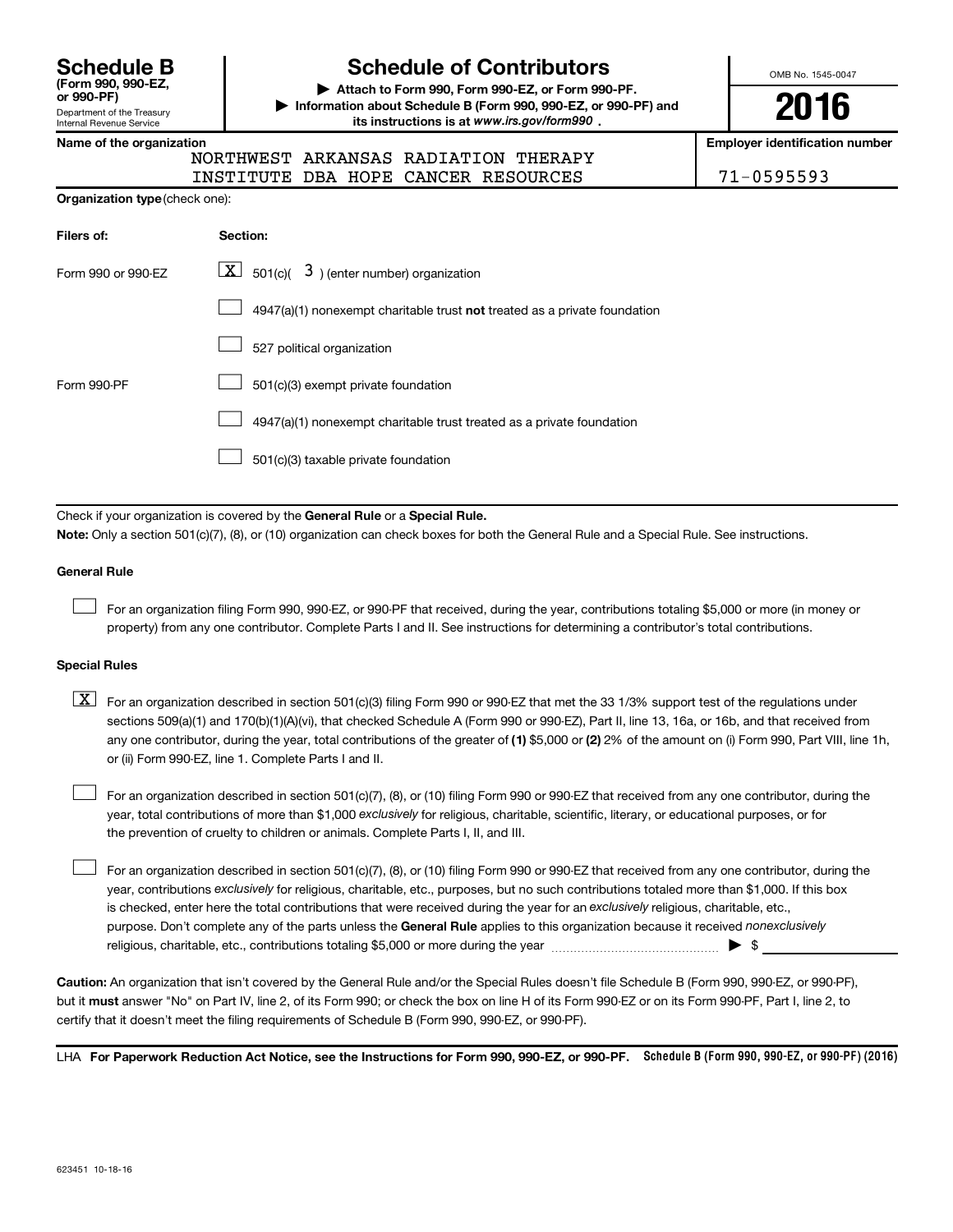# Schedule B

**(Form 990, 990-EZ, or 990-PF)**

Department of the Treasury
Internal Revenue Service

# Schedule of Contributors

▶ **Attach to Form 990, Form 990-EZ, or Form 990-PF.**

▶ **Information about Schedule B (Form 990, 990-EZ, or 990-PF) and its instructions is at *www.irs.gov/form990*.**

OMB No. 1545-0047

**2016**

**Name of the organization**

NORTHWEST ARKANSAS RADIATION THERAPY
INSTITUTE DBA HOPE CANCER RESOURCES

**Employer identification number**

71-0595593

**Organization type** (check one):

| **Filers of:** | **Section:** |
|---|---|
| Form 990 or 990-EZ | [X] 501(c)( 3 ) (enter number) organization |
| | [ ] 4947(a)(1) nonexempt charitable trust **not** treated as a private foundation |
| | [ ] 527 political organization |
| Form 990-PF | [ ] 501(c)(3) exempt private foundation |
| | [ ] 4947(a)(1) nonexempt charitable trust treated as a private foundation |
| | [ ] 501(c)(3) taxable private foundation |

Check if your organization is covered by the **General Rule** or a **Special Rule.**

**Note:** Only a section 501(c)(7), (8), or (10) organization can check boxes for both the General Rule and a Special Rule. See instructions.

**General Rule**

[ ] For an organization filing Form 990, 990-EZ, or 990-PF that received, during the year, contributions totaling $5,000 or more (in money or property) from any one contributor. Complete Parts I and II. See instructions for determining a contributor's total contributions.

**Special Rules**

[X] For an organization described in section 501(c)(3) filing Form 990 or 990-EZ that met the 33 1/3% support test of the regulations under sections 509(a)(1) and 170(b)(1)(A)(vi), that checked Schedule A (Form 990 or 990-EZ), Part II, line 13, 16a, or 16b, and that received from any one contributor, during the year, total contributions of the greater of **(1)** $5,000 or **(2)** 2% of the amount on (i) Form 990, Part VIII, line 1h, or (ii) Form 990-EZ, line 1. Complete Parts I and II.

[ ] For an organization described in section 501(c)(7), (8), or (10) filing Form 990 or 990-EZ that received from any one contributor, during the year, total contributions of more than $1,000 *exclusively* for religious, charitable, scientific, literary, or educational purposes, or for the prevention of cruelty to children or animals. Complete Parts I, II, and III.

[ ] For an organization described in section 501(c)(7), (8), or (10) filing Form 990 or 990-EZ that received from any one contributor, during the year, contributions *exclusively* for religious, charitable, etc., purposes, but no such contributions totaled more than $1,000. If this box is checked, enter here the total contributions that were received during the year for an *exclusively* religious, charitable, etc., purpose. Don't complete any of the parts unless the **General Rule** applies to this organization because it received *nonexclusively* religious, charitable, etc., contributions totaling $5,000 or more during the year ▶ $

**Caution:** An organization that isn't covered by the General Rule and/or the Special Rules doesn't file Schedule B (Form 990, 990-EZ, or 990-PF), but it **must** answer "No" on Part IV, line 2, of its Form 990; or check the box on line H of its Form 990-EZ or on its Form 990-PF, Part I, line 2, to certify that it doesn't meet the filing requirements of Schedule B (Form 990, 990-EZ, or 990-PF).

LHA **For Paperwork Reduction Act Notice, see the Instructions for Form 990, 990-EZ, or 990-PF.** **Schedule B (Form 990, 990-EZ, or 990-PF) (2016)**

623451 10-18-16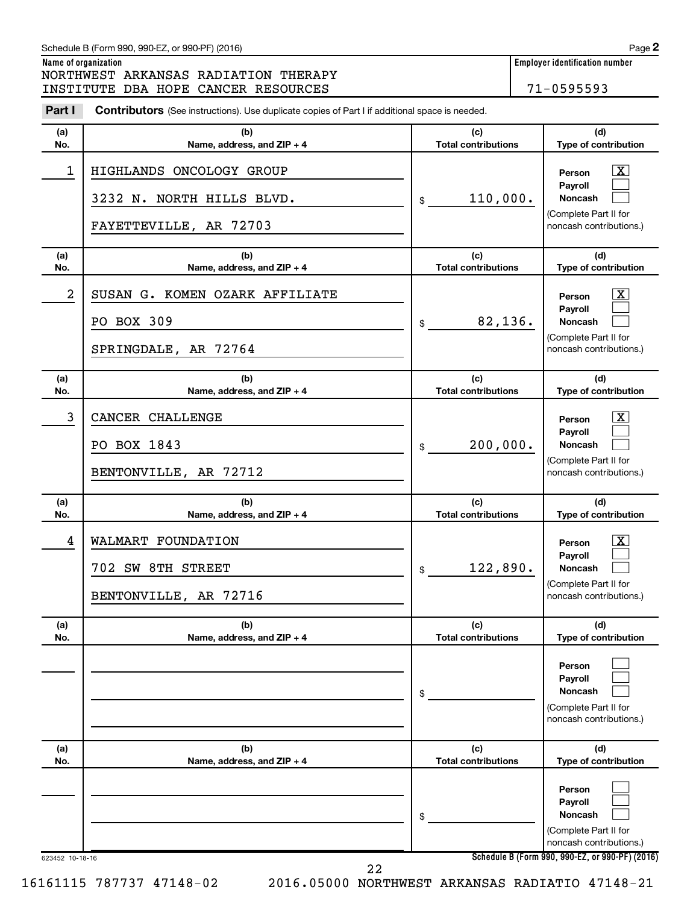Schedule B (Form 990, 990-EZ, or 990-PF) (2016)

**Name of organization**

NORTHWEST ARKANSAS RADIATION THERAPY INSTITUTE DBA HOPE CANCER RESOURCES

**Employer identification number**

71-0595593

**Part I** **Contributors** (See instructions). Use duplicate copies of Part I if additional space is needed.

| (a) No. | (b) Name, address, and ZIP + 4 | (c) Total contributions | (d) Type of contribution |
|---|---|---|---|
| 1 | HIGHLANDS ONCOLOGY GROUP<br>3232 N. NORTH HILLS BLVD.<br>FAYETTEVILLE, AR 72703 | $ 110,000. | Person [X]<br>Payroll [ ]<br>Noncash [ ]<br>(Complete Part II for noncash contributions.) |
| 2 | SUSAN G. KOMEN OZARK AFFILIATE<br>PO BOX 309<br>SPRINGDALE, AR 72764 | $ 82,136. | Person [X]<br>Payroll [ ]<br>Noncash [ ]<br>(Complete Part II for noncash contributions.) |
| 3 | CANCER CHALLENGE<br>PO BOX 1843<br>BENTONVILLE, AR 72712 | $ 200,000. | Person [X]<br>Payroll [ ]<br>Noncash [ ]<br>(Complete Part II for noncash contributions.) |
| 4 | WALMART FOUNDATION<br>702 SW 8TH STREET<br>BENTONVILLE, AR 72716 | $ 122,890. | Person [X]<br>Payroll [ ]<br>Noncash [ ]<br>(Complete Part II for noncash contributions.) |
| | | $ | Person [ ]<br>Payroll [ ]<br>Noncash [ ]<br>(Complete Part II for noncash contributions.) |
| | | $ | Person [ ]<br>Payroll [ ]<br>Noncash [ ]<br>(Complete Part II for noncash contributions.) |

623452 10-18-16

**Schedule B (Form 990, 990-EZ, or 990-PF) (2016)**

16161115 787737 47148-02 2016.05000 NORTHWEST ARKANSAS RADIATIO 47148-21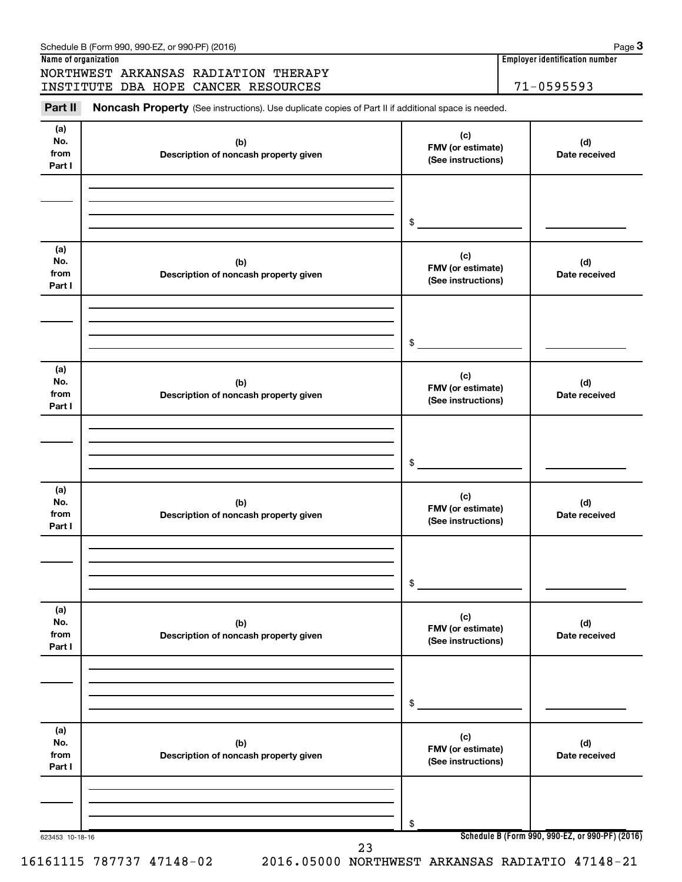Schedule B (Form 990, 990-EZ, or 990-PF) (2016)

**Name of organization**

NORTHWEST ARKANSAS RADIATION THERAPY INSTITUTE DBA HOPE CANCER RESOURCES

**Employer identification number**

71-0595593

**Part II** **Noncash Property** (See instructions). Use duplicate copies of Part II if additional space is needed.

| (a) No. from Part I | (b) Description of noncash property given | (c) FMV (or estimate) (See instructions) | (d) Date received |
|---|---|---|---|
| | | $ | |

| (a) No. from Part I | (b) Description of noncash property given | (c) FMV (or estimate) (See instructions) | (d) Date received |
|---|---|---|---|
| | | $ | |

| (a) No. from Part I | (b) Description of noncash property given | (c) FMV (or estimate) (See instructions) | (d) Date received |
|---|---|---|---|
| | | $ | |

| (a) No. from Part I | (b) Description of noncash property given | (c) FMV (or estimate) (See instructions) | (d) Date received |
|---|---|---|---|
| | | $ | |

| (a) No. from Part I | (b) Description of noncash property given | (c) FMV (or estimate) (See instructions) | (d) Date received |
|---|---|---|---|
| | | $ | |

| (a) No. from Part I | (b) Description of noncash property given | (c) FMV (or estimate) (See instructions) | (d) Date received |
|---|---|---|---|
| | | $ | |

623453 10-18-16

**Schedule B (Form 990, 990-EZ, or 990-PF) (2016)**

16161115 787737 47148-02 2016.05000 NORTHWEST ARKANSAS RADIATIO 47148-21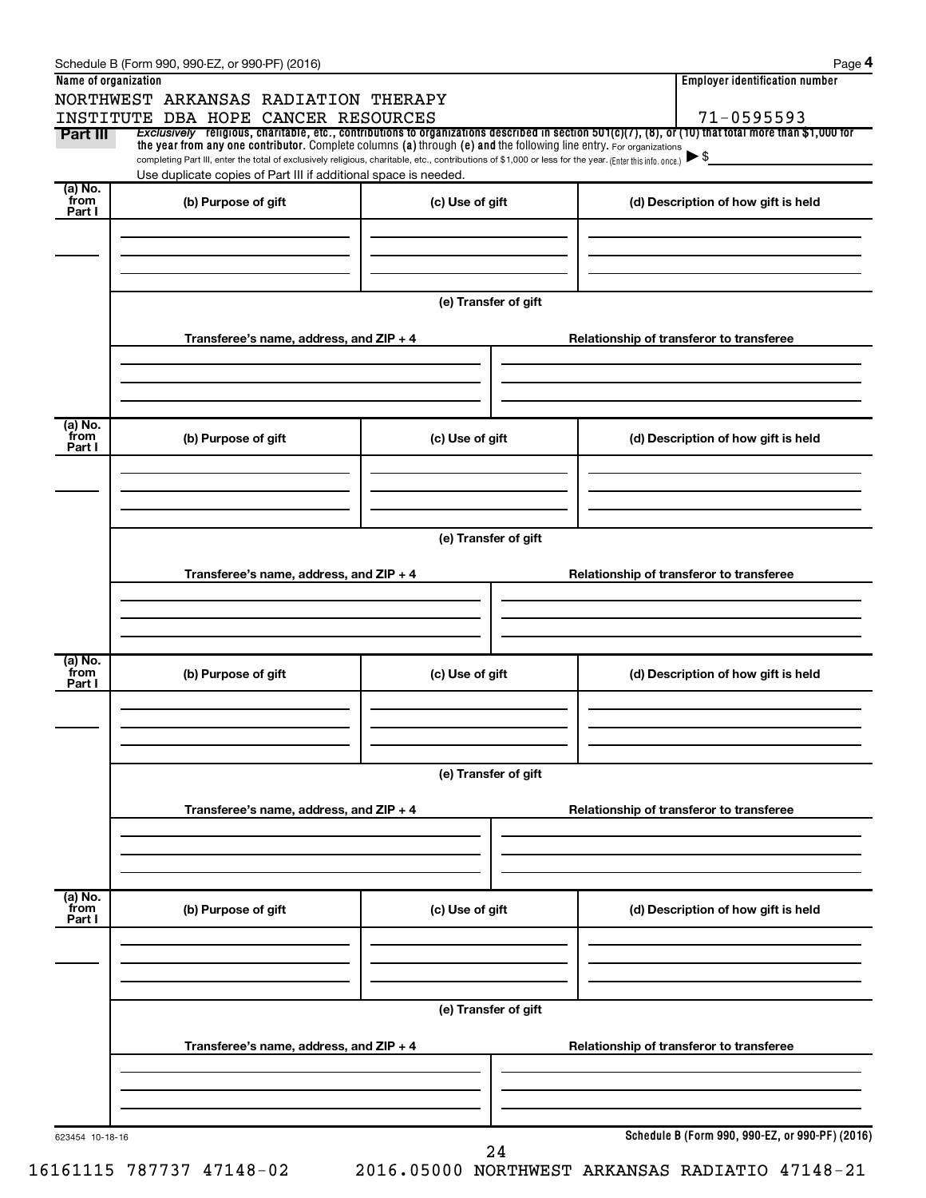Schedule B (Form 990, 990-EZ, or 990-PF) (2016) Page **4**

**Name of organization**

NORTHWEST ARKANSAS RADIATION THERAPY INSTITUTE DBA HOPE CANCER RESOURCES

**Employer identification number**

71-0595593

**Part III** *Exclusively* religious, charitable, etc., contributions to organizations described in section 501(c)(7), (8), or (10) that total more than $1,000 for the year from any one contributor. Complete columns (a) through (e) and the following line entry. For organizations completing Part III, enter the total of exclusively religious, charitable, etc., contributions of $1,000 or less for the year. (Enter this info. once.) ▶ $

Use duplicate copies of Part III if additional space is needed.

| (a) No. from Part I | (b) Purpose of gift | (c) Use of gift | (d) Description of how gift is held |
|---|---|---|---|
| | | | |

(e) Transfer of gift

| Transferee's name, address, and ZIP + 4 | Relationship of transferor to transferee |
|---|---|
| | |

| (a) No. from Part I | (b) Purpose of gift | (c) Use of gift | (d) Description of how gift is held |
|---|---|---|---|
| | | | |

(e) Transfer of gift

| Transferee's name, address, and ZIP + 4 | Relationship of transferor to transferee |
|---|---|
| | |

| (a) No. from Part I | (b) Purpose of gift | (c) Use of gift | (d) Description of how gift is held |
|---|---|---|---|
| | | | |

(e) Transfer of gift

| Transferee's name, address, and ZIP + 4 | Relationship of transferor to transferee |
|---|---|
| | |

| (a) No. from Part I | (b) Purpose of gift | (c) Use of gift | (d) Description of how gift is held |
|---|---|---|---|
| | | | |

(e) Transfer of gift

| Transferee's name, address, and ZIP + 4 | Relationship of transferor to transferee |
|---|---|
| | |

623454 10-18-16

**Schedule B (Form 990, 990-EZ, or 990-PF) (2016)**

16161115 787737 47148-02 2016.05000 NORTHWEST ARKANSAS RADIATIO 47148-21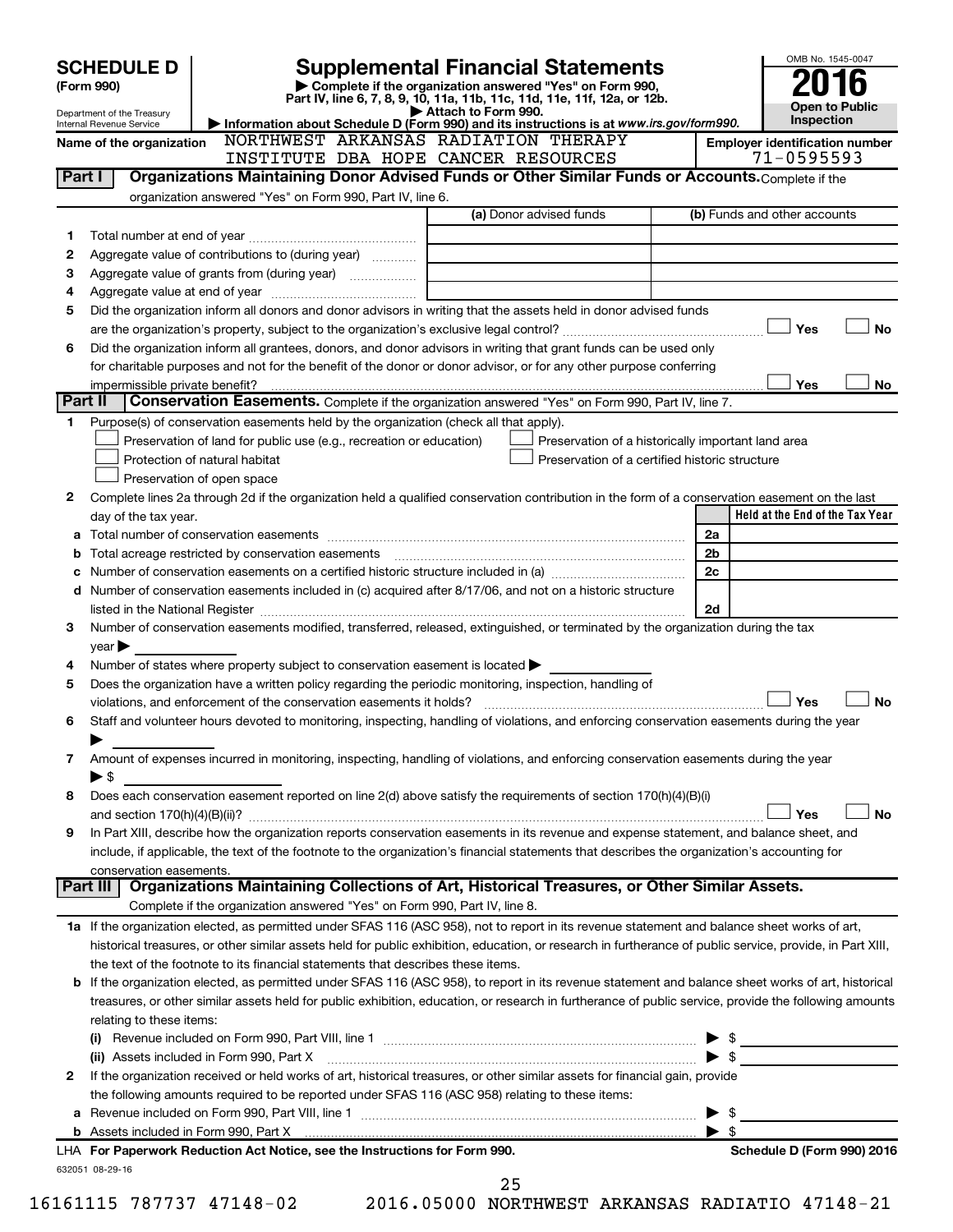**SCHEDULE D (Form 990)**

Department of the Treasury
Internal Revenue Service

# Supplemental Financial Statements

▶ Complete if the organization answered "Yes" on Form 990, Part IV, line 6, 7, 8, 9, 10, 11a, 11b, 11c, 11d, 11e, 11f, 12a, or 12b.
▶ Attach to Form 990.
▶ Information about Schedule D (Form 990) and its instructions is at *www.irs.gov/form990*.

OMB No. 1545-0047
**2016**
**Open to Public Inspection**

**Name of the organization** NORTHWEST ARKANSAS RADIATION THERAPY INSTITUTE DBA HOPE CANCER RESOURCES

**Employer identification number** 71-0595593

**Part I — Organizations Maintaining Donor Advised Funds or Other Similar Funds or Accounts.** Complete if the organization answered "Yes" on Form 990, Part IV, line 6.

| | | (a) Donor advised funds | (b) Funds and other accounts |
|---|---|---|---|
| 1 | Total number at end of year | | |
| 2 | Aggregate value of contributions to (during year) | | |
| 3 | Aggregate value of grants from (during year) | | |
| 4 | Aggregate value at end of year | | |

5 Did the organization inform all donors and donor advisors in writing that the assets held in donor advised funds are the organization's property, subject to the organization's exclusive legal control? ☐ Yes ☐ No

6 Did the organization inform all grantees, donors, and donor advisors in writing that grant funds can be used only for charitable purposes and not for the benefit of the donor or donor advisor, or for any other purpose conferring impermissible private benefit? ☐ Yes ☐ No

**Part II — Conservation Easements.** Complete if the organization answered "Yes" on Form 990, Part IV, line 7.

1 Purpose(s) of conservation easements held by the organization (check all that apply).
- ☐ Preservation of land for public use (e.g., recreation or education)
- ☐ Preservation of a historically important land area
- ☐ Protection of natural habitat
- ☐ Preservation of a certified historic structure
- ☐ Preservation of open space

2 Complete lines 2a through 2d if the organization held a qualified conservation contribution in the form of a conservation easement on the last day of the tax year.

| | | | Held at the End of the Tax Year |
|---|---|---|---|
| a | Total number of conservation easements | 2a | |
| b | Total acreage restricted by conservation easements | 2b | |
| c | Number of conservation easements on a certified historic structure included in (a) | 2c | |
| d | Number of conservation easements included in (c) acquired after 8/17/06, and not on a historic structure listed in the National Register | 2d | |

3 Number of conservation easements modified, transferred, released, extinguished, or terminated by the organization during the tax year ▶

4 Number of states where property subject to conservation easement is located ▶

5 Does the organization have a written policy regarding the periodic monitoring, inspection, handling of violations, and enforcement of the conservation easements it holds? ☐ Yes ☐ No

6 Staff and volunteer hours devoted to monitoring, inspecting, handling of violations, and enforcing conservation easements during the year ▶

7 Amount of expenses incurred in monitoring, inspecting, handling of violations, and enforcing conservation easements during the year ▶ $

8 Does each conservation easement reported on line 2(d) above satisfy the requirements of section 170(h)(4)(B)(i) and section 170(h)(4)(B)(ii)? ☐ Yes ☐ No

9 In Part XIII, describe how the organization reports conservation easements in its revenue and expense statement, and balance sheet, and include, if applicable, the text of the footnote to the organization's financial statements that describes the organization's accounting for conservation easements.

**Part III — Organizations Maintaining Collections of Art, Historical Treasures, or Other Similar Assets.** Complete if the organization answered "Yes" on Form 990, Part IV, line 8.

1a If the organization elected, as permitted under SFAS 116 (ASC 958), not to report in its revenue statement and balance sheet works of art, historical treasures, or other similar assets held for public exhibition, education, or research in furtherance of public service, provide, in Part XIII, the text of the footnote to its financial statements that describes these items.

b If the organization elected, as permitted under SFAS 116 (ASC 958), to report in its revenue statement and balance sheet works of art, historical treasures, or other similar assets held for public exhibition, education, or research in furtherance of public service, provide the following amounts relating to these items:

(i) Revenue included on Form 990, Part VIII, line 1 ▶ $

(ii) Assets included in Form 990, Part X ▶ $

2 If the organization received or held works of art, historical treasures, or other similar assets for financial gain, provide the following amounts required to be reported under SFAS 116 (ASC 958) relating to these items:

a Revenue included on Form 990, Part VIII, line 1 ▶ $

b Assets included in Form 990, Part X ▶ $

LHA **For Paperwork Reduction Act Notice, see the Instructions for Form 990.** **Schedule D (Form 990) 2016**

632051 08-29-16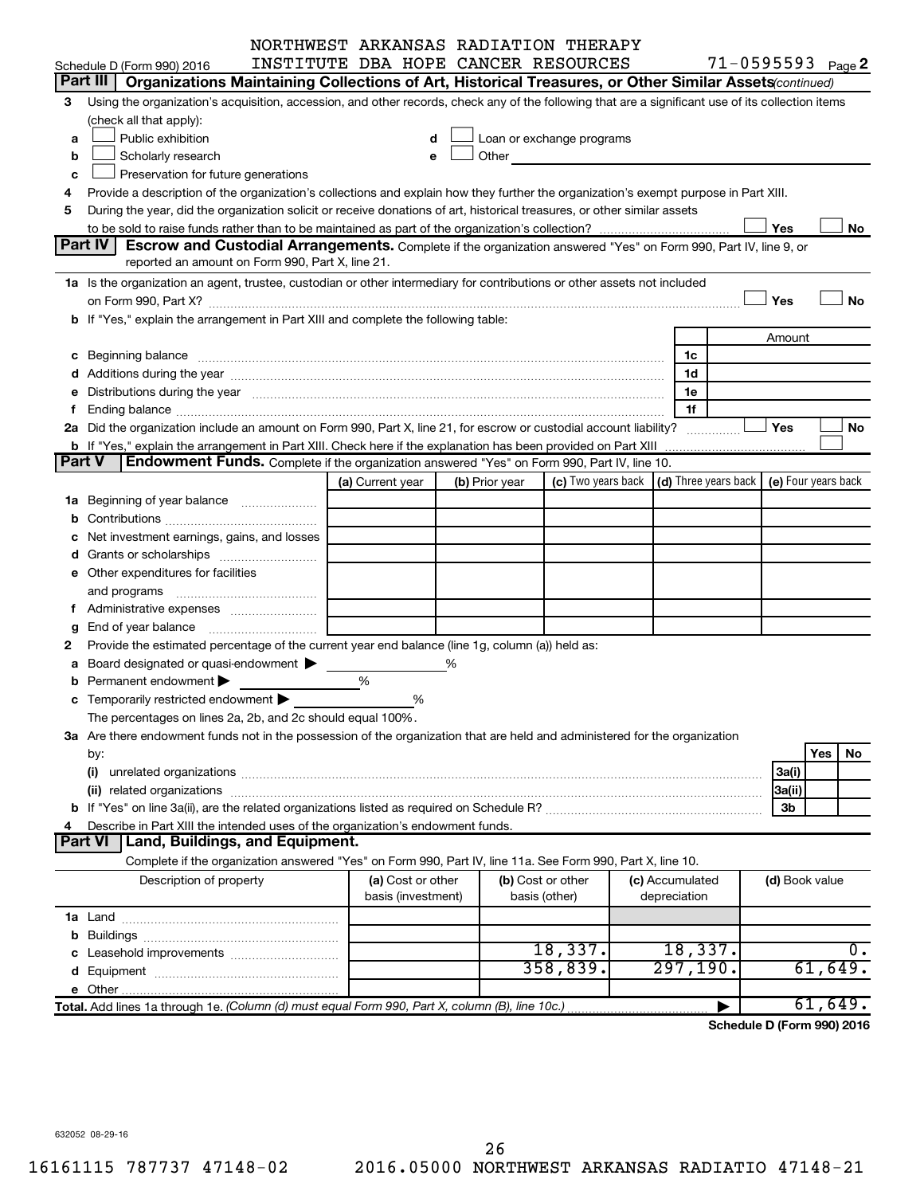NORTHWEST ARKANSAS RADIATION THERAPY INSTITUTE DBA HOPE CANCER RESOURCES 71-0595593

Schedule D (Form 990) 2016 Page 2

## Part III Organizations Maintaining Collections of Art, Historical Treasures, or Other Similar Assets *(continued)*

3 Using the organization's acquisition, accession, and other records, check any of the following that are a significant use of its collection items (check all that apply):

- a ☐ Public exhibition
- b ☐ Scholarly research
- c ☐ Preservation for future generations
- d ☐ Loan or exchange programs
- e ☐ Other

4 Provide a description of the organization's collections and explain how they further the organization's exempt purpose in Part XIII.

5 During the year, did the organization solicit or receive donations of art, historical treasures, or other similar assets to be sold to raise funds rather than to be maintained as part of the organization's collection? ☐ Yes ☐ No

## Part IV Escrow and Custodial Arrangements.

Complete if the organization answered "Yes" on Form 990, Part IV, line 9, or reported an amount on Form 990, Part X, line 21.

1a Is the organization an agent, trustee, custodian or other intermediary for contributions or other assets not included on Form 990, Part X? ☐ Yes ☐ No

b If "Yes," explain the arrangement in Part XIII and complete the following table:

| | | Amount |
|---|---|---|
| c Beginning balance | 1c | |
| d Additions during the year | 1d | |
| e Distributions during the year | 1e | |
| f Ending balance | 1f | |

2a Did the organization include an amount on Form 990, Part X, line 21, for escrow or custodial account liability? ☐ Yes ☐ No

b If "Yes," explain the arrangement in Part XIII. Check here if the explanation has been provided on Part XIII ☐

## Part V Endowment Funds.

Complete if the organization answered "Yes" on Form 990, Part IV, line 10.

| | (a) Current year | (b) Prior year | (c) Two years back | (d) Three years back | (e) Four years back |
|---|---|---|---|---|---|
| 1a Beginning of year balance | | | | | |
| b Contributions | | | | | |
| c Net investment earnings, gains, and losses | | | | | |
| d Grants or scholarships | | | | | |
| e Other expenditures for facilities and programs | | | | | |
| f Administrative expenses | | | | | |
| g End of year balance | | | | | |

2 Provide the estimated percentage of the current year end balance (line 1g, column (a)) held as:

- a Board designated or quasi-endowment ▶ %
- b Permanent endowment ▶ %
- c Temporarily restricted endowment ▶ %

The percentages on lines 2a, 2b, and 2c should equal 100%.

3a Are there endowment funds not in the possession of the organization that are held and administered for the organization by:

| | | Yes | No |
|---|---|---|---|
| (i) unrelated organizations | 3a(i) | | |
| (ii) related organizations | 3a(ii) | | |
| b If "Yes" on line 3a(ii), are the related organizations listed as required on Schedule R? | 3b | | |

4 Describe in Part XIII the intended uses of the organization's endowment funds.

## Part VI Land, Buildings, and Equipment.

Complete if the organization answered "Yes" on Form 990, Part IV, line 11a. See Form 990, Part X, line 10.

| Description of property | (a) Cost or other basis (investment) | (b) Cost or other basis (other) | (c) Accumulated depreciation | (d) Book value |
|---|---|---|---|---|
| 1a Land | | | | |
| b Buildings | | | | |
| c Leasehold improvements | | 18,337. | 18,337. | 0. |
| d Equipment | | 358,839. | 297,190. | 61,649. |
| e Other | | | | |
| Total. Add lines 1a through 1e. *(Column (d) must equal Form 990, Part X, column (B), line 10c.)* ▶ | | | | 61,649. |

Schedule D (Form 990) 2016

632052 08-29-16

16161115 787737 47148-02 2016.05000 NORTHWEST ARKANSAS RADIATIO 47148-21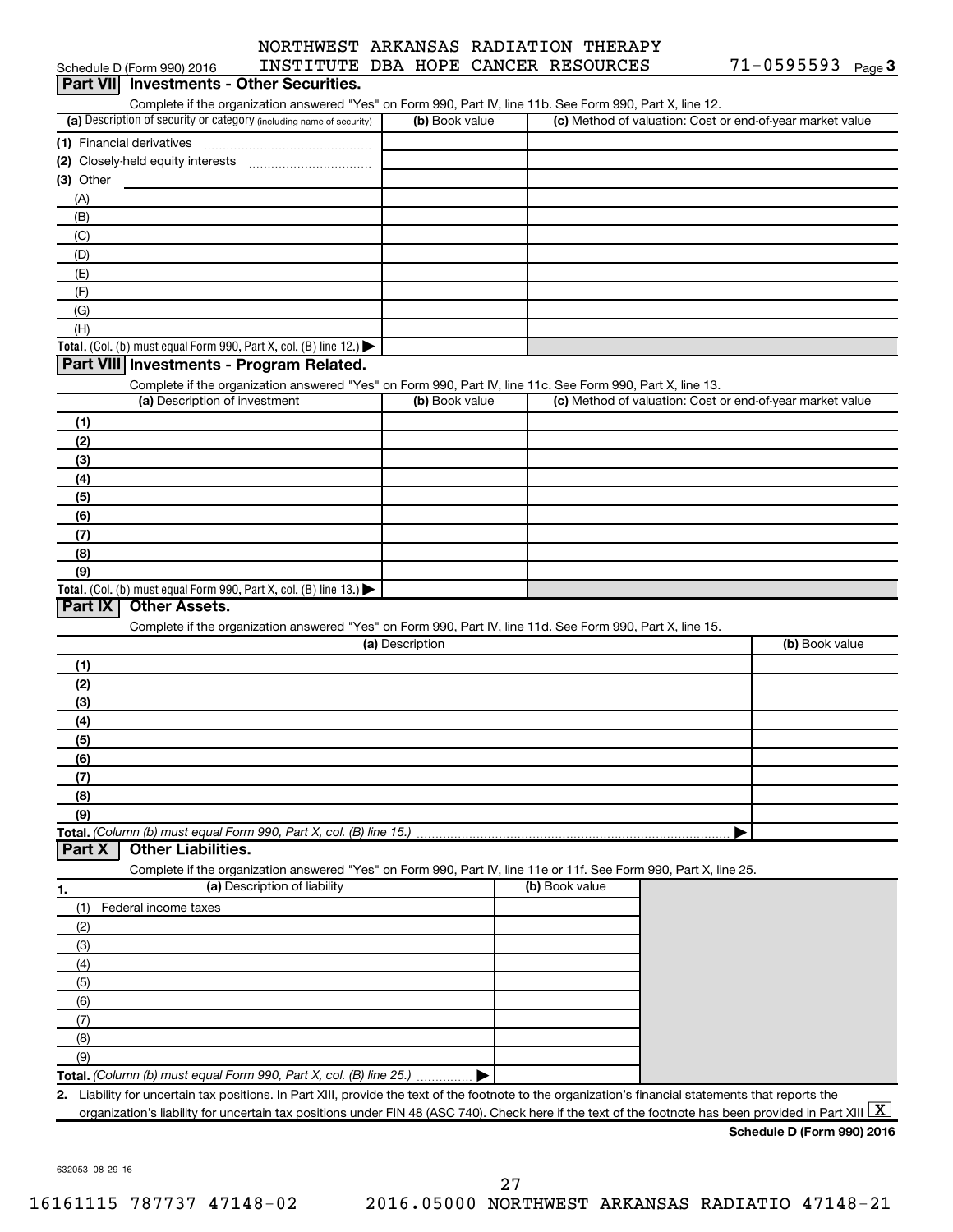NORTHWEST ARKANSAS RADIATION THERAPY INSTITUTE DBA HOPE CANCER RESOURCES 71-0595593

Schedule D (Form 990) 2016 Page 3

## Part VII Investments - Other Securities.

Complete if the organization answered "Yes" on Form 990, Part IV, line 11b. See Form 990, Part X, line 12.

| (a) Description of security or category (including name of security) | (b) Book value | (c) Method of valuation: Cost or end-of-year market value |
|---|---|---|
| (1) Financial derivatives | | |
| (2) Closely-held equity interests | | |
| (3) Other | | |
| (A) | | |
| (B) | | |
| (C) | | |
| (D) | | |
| (E) | | |
| (F) | | |
| (G) | | |
| (H) | | |
| **Total.** (Col. (b) must equal Form 990, Part X, col. (B) line 12.) ▶ | | |

## Part VIII Investments - Program Related.

Complete if the organization answered "Yes" on Form 990, Part IV, line 11c. See Form 990, Part X, line 13.

| (a) Description of investment | (b) Book value | (c) Method of valuation: Cost or end-of-year market value |
|---|---|---|
| (1) | | |
| (2) | | |
| (3) | | |
| (4) | | |
| (5) | | |
| (6) | | |
| (7) | | |
| (8) | | |
| (9) | | |
| **Total.** (Col. (b) must equal Form 990, Part X, col. (B) line 13.) ▶ | | |

## Part IX Other Assets.

Complete if the organization answered "Yes" on Form 990, Part IV, line 11d. See Form 990, Part X, line 15.

| (a) Description | (b) Book value |
|---|---|
| (1) | |
| (2) | |
| (3) | |
| (4) | |
| (5) | |
| (6) | |
| (7) | |
| (8) | |
| (9) | |
| **Total.** *(Column (b) must equal Form 990, Part X, col. (B) line 15.)* ▶ | |

## Part X Other Liabilities.

Complete if the organization answered "Yes" on Form 990, Part IV, line 11e or 11f. See Form 990, Part X, line 25.

| 1. (a) Description of liability | (b) Book value |
|---|---|
| (1) Federal income taxes | |
| (2) | |
| (3) | |
| (4) | |
| (5) | |
| (6) | |
| (7) | |
| (8) | |
| (9) | |
| **Total.** *(Column (b) must equal Form 990, Part X, col. (B) line 25.)* ▶ | |

**2.** Liability for uncertain tax positions. In Part XIII, provide the text of the footnote to the organization's financial statements that reports the organization's liability for uncertain tax positions under FIN 48 (ASC 740). Check here if the text of the footnote has been provided in Part XIII [X]

**Schedule D (Form 990) 2016**

632053 08-29-16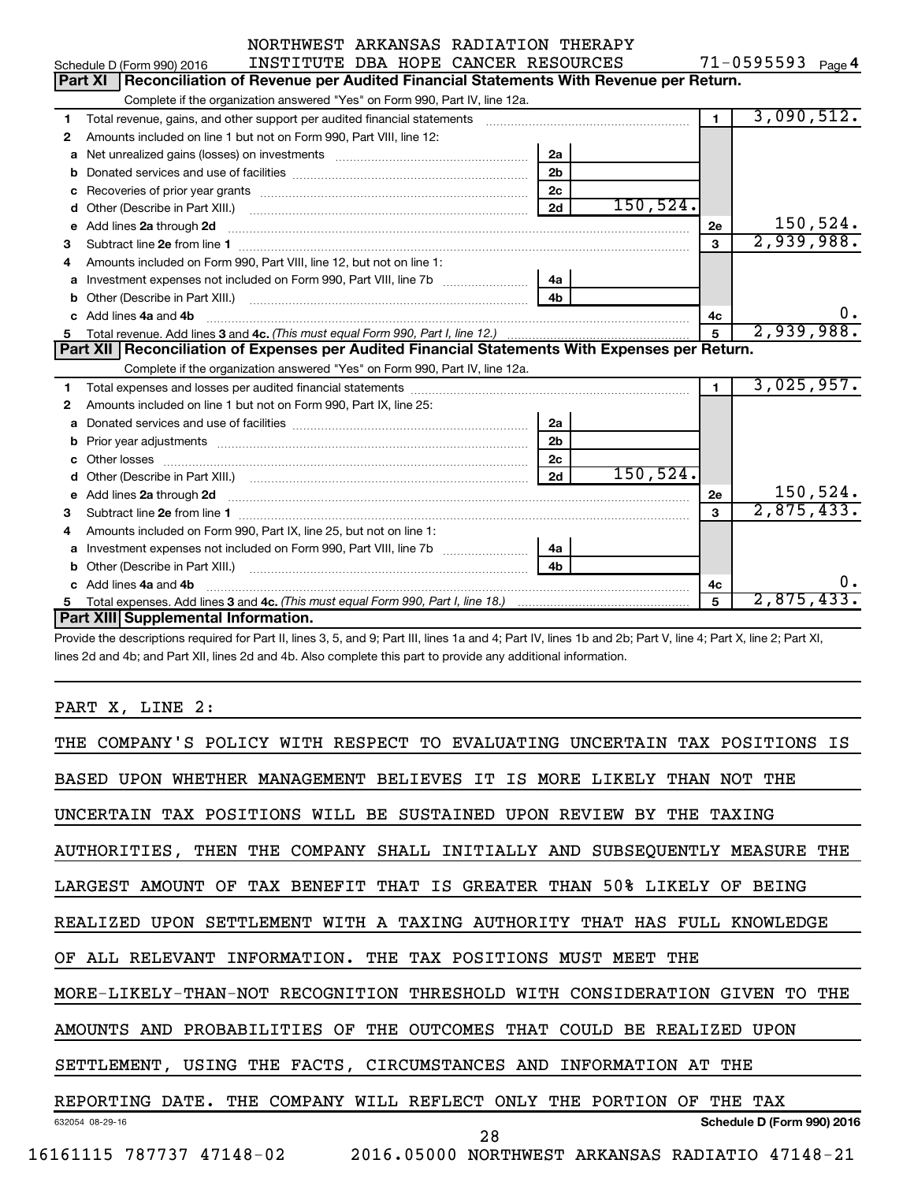NORTHWEST ARKANSAS RADIATION THERAPY INSTITUTE DBA HOPE CANCER RESOURCES 71-0595593

Schedule D (Form 990) 2016 Page 4

## Part XI Reconciliation of Revenue per Audited Financial Statements With Revenue per Return.

Complete if the organization answered "Yes" on Form 990, Part IV, line 12a.

| | | | | | |
|---|---|---|---|---|---|
| 1 | Total revenue, gains, and other support per audited financial statements | | | 1 | 3,090,512. |
| 2 | Amounts included on line 1 but not on Form 990, Part VIII, line 12: | | | | |
| a | Net unrealized gains (losses) on investments | 2a | | | |
| b | Donated services and use of facilities | 2b | | | |
| c | Recoveries of prior year grants | 2c | | | |
| d | Other (Describe in Part XIII.) | 2d | 150,524. | | |
| e | Add lines 2a through 2d | | | 2e | 150,524. |
| 3 | Subtract line 2e from line 1 | | | 3 | 2,939,988. |
| 4 | Amounts included on Form 990, Part VIII, line 12, but not on line 1: | | | | |
| a | Investment expenses not included on Form 990, Part VIII, line 7b | 4a | | | |
| b | Other (Describe in Part XIII.) | 4b | | | |
| c | Add lines 4a and 4b | | | 4c | 0. |
| 5 | Total revenue. Add lines 3 and 4c. *(This must equal Form 990, Part I, line 12.)* | | | 5 | 2,939,988. |

## Part XII Reconciliation of Expenses per Audited Financial Statements With Expenses per Return.

Complete if the organization answered "Yes" on Form 990, Part IV, line 12a.

| | | | | | |
|---|---|---|---|---|---|
| 1 | Total expenses and losses per audited financial statements | | | 1 | 3,025,957. |
| 2 | Amounts included on line 1 but not on Form 990, Part IX, line 25: | | | | |
| a | Donated services and use of facilities | 2a | | | |
| b | Prior year adjustments | 2b | | | |
| c | Other losses | 2c | | | |
| d | Other (Describe in Part XIII.) | 2d | 150,524. | | |
| e | Add lines 2a through 2d | | | 2e | 150,524. |
| 3 | Subtract line 2e from line 1 | | | 3 | 2,875,433. |
| 4 | Amounts included on Form 990, Part IX, line 25, but not on line 1: | | | | |
| a | Investment expenses not included on Form 990, Part VIII, line 7b | 4a | | | |
| b | Other (Describe in Part XIII.) | 4b | | | |
| c | Add lines 4a and 4b | | | 4c | 0. |
| 5 | Total expenses. Add lines 3 and 4c. *(This must equal Form 990, Part I, line 18.)* | | | 5 | 2,875,433. |

## Part XIII Supplemental Information.

Provide the descriptions required for Part II, lines 3, 5, and 9; Part III, lines 1a and 4; Part IV, lines 1b and 2b; Part V, line 4; Part X, line 2; Part XI, lines 2d and 4b; and Part XII, lines 2d and 4b. Also complete this part to provide any additional information.

PART X, LINE 2:

THE COMPANY'S POLICY WITH RESPECT TO EVALUATING UNCERTAIN TAX POSITIONS IS BASED UPON WHETHER MANAGEMENT BELIEVES IT IS MORE LIKELY THAN NOT THE UNCERTAIN TAX POSITIONS WILL BE SUSTAINED UPON REVIEW BY THE TAXING AUTHORITIES, THEN THE COMPANY SHALL INITIALLY AND SUBSEQUENTLY MEASURE THE LARGEST AMOUNT OF TAX BENEFIT THAT IS GREATER THAN 50% LIKELY OF BEING REALIZED UPON SETTLEMENT WITH A TAXING AUTHORITY THAT HAS FULL KNOWLEDGE OF ALL RELEVANT INFORMATION. THE TAX POSITIONS MUST MEET THE MORE-LIKELY-THAN-NOT RECOGNITION THRESHOLD WITH CONSIDERATION GIVEN TO THE AMOUNTS AND PROBABILITIES OF THE OUTCOMES THAT COULD BE REALIZED UPON SETTLEMENT, USING THE FACTS, CIRCUMSTANCES AND INFORMATION AT THE REPORTING DATE. THE COMPANY WILL REFLECT ONLY THE PORTION OF THE TAX

632054 08-29-16 Schedule D (Form 990) 2016

16161115 787737 47148-02 2016.05000 NORTHWEST ARKANSAS RADIATIO 47148-21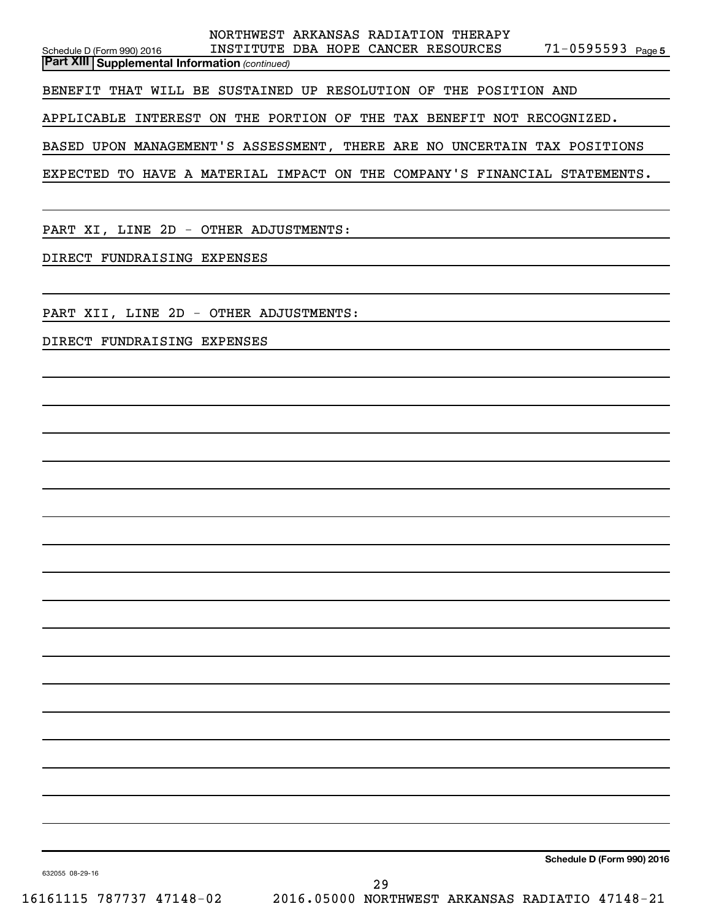## Part XIII Supplemental Information *(continued)*

BENEFIT THAT WILL BE SUSTAINED UP RESOLUTION OF THE POSITION AND APPLICABLE INTEREST ON THE PORTION OF THE TAX BENEFIT NOT RECOGNIZED. BASED UPON MANAGEMENT'S ASSESSMENT, THERE ARE NO UNCERTAIN TAX POSITIONS EXPECTED TO HAVE A MATERIAL IMPACT ON THE COMPANY'S FINANCIAL STATEMENTS.

PART XI, LINE 2D - OTHER ADJUSTMENTS:

DIRECT FUNDRAISING EXPENSES

PART XII, LINE 2D - OTHER ADJUSTMENTS:

DIRECT FUNDRAISING EXPENSES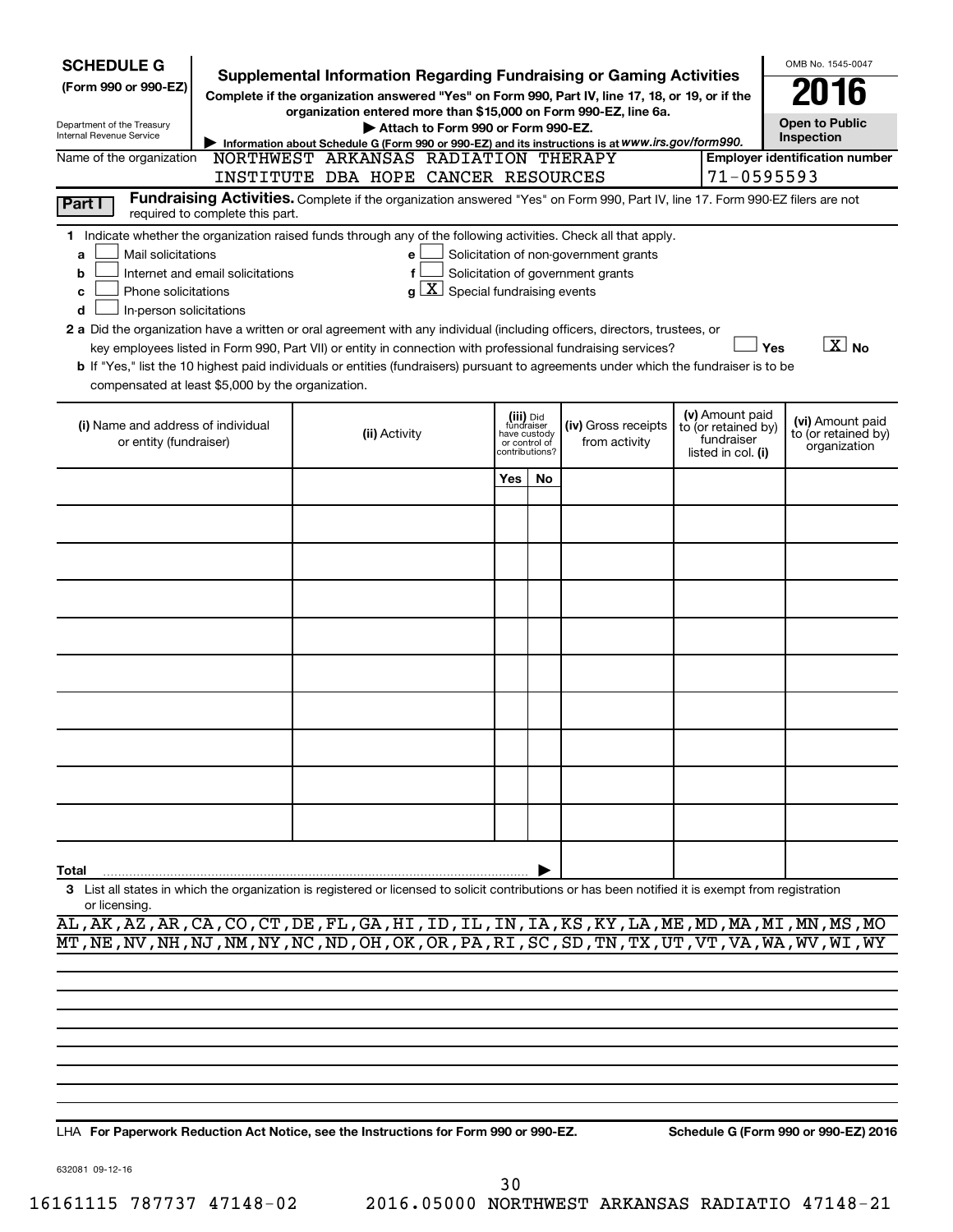**SCHEDULE G**
**(Form 990 or 990-EZ)**

Department of the Treasury
Internal Revenue Service

# Supplemental Information Regarding Fundraising or Gaming Activities

**Complete if the organization answered "Yes" on Form 990, Part IV, line 17, 18, or 19, or if the organization entered more than $15,000 on Form 990-EZ, line 6a.**

▶ **Attach to Form 990 or Form 990-EZ.**

▶ Information about Schedule G (Form 990 or 990-EZ) and its instructions is at *www.irs.gov/form990.*

OMB No. 1545-0047

**2016**

**Open to Public Inspection**

Name of the organization: NORTHWEST ARKANSAS RADIATION THERAPY INSTITUTE DBA HOPE CANCER RESOURCES

**Employer identification number:** 71-0595593

**Part I** **Fundraising Activities.** Complete if the organization answered "Yes" on Form 990, Part IV, line 17. Form 990-EZ filers are not required to complete this part.

**1** Indicate whether the organization raised funds through any of the following activities. Check all that apply.

- **a** ☐ Mail solicitations
- **b** ☐ Internet and email solicitations
- **c** ☐ Phone solicitations
- **d** ☐ In-person solicitations
- **e** ☐ Solicitation of non-government grants
- **f** ☐ Solicitation of government grants
- **g** ☒ Special fundraising events

**2 a** Did the organization have a written or oral agreement with any individual (including officers, directors, trustees, or key employees listed in Form 990, Part VII) or entity in connection with professional fundraising services? ☐ **Yes** ☒ **No**

**b** If "Yes," list the 10 highest paid individuals or entities (fundraisers) pursuant to agreements under which the fundraiser is to be compensated at least $5,000 by the organization.

| (i) Name and address of individual or entity (fundraiser) | (ii) Activity | (iii) Did fundraiser have custody or control of contributions? Yes | No | (iv) Gross receipts from activity | (v) Amount paid to (or retained by) fundraiser listed in col. (i) | (vi) Amount paid to (or retained by) organization |
|---|---|---|---|---|---|---|
| | | | | | | |
| | | | | | | |
| | | | | | | |
| | | | | | | |
| | | | | | | |
| | | | | | | |
| | | | | | | |
| | | | | | | |
| | | | | | | |
| | | | | | | |
| **Total** ▶ | | | | | | |

**3** List all states in which the organization is registered or licensed to solicit contributions or has been notified it is exempt from registration or licensing.

AL,AK,AZ,AR,CA,CO,CT,DE,FL,GA,HI,ID,IL,IN,IA,KS,KY,LA,ME,MD,MA,MI,MN,MS,MO
MT,NE,NV,NH,NJ,NM,NY,NC,ND,OH,OK,OR,PA,RI,SC,SD,TN,TX,UT,VT,VA,WA,WV,WI,WY

LHA **For Paperwork Reduction Act Notice, see the Instructions for Form 990 or 990-EZ.** **Schedule G (Form 990 or 990-EZ) 2016**

632081 09-12-16

16161115 787737 47148-02 2016.05000 NORTHWEST ARKANSAS RADIATIO 47148-21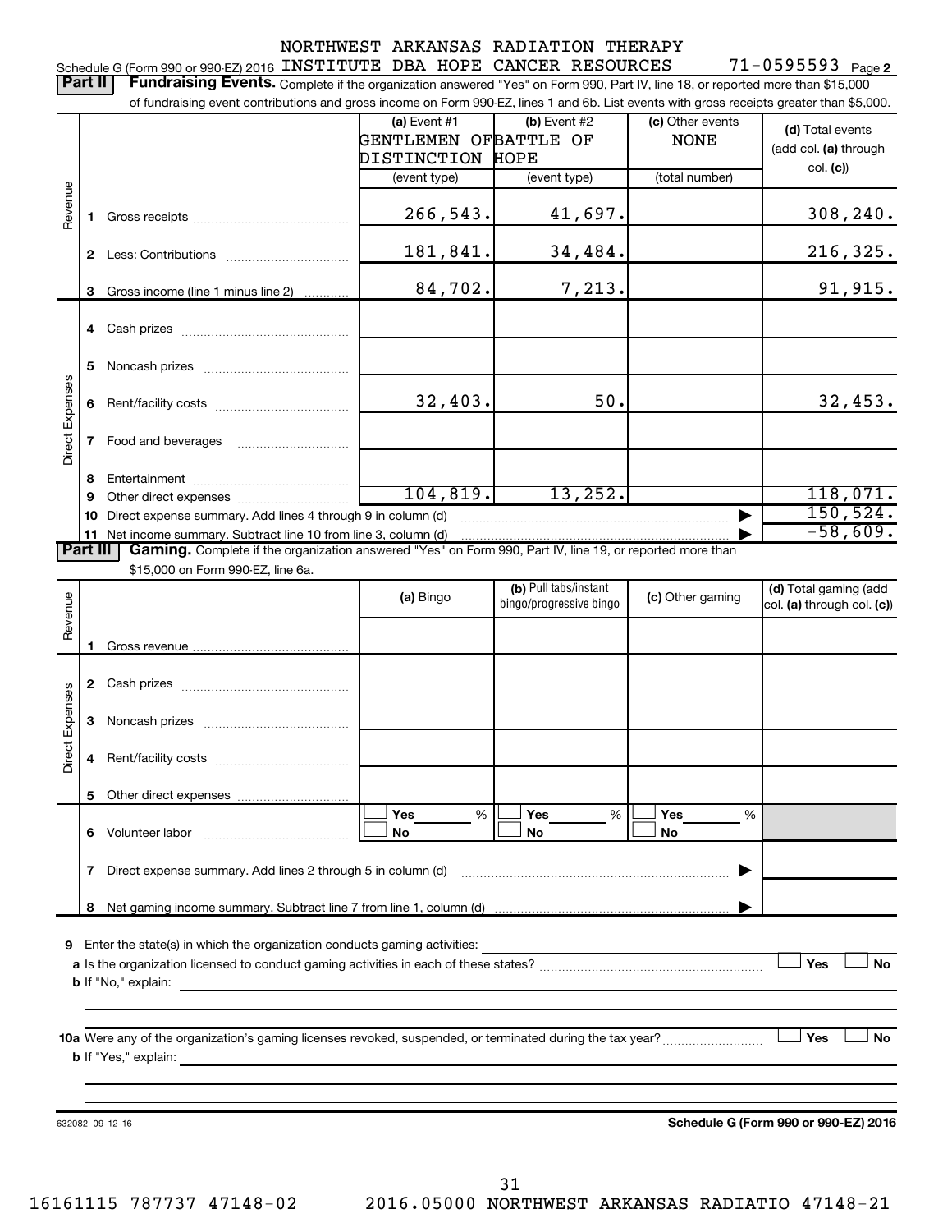NORTHWEST ARKANSAS RADIATION THERAPY

Schedule G (Form 990 or 990-EZ) 2016 INSTITUTE DBA HOPE CANCER RESOURCES 71-0595593 Page 2

**Part II** **Fundraising Events.** Complete if the organization answered "Yes" on Form 990, Part IV, line 18, or reported more than $15,000 of fundraising event contributions and gross income on Form 990-EZ, lines 1 and 6b. List events with gross receipts greater than $5,000.

| | | (a) Event #1 GENTLEMEN OF DISTINCTION (event type) | (b) Event #2 BATTLE OF HOPE (event type) | (c) Other events NONE (total number) | (d) Total events (add col. (a) through col. (c)) |
|---|---|---|---|---|---|
| Revenue | 1 Gross receipts | 266,543. | 41,697. | | 308,240. |
| | 2 Less: Contributions | 181,841. | 34,484. | | 216,325. |
| | 3 Gross income (line 1 minus line 2) | 84,702. | 7,213. | | 91,915. |
| Direct Expenses | 4 Cash prizes | | | | |
| | 5 Noncash prizes | | | | |
| | 6 Rent/facility costs | 32,403. | 50. | | 32,453. |
| | 7 Food and beverages | | | | |
| | 8 Entertainment | | | | |
| | 9 Other direct expenses | 104,819. | 13,252. | | 118,071. |
| | 10 Direct expense summary. Add lines 4 through 9 in column (d) | | | ▶ | 150,524. |
| | 11 Net income summary. Subtract line 10 from line 3, column (d) | | | ▶ | -58,609. |

**Part III** **Gaming.** Complete if the organization answered "Yes" on Form 990, Part IV, line 19, or reported more than $15,000 on Form 990-EZ, line 6a.

| | | (a) Bingo | (b) Pull tabs/instant bingo/progressive bingo | (c) Other gaming | (d) Total gaming (add col. (a) through col. (c)) |
|---|---|---|---|---|---|
| Revenue | 1 Gross revenue | | | | |
| Direct Expenses | 2 Cash prizes | | | | |
| | 3 Noncash prizes | | | | |
| | 4 Rent/facility costs | | | | |
| | 5 Other direct expenses | | | | |
| | 6 Volunteer labor | ☐ Yes ___ % ☐ No | ☐ Yes ___ % ☐ No | ☐ Yes ___ % ☐ No | |
| | 7 Direct expense summary. Add lines 2 through 5 in column (d) | | | ▶ | |
| | 8 Net gaming income summary. Subtract line 7 from line 1, column (d) | | | ▶ | |

**9** Enter the state(s) in which the organization conducts gaming activities: ____________

**a** Is the organization licensed to conduct gaming activities in each of these states? ☐ Yes ☐ No

**b** If "No," explain: ____________

**10a** Were any of the organization's gaming licenses revoked, suspended, or terminated during the tax year? ☐ Yes ☐ No

**b** If "Yes," explain: ____________

632082 09-12-16 **Schedule G (Form 990 or 990-EZ) 2016**

16161115 787737 47148-02 2016.05000 NORTHWEST ARKANSAS RADIATIO 47148-21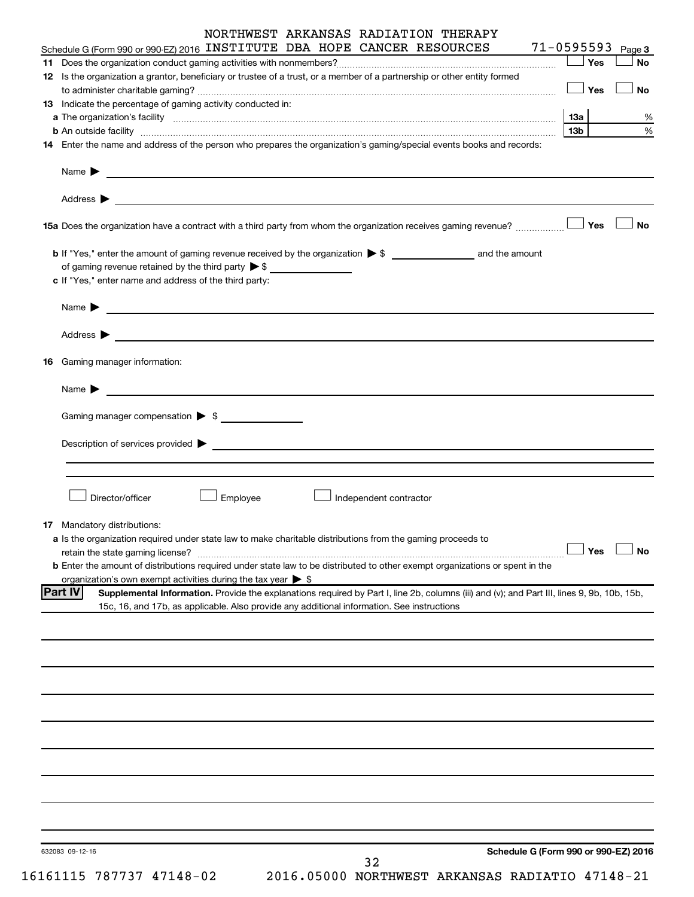NORTHWEST ARKANSAS RADIATION THERAPY

Schedule G (Form 990 or 990-EZ) 2016 INSTITUTE DBA HOPE CANCER RESOURCES 71-0595593 Page 3

**11** Does the organization conduct gaming activities with nonmembers? ☐ Yes ☐ No

**12** Is the organization a grantor, beneficiary or trustee of a trust, or a member of a partnership or other entity formed to administer charitable gaming? ☐ Yes ☐ No

**13** Indicate the percentage of gaming activity conducted in:

**a** The organization's facility **13a** %

**b** An outside facility **13b** %

**14** Enter the name and address of the person who prepares the organization's gaming/special events books and records:

Name ▶

Address ▶

**15a** Does the organization have a contract with a third party from whom the organization receives gaming revenue? ☐ Yes ☐ No

**b** If "Yes," enter the amount of gaming revenue received by the organization ▶ $ ______ and the amount of gaming revenue retained by the third party ▶ $ ______

**c** If "Yes," enter name and address of the third party:

Name ▶

Address ▶

**16** Gaming manager information:

Name ▶

Gaming manager compensation ▶ $

Description of services provided ▶

☐ Director/officer ☐ Employee ☐ Independent contractor

**17** Mandatory distributions:

**a** Is the organization required under state law to make charitable distributions from the gaming proceeds to retain the state gaming license? ☐ Yes ☐ No

**b** Enter the amount of distributions required under state law to be distributed to other exempt organizations or spent in the organization's own exempt activities during the tax year ▶ $

**Part IV** **Supplemental Information.** Provide the explanations required by Part I, line 2b, columns (iii) and (v); and Part III, lines 9, 9b, 10b, 15b, 15c, 16, and 17b, as applicable. Also provide any additional information. See instructions

632083 09-12-16

**Schedule G (Form 990 or 990-EZ) 2016**

16161115 787737 47148-02 2016.05000 NORTHWEST ARKANSAS RADIATIO 47148-21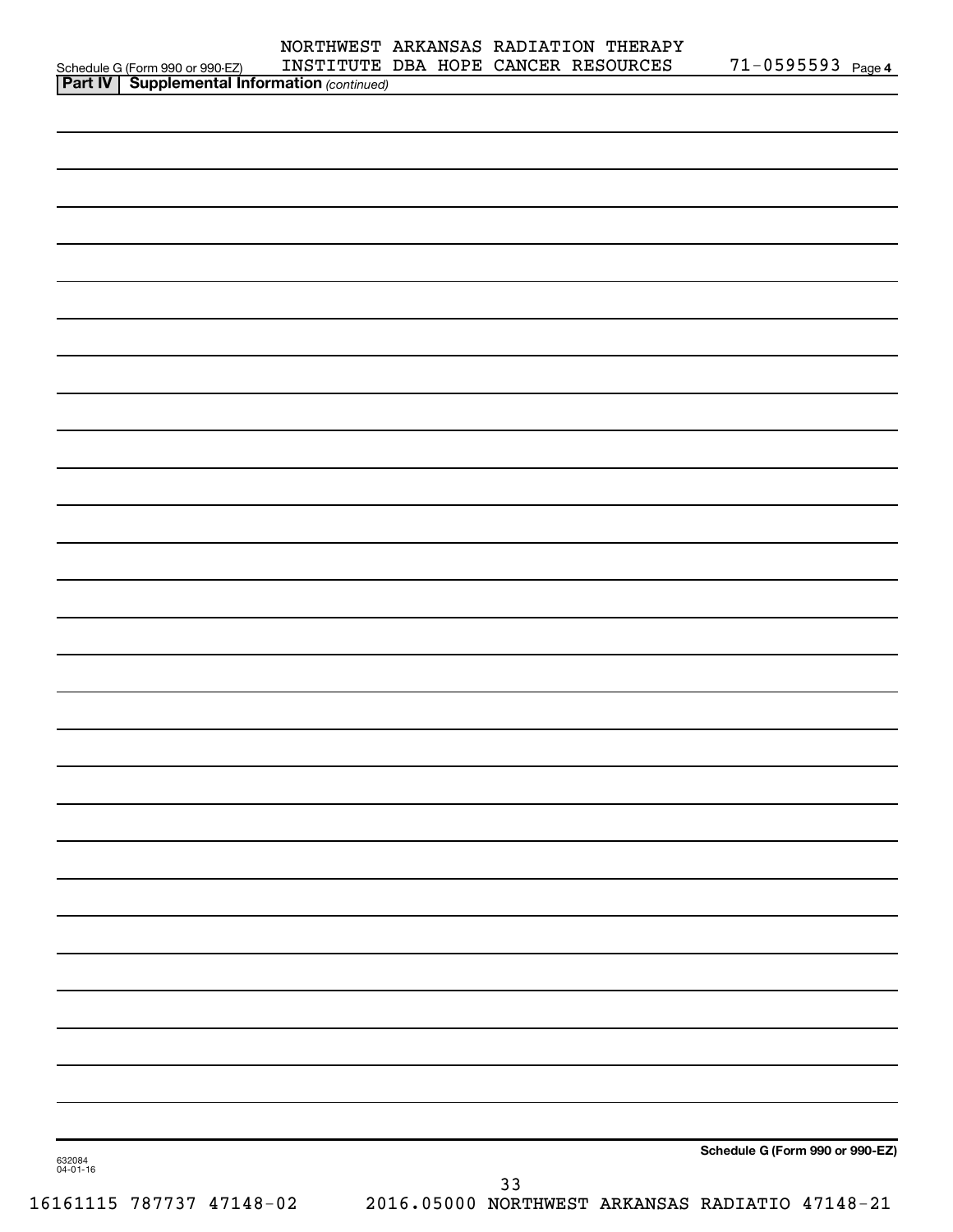Schedule G (Form 990 or 990-EZ) NORTHWEST ARKANSAS RADIATION THERAPY INSTITUTE DBA HOPE CANCER RESOURCES 71-0595593 Page 4

**Part IV | Supplemental Information** *(continued)*

**Schedule G (Form 990 or 990-EZ)**

632084
04-01-16

16161115 787737 47148-02 2016.05000 NORTHWEST ARKANSAS RADIATIO 47148-21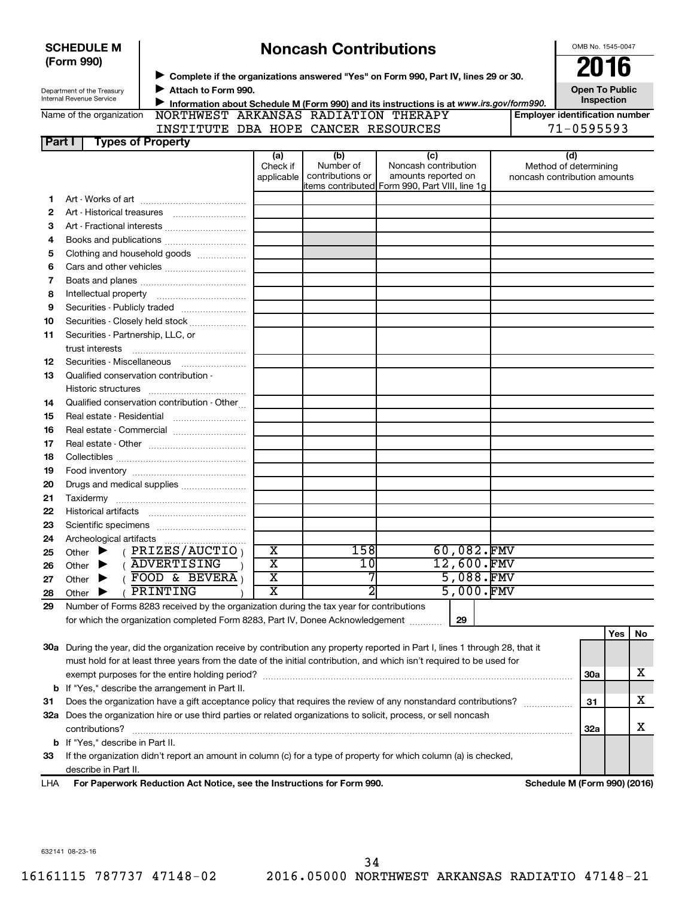**SCHEDULE M (Form 990)**

Department of the Treasury
Internal Revenue Service

# Noncash Contributions

▶ Complete if the organizations answered "Yes" on Form 990, Part IV, lines 29 or 30.
▶ Attach to Form 990.
▶ Information about Schedule M (Form 990) and its instructions is at *www.irs.gov/form990.*

OMB No. 1545-0047

**2016**

**Open To Public Inspection**

Name of the organization: NORTHWEST ARKANSAS RADIATION THERAPY INSTITUTE DBA HOPE CANCER RESOURCES

Employer identification number: 71-0595593

## Part I Types of Property

| | | (a) Check if applicable | (b) Number of contributions or items contributed | (c) Noncash contribution amounts reported on Form 990, Part VIII, line 1g | (d) Method of determining noncash contribution amounts |
|---|---|---|---|---|---|
| 1 | Art - Works of art | | | | |
| 2 | Art - Historical treasures | | | | |
| 3 | Art - Fractional interests | | | | |
| 4 | Books and publications | | | | |
| 5 | Clothing and household goods | | | | |
| 6 | Cars and other vehicles | | | | |
| 7 | Boats and planes | | | | |
| 8 | Intellectual property | | | | |
| 9 | Securities - Publicly traded | | | | |
| 10 | Securities - Closely held stock | | | | |
| 11 | Securities - Partnership, LLC, or trust interests | | | | |
| 12 | Securities - Miscellaneous | | | | |
| 13 | Qualified conservation contribution - Historic structures | | | | |
| 14 | Qualified conservation contribution - Other | | | | |
| 15 | Real estate - Residential | | | | |
| 16 | Real estate - Commercial | | | | |
| 17 | Real estate - Other | | | | |
| 18 | Collectibles | | | | |
| 19 | Food inventory | | | | |
| 20 | Drugs and medical supplies | | | | |
| 21 | Taxidermy | | | | |
| 22 | Historical artifacts | | | | |
| 23 | Scientific specimens | | | | |
| 24 | Archeological artifacts | | | | |
| 25 | Other ▶ ( PRIZES/AUCTIO ) | X | 158 | 60,082. | FMV |
| 26 | Other ▶ ( ADVERTISING ) | X | 10 | 12,600. | FMV |
| 27 | Other ▶ ( FOOD & BEVERA ) | X | 7 | 5,088. | FMV |
| 28 | Other ▶ ( PRINTING ) | X | 2 | 5,000. | FMV |

29 Number of Forms 8283 received by the organization during the tax year for contributions for which the organization completed Form 8283, Part IV, Donee Acknowledgement ..... 29

| | | | Yes | No |
|---|---|---|---|---|
| 30a | During the year, did the organization receive by contribution any property reported in Part I, lines 1 through 28, that it must hold for at least three years from the date of the initial contribution, and which isn't required to be used for exempt purposes for the entire holding period? | 30a | | X |
| b | If "Yes," describe the arrangement in Part II. | | | |
| 31 | Does the organization have a gift acceptance policy that requires the review of any nonstandard contributions? | 31 | | X |
| 32a | Does the organization hire or use third parties or related organizations to solicit, process, or sell noncash contributions? | 32a | | X |
| b | If "Yes," describe in Part II. | | | |
| 33 | If the organization didn't report an amount in column (c) for a type of property for which column (a) is checked, describe in Part II. | | | |

LHA **For Paperwork Reduction Act Notice, see the Instructions for Form 990.** **Schedule M (Form 990) (2016)**

632141 08-23-16

16161115 787737 47148-02 2016.05000 NORTHWEST ARKANSAS RADIATIO 47148-21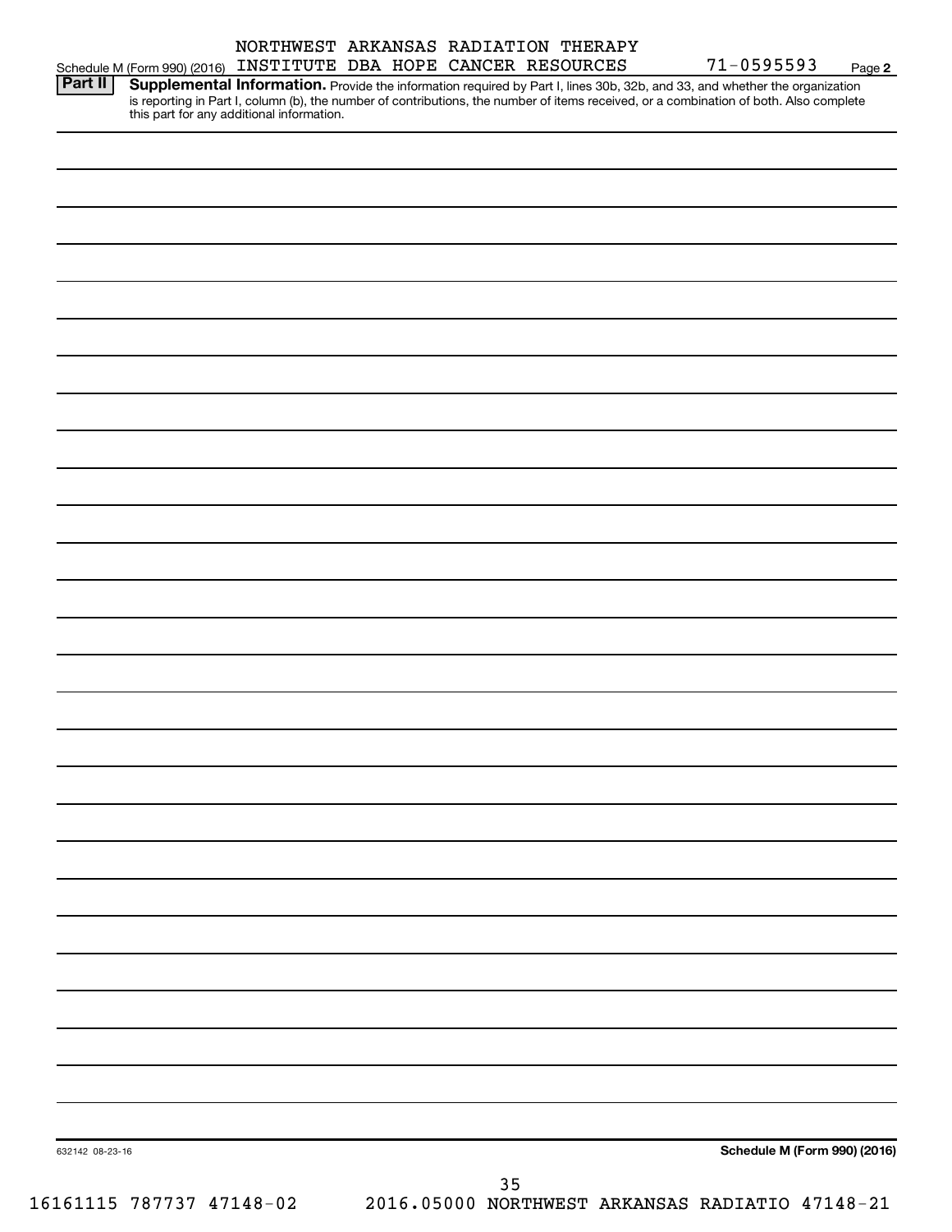NORTHWEST ARKANSAS RADIATION THERAPY

Schedule M (Form 990) (2016) INSTITUTE DBA HOPE CANCER RESOURCES 71-0595593 Page **2**

**Part II** **Supplemental Information.** Provide the information required by Part I, lines 30b, 32b, and 33, and whether the organization is reporting in Part I, column (b), the number of contributions, the number of items received, or a combination of both. Also complete this part for any additional information.

632142 08-23-16

**Schedule M (Form 990) (2016)**

16161115 787737 47148-02 2016.05000 NORTHWEST ARKANSAS RADIATIO 47148-21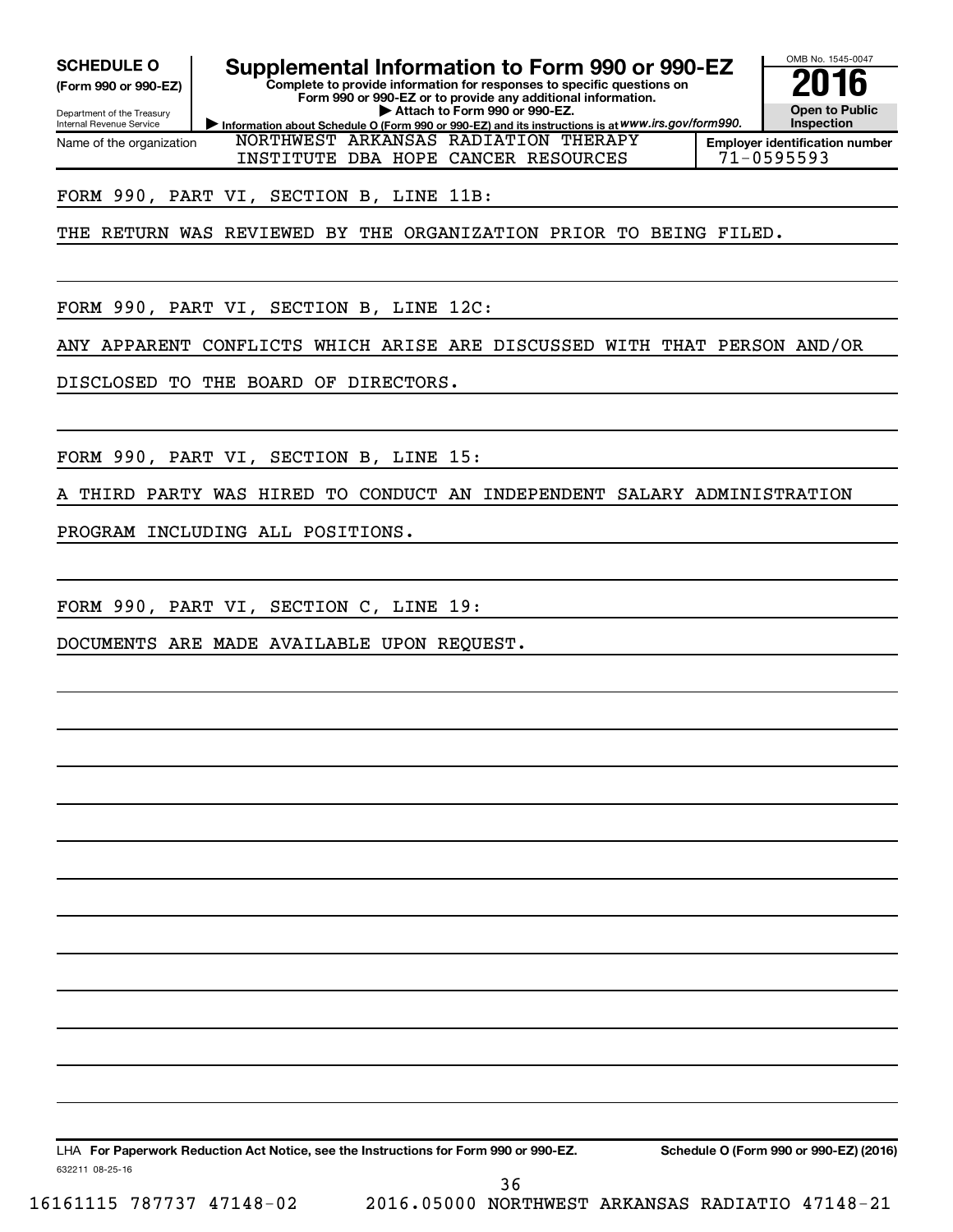**SCHEDULE O**
**(Form 990 or 990-EZ)**

Department of the Treasury
Internal Revenue Service

# Supplemental Information to Form 990 or 990-EZ

**Complete to provide information for responses to specific questions on Form 990 or 990-EZ or to provide any additional information.**
**▶ Attach to Form 990 or 990-EZ.**
**▶ Information about Schedule O (Form 990 or 990-EZ) and its instructions is at** *www.irs.gov/form990.*

OMB No. 1545-0047
**2016**
**Open to Public Inspection**

| Name of the organization | Employer identification number |
|---|---|
| NORTHWEST ARKANSAS RADIATION THERAPY INSTITUTE DBA HOPE CANCER RESOURCES | 71-0595593 |

FORM 990, PART VI, SECTION B, LINE 11B:

THE RETURN WAS REVIEWED BY THE ORGANIZATION PRIOR TO BEING FILED.

FORM 990, PART VI, SECTION B, LINE 12C:

ANY APPARENT CONFLICTS WHICH ARISE ARE DISCUSSED WITH THAT PERSON AND/OR DISCLOSED TO THE BOARD OF DIRECTORS.

FORM 990, PART VI, SECTION B, LINE 15:

A THIRD PARTY WAS HIRED TO CONDUCT AN INDEPENDENT SALARY ADMINISTRATION PROGRAM INCLUDING ALL POSITIONS.

FORM 990, PART VI, SECTION C, LINE 19:

DOCUMENTS ARE MADE AVAILABLE UPON REQUEST.

LHA **For Paperwork Reduction Act Notice, see the Instructions for Form 990 or 990-EZ.** **Schedule O (Form 990 or 990-EZ) (2016)**

632211 08-25-16

16161115 787737 47148-02 2016.05000 NORTHWEST ARKANSAS RADIATIO 47148-21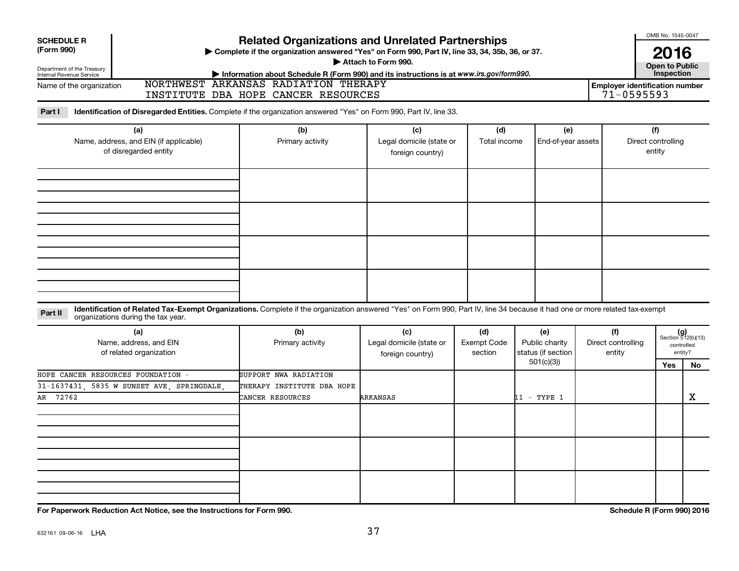**SCHEDULE R (Form 990)**

Department of the Treasury
Internal Revenue Service

# Related Organizations and Unrelated Partnerships

▶ Complete if the organization answered "Yes" on Form 990, Part IV, line 33, 34, 35b, 36, or 37.

▶ Attach to Form 990.

▶ Information about Schedule R (Form 990) and its instructions is at *www.irs.gov/form990.*

OMB No. 1545-0047

**2016**

**Open to Public Inspection**

Name of the organization: NORTHWEST ARKANSAS RADIATION THERAPY INSTITUTE DBA HOPE CANCER RESOURCES

Employer identification number: 71-0595593

**Part I** **Identification of Disregarded Entities.** Complete if the organization answered "Yes" on Form 990, Part IV, line 33.

| (a) Name, address, and EIN (if applicable) of disregarded entity | (b) Primary activity | (c) Legal domicile (state or foreign country) | (d) Total income | (e) End-of-year assets | (f) Direct controlling entity |
|---|---|---|---|---|---|
| | | | | | |
| | | | | | |
| | | | | | |
| | | | | | |

**Part II** **Identification of Related Tax-Exempt Organizations.** Complete if the organization answered "Yes" on Form 990, Part IV, line 34 because it had one or more related tax-exempt organizations during the tax year.

| (a) Name, address, and EIN of related organization | (b) Primary activity | (c) Legal domicile (state or foreign country) | (d) Exempt Code section | (e) Public charity status (if section 501(c)(3)) | (f) Direct controlling entity | (g) Section 512(b)(13) controlled entity? Yes | No |
|---|---|---|---|---|---|---|---|
| HOPE CANCER RESOURCES FOUNDATION - 31-1637431, 5835 W SUNSET AVE, SPRINGDALE, AR 72762 | SUPPORT NWA RADIATION THERAPY INSTITUTE DBA HOPE CANCER RESOURCES | ARKANSAS | | 11 - TYPE 1 | | | X |
| | | | | | | | |
| | | | | | | | |
| | | | | | | | |

**For Paperwork Reduction Act Notice, see the Instructions for Form 990.**

**Schedule R (Form 990) 2016**

632161 09-06-16 LHA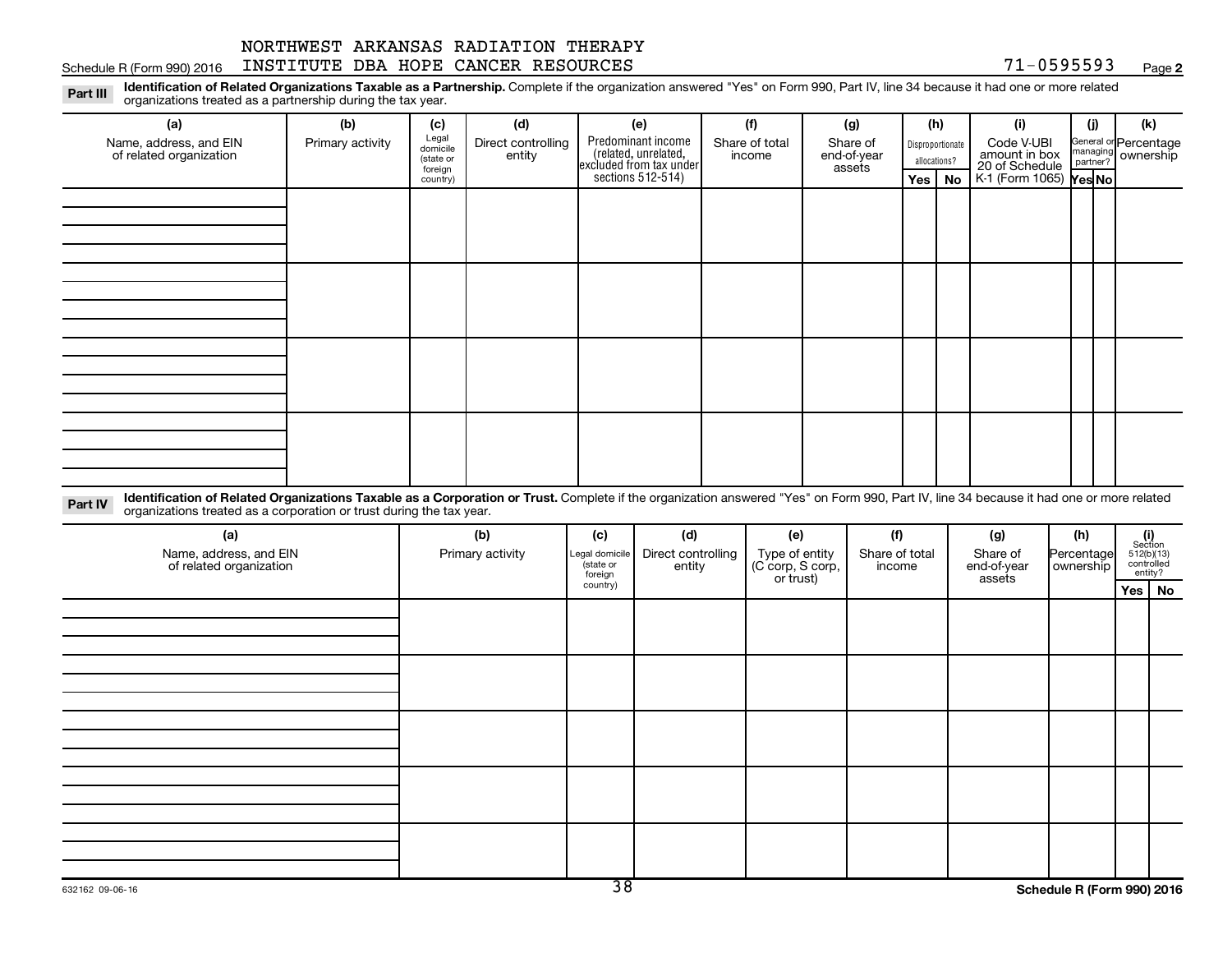Schedule R (Form 990) 2016 NORTHWEST ARKANSAS RADIATION THERAPY INSTITUTE DBA HOPE CANCER RESOURCES 71-0595593 Page 2

**Part III** **Identification of Related Organizations Taxable as a Partnership.** Complete if the organization answered "Yes" on Form 990, Part IV, line 34 because it had one or more related organizations treated as a partnership during the tax year.

| (a) Name, address, and EIN of related organization | (b) Primary activity | (c) Legal domicile (state or foreign country) | (d) Direct controlling entity | (e) Predominant income (related, unrelated, excluded from tax under sections 512-514) | (f) Share of total income | (g) Share of end-of-year assets | (h) Disproportionate allocations? Yes | (h) No | (i) Code V-UBI amount in box 20 of Schedule K-1 (Form 1065) | (j) General or managing partner? Yes | (j) No | (k) Percentage ownership |
|---|---|---|---|---|---|---|---|---|---|---|---|---|
| | | | | | | | | | | | | |
| | | | | | | | | | | | | |
| | | | | | | | | | | | | |
| | | | | | | | | | | | | |

**Part IV** **Identification of Related Organizations Taxable as a Corporation or Trust.** Complete if the organization answered "Yes" on Form 990, Part IV, line 34 because it had one or more related organizations treated as a corporation or trust during the tax year.

| (a) Name, address, and EIN of related organization | (b) Primary activity | (c) Legal domicile (state or foreign country) | (d) Direct controlling entity | (e) Type of entity (C corp, S corp, or trust) | (f) Share of total income | (g) Share of end-of-year assets | (h) Percentage ownership | (i) Section 512(b)(13) controlled entity? Yes | (i) No |
|---|---|---|---|---|---|---|---|---|---|
| | | | | | | | | | |
| | | | | | | | | | |
| | | | | | | | | | |
| | | | | | | | | | |
| | | | | | | | | | |

632162 09-06-16

Schedule R (Form 990) 2016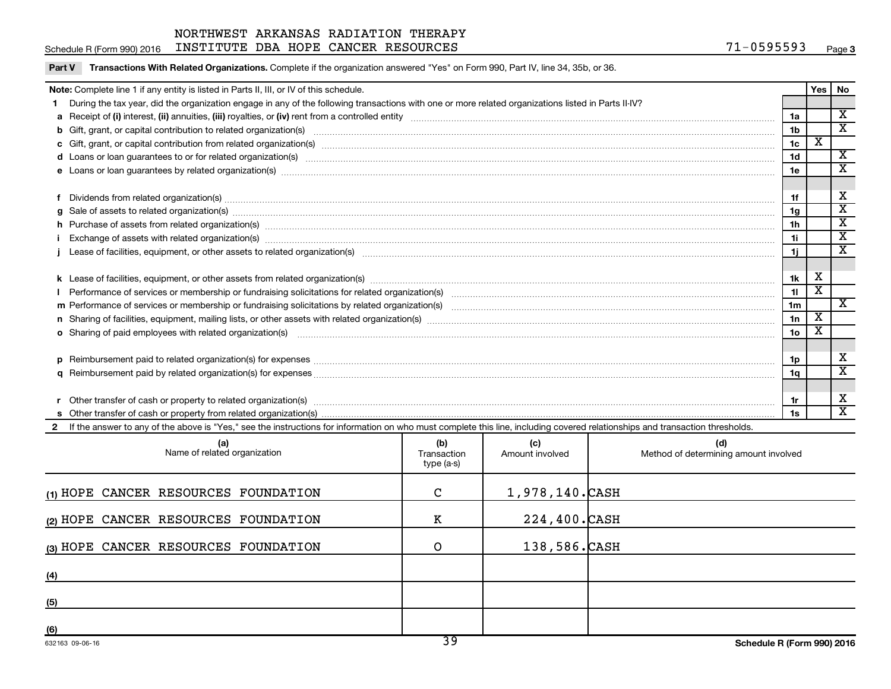NORTHWEST ARKANSAS RADIATION THERAPY
Schedule R (Form 990) 2016 INSTITUTE DBA HOPE CANCER RESOURCES 71-0595593

**Part V Transactions With Related Organizations.** Complete if the organization answered "Yes" on Form 990, Part IV, line 34, 35b, or 36.

| **Note:** Complete line 1 if any entity is listed in Parts II, III, or IV of this schedule. | | Yes | No |
|---|---|---|---|
| **1** During the tax year, did the organization engage in any of the following transactions with one or more related organizations listed in Parts II-IV? | | | |
| **a** Receipt of **(i)** interest, **(ii)** annuities, **(iii)** royalties, or **(iv)** rent from a controlled entity | 1a | | X |
| **b** Gift, grant, or capital contribution to related organization(s) | 1b | | X |
| **c** Gift, grant, or capital contribution from related organization(s) | 1c | X | |
| **d** Loans or loan guarantees to or for related organization(s) | 1d | | X |
| **e** Loans or loan guarantees by related organization(s) | 1e | | X |
| **f** Dividends from related organization(s) | 1f | | X |
| **g** Sale of assets to related organization(s) | 1g | | X |
| **h** Purchase of assets from related organization(s) | 1h | | X |
| **i** Exchange of assets with related organization(s) | 1i | | X |
| **j** Lease of facilities, equipment, or other assets to related organization(s) | 1j | | X |
| **k** Lease of facilities, equipment, or other assets from related organization(s) | 1k | X | |
| **l** Performance of services or membership or fundraising solicitations for related organization(s) | 1l | X | |
| **m** Performance of services or membership or fundraising solicitations by related organization(s) | 1m | | X |
| **n** Sharing of facilities, equipment, mailing lists, or other assets with related organization(s) | 1n | X | |
| **o** Sharing of paid employees with related organization(s) | 1o | X | |
| **p** Reimbursement paid to related organization(s) for expenses | 1p | | X |
| **q** Reimbursement paid by related organization(s) for expenses | 1q | | X |
| **r** Other transfer of cash or property to related organization(s) | 1r | | X |
| **s** Other transfer of cash or property from related organization(s) | 1s | | X |

**2** If the answer to any of the above is "Yes," see the instructions for information on who must complete this line, including covered relationships and transaction thresholds.

| (a) Name of related organization | (b) Transaction type (a-s) | (c) Amount involved | (d) Method of determining amount involved |
|---|---|---|---|
| (1) HOPE CANCER RESOURCES FOUNDATION | C | 1,978,140. | CASH |
| (2) HOPE CANCER RESOURCES FOUNDATION | K | 224,400. | CASH |
| (3) HOPE CANCER RESOURCES FOUNDATION | O | 138,586. | CASH |
| (4) | | | |
| (5) | | | |
| (6) | | | |

632163 09-06-16

Schedule R (Form 990) 2016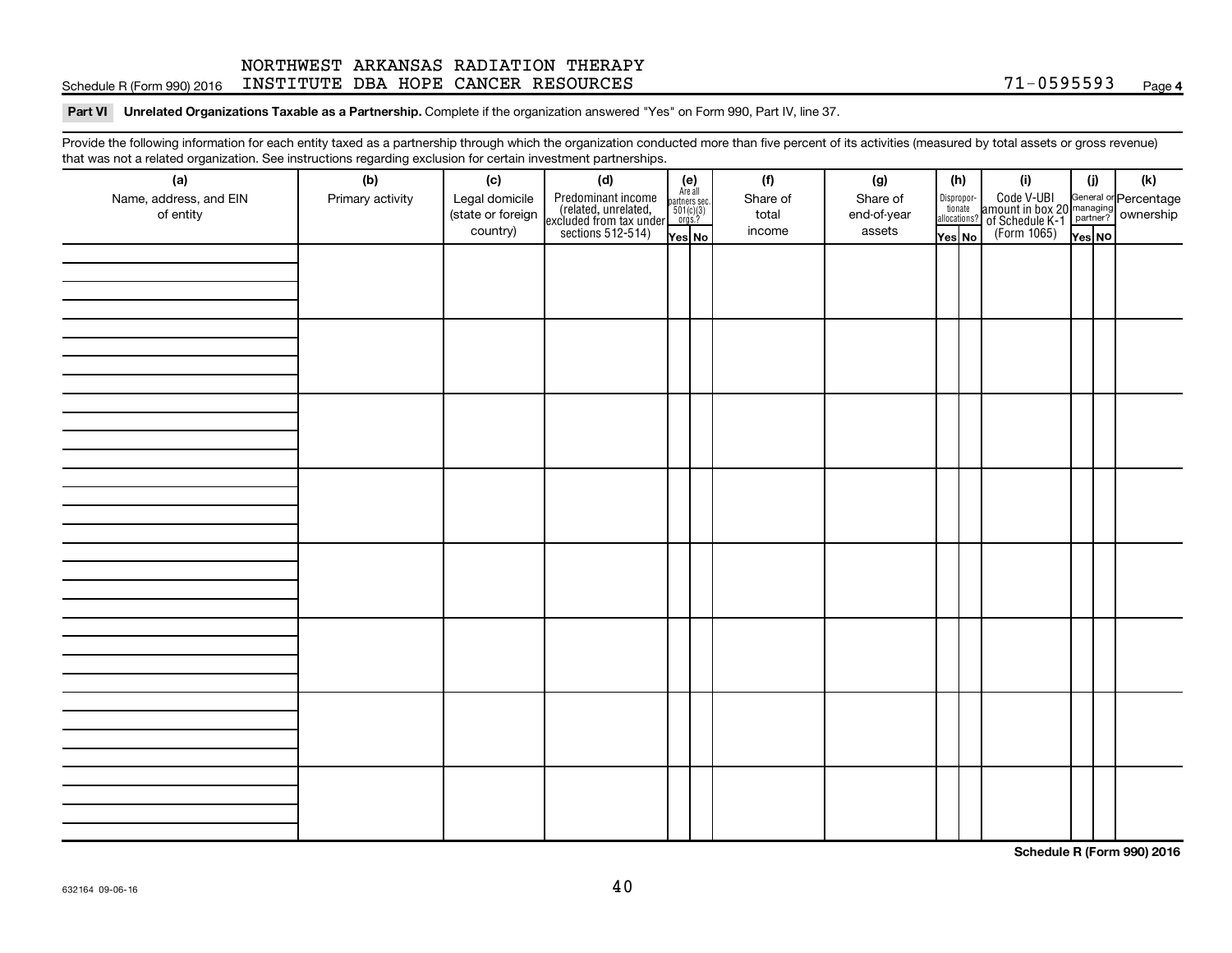Schedule R (Form 990) 2016 NORTHWEST ARKANSAS RADIATION THERAPY INSTITUTE DBA HOPE CANCER RESOURCES 71-0595593 Page **4**

**Part VI Unrelated Organizations Taxable as a Partnership.** Complete if the organization answered "Yes" on Form 990, Part IV, line 37.

Provide the following information for each entity taxed as a partnership through which the organization conducted more than five percent of its activities (measured by total assets or gross revenue) that was not a related organization. See instructions regarding exclusion for certain investment partnerships.

| (a) Name, address, and EIN of entity | (b) Primary activity | (c) Legal domicile (state or foreign country) | (d) Predominant income (related, unrelated, excluded from tax under sections 512-514) | (e) Are all partners sec. 501(c)(3) orgs.? | | (f) Share of total income | (g) Share of end-of-year assets | (h) Disproportionate allocations? | | (i) Code V-UBI amount in box 20 of Schedule K-1 (Form 1065) | (j) General or managing partner? | | (k) Percentage ownership |
|---|---|---|---|---|---|---|---|---|---|---|---|---|---|
| | | | | Yes | No | | | Yes | No | | Yes | No | |
| | | | | | | | | | | | | | |
| | | | | | | | | | | | | | |
| | | | | | | | | | | | | | |
| | | | | | | | | | | | | | |
| | | | | | | | | | | | | | |
| | | | | | | | | | | | | | |
| | | | | | | | | | | | | | |
| | | | | | | | | | | | | | |

**Schedule R (Form 990) 2016**

632164 09-06-16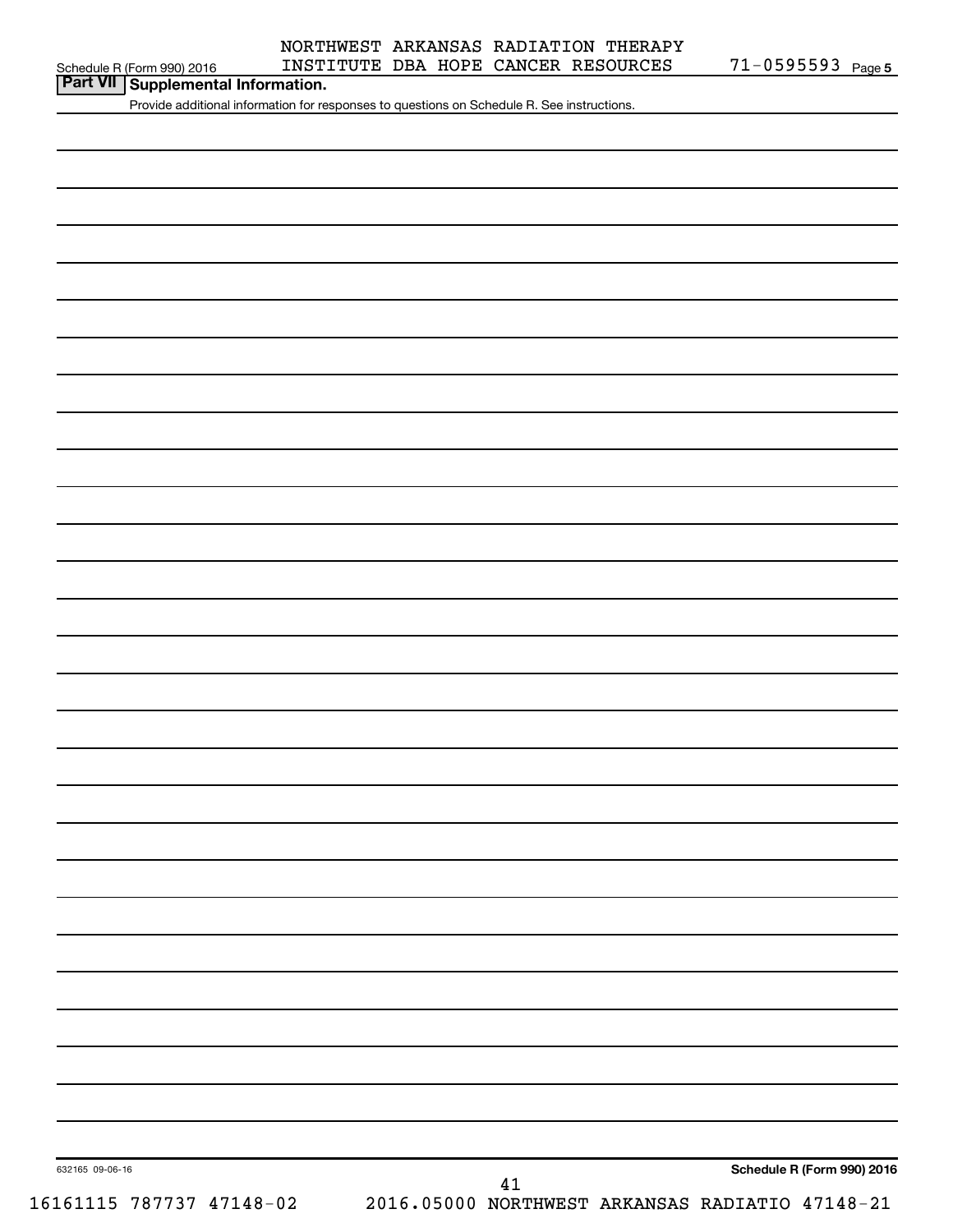NORTHWEST ARKANSAS RADIATION THERAPY INSTITUTE DBA HOPE CANCER RESOURCES 71-0595593

## Part VII Supplemental Information.

Provide additional information for responses to questions on Schedule R. See instructions.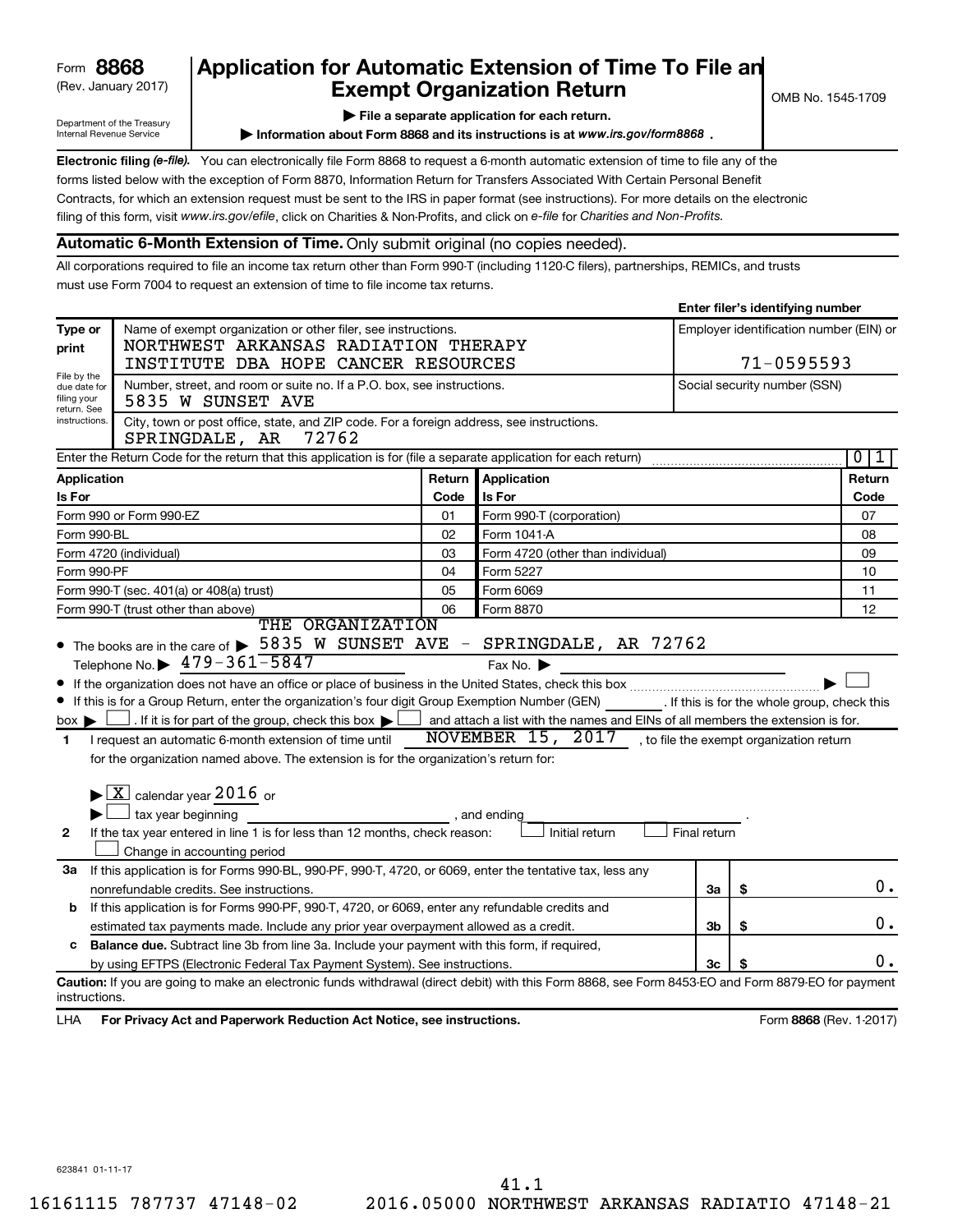Form **8868** (Rev. January 2017)

Department of the Treasury Internal Revenue Service

# Application for Automatic Extension of Time To File an Exempt Organization Return

OMB No. 1545-1709

▶ File a separate application for each return.

▶ Information about Form 8868 and its instructions is at *www.irs.gov/form8868*.

**Electronic filing *(e-file)*.** You can electronically file Form 8868 to request a 6-month automatic extension of time to file any of the forms listed below with the exception of Form 8870, Information Return for Transfers Associated With Certain Personal Benefit Contracts, for which an extension request must be sent to the IRS in paper format (see instructions). For more details on the electronic filing of this form, visit *www.irs.gov/efile*, click on Charities & Non-Profits, and click on *e-file* for *Charities and Non-Profits.*

**Automatic 6-Month Extension of Time.** Only submit original (no copies needed).

All corporations required to file an income tax return other than Form 990-T (including 1120-C filers), partnerships, REMICs, and trusts must use Form 7004 to request an extension of time to file income tax returns.

**Enter filer's identifying number**

| | | |
|---|---|---|
| **Type or print** | Name of exempt organization or other filer, see instructions. NORTHWEST ARKANSAS RADIATION THERAPY INSTITUTE DBA HOPE CANCER RESOURCES | Employer identification number (EIN) or 71-0595593 |
| File by the due date for filing your return. See instructions. | Number, street, and room or suite no. If a P.O. box, see instructions. 5835 W SUNSET AVE | Social security number (SSN) |
| | City, town or post office, state, and ZIP code. For a foreign address, see instructions. SPRINGDALE, AR 72762 | |

Enter the Return Code for the return that this application is for (file a separate application for each return) 0 1

| Application Is For | Return Code | Application Is For | Return Code |
|---|---|---|---|
| Form 990 or Form 990-EZ | 01 | Form 990-T (corporation) | 07 |
| Form 990-BL | 02 | Form 1041-A | 08 |
| Form 4720 (individual) | 03 | Form 4720 (other than individual) | 09 |
| Form 990-PF | 04 | Form 5227 | 10 |
| Form 990-T (sec. 401(a) or 408(a) trust) | 05 | Form 6069 | 11 |
| Form 990-T (trust other than above) | 06 | Form 8870 | 12 |

- The books are in the care of ▶ THE ORGANIZATION 5835 W SUNSET AVE - SPRINGDALE, AR 72762
  Telephone No. ▶ 479-361-5847 Fax No. ▶
- If the organization does not have an office or place of business in the United States, check this box ▶ ☐
- If this is for a Group Return, enter the organization's four digit Group Exemption Number (GEN) ______ . If this is for the whole group, check this box ▶ ☐ . If it is for part of the group, check this box ▶ ☐ and attach a list with the names and EINs of all members the extension is for.

**1** I request an automatic 6-month extension of time until NOVEMBER 15, 2017 , to file the exempt organization return for the organization named above. The extension is for the organization's return for:

▶ ☒ calendar year 2016 or

▶ ☐ tax year beginning ____________ , and ending ____________ .

**2** If the tax year entered in line 1 is for less than 12 months, check reason: ☐ Initial return ☐ Final return ☐ Change in accounting period

| | | | |
|---|---|---|---|
| **3a** | If this application is for Forms 990-BL, 990-PF, 990-T, 4720, or 6069, enter the tentative tax, less any nonrefundable credits. See instructions. | 3a | $ 0. |
| **b** | If this application is for Forms 990-PF, 990-T, 4720, or 6069, enter any refundable credits and estimated tax payments made. Include any prior year overpayment allowed as a credit. | 3b | $ 0. |
| **c** | **Balance due.** Subtract line 3b from line 3a. Include your payment with this form, if required, by using EFTPS (Electronic Federal Tax Payment System). See instructions. | 3c | $ 0. |

**Caution:** If you are going to make an electronic funds withdrawal (direct debit) with this Form 8868, see Form 8453-EO and Form 8879-EO for payment instructions.

LHA **For Privacy Act and Paperwork Reduction Act Notice, see instructions.** Form **8868** (Rev. 1-2017)

623841 01-11-17

41.1

16161115 787737 47148-02 2016.05000 NORTHWEST ARKANSAS RADIATIO 47148-21